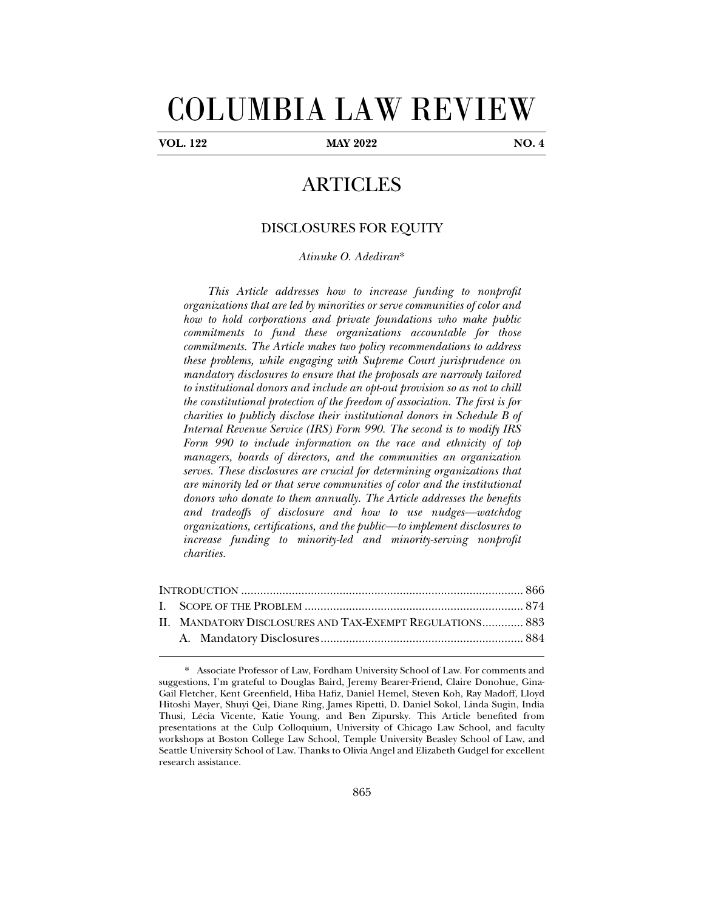# COLUMBIA LAW REVIEW

**VOL. 122** **MAY 2022** **NO. 4**

## ARTICLES

### DISCLOSURES FOR EQUITY

*Atinuke O. Adediran*\*

*This Article addresses how to increase funding to nonprofit organizations that are led by minorities or serve communities of color and how to hold corporations and private foundations who make public commitments to fund these organizations accountable for those commitments. The Article makes two policy recommendations to address these problems, while engaging with Supreme Court jurisprudence on mandatory disclosures to ensure that the proposals are narrowly tailored to institutional donors and include an opt-out provision so as not to chill the constitutional protection of the freedom of association. The first is for charities to publicly disclose their institutional donors in Schedule B of Internal Revenue Service (IRS) Form 990. The second is to modify IRS Form 990 to include information on the race and ethnicity of top managers, boards of directors, and the communities an organization serves. These disclosures are crucial for determining organizations that are minority led or that serve communities of color and the institutional donors who donate to them annually. The Article addresses the benefits and tradeoffs of disclosure and how to use nudges—watchdog organizations, certifications, and the public—to implement disclosures to increase funding to minority-led and minority-serving nonprofit charities.*

INTRODUCTION ........................................................................................ 866
I. SCOPE OF THE PROBLEM ..................................................................... 874
II. MANDATORY DISCLOSURES AND TAX-EXEMPT REGULATIONS............. 883
  A. Mandatory Disclosures................................................................ 884

---

\* Associate Professor of Law, Fordham University School of Law. For comments and suggestions, I'm grateful to Douglas Baird, Jeremy Bearer-Friend, Claire Donohue, Gina-Gail Fletcher, Kent Greenfield, Hiba Hafiz, Daniel Hemel, Steven Koh, Ray Madoff, Lloyd Hitoshi Mayer, Shuyi Qei, Diane Ring, James Ripetti, D. Daniel Sokol, Linda Sugin, India Thusi, Lécia Vicente, Katie Young, and Ben Zipursky. This Article benefited from presentations at the Culp Colloquium, University of Chicago Law School, and faculty workshops at Boston College Law School, Temple University Beasley School of Law, and Seattle University School of Law. Thanks to Olivia Angel and Elizabeth Gudgel for excellent research assistance.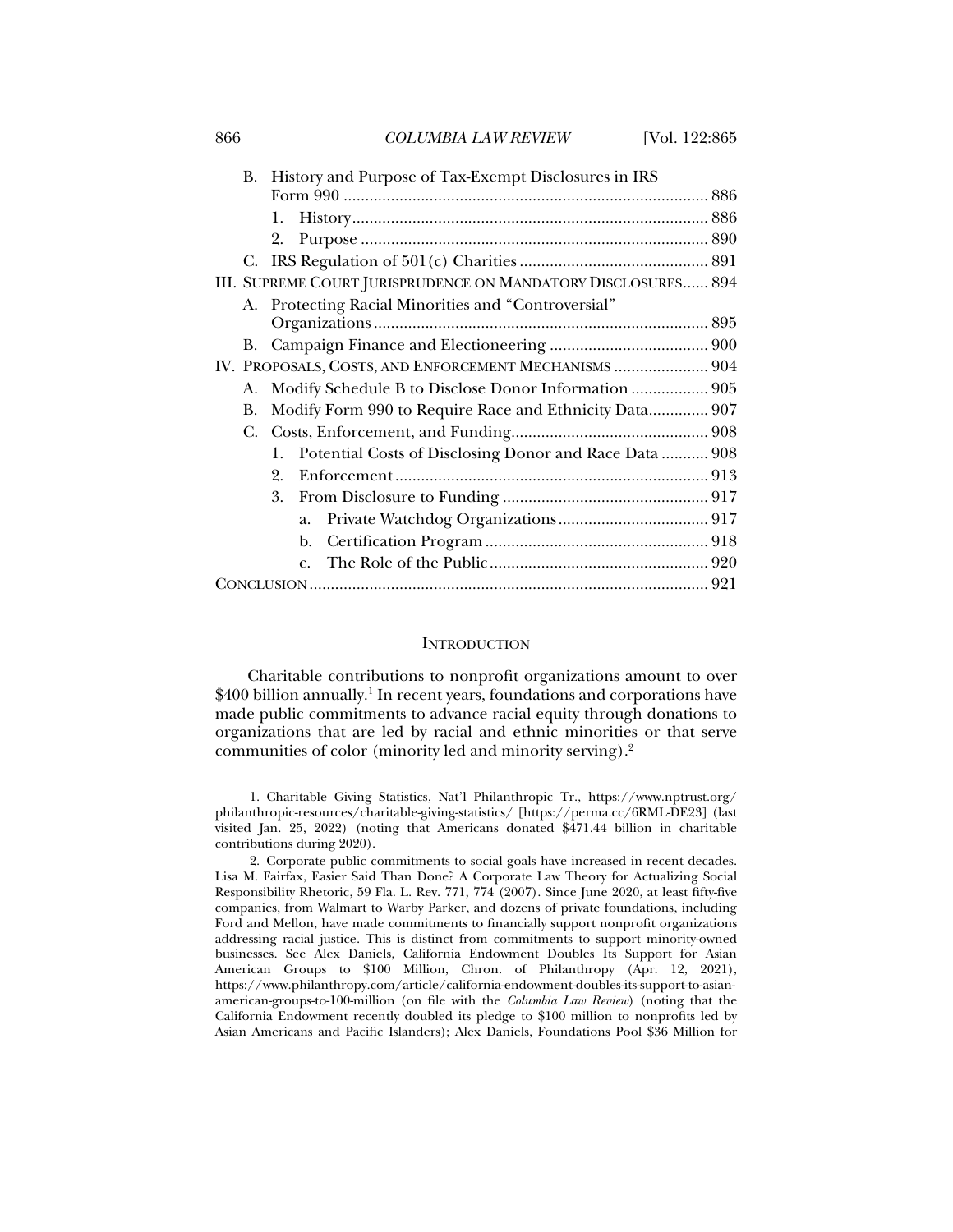B. History and Purpose of Tax-Exempt Disclosures in IRS Form 990 ..................... 886

1. History ..................... 886

2. Purpose ..................... 890

C. IRS Regulation of 501(c) Charities ..................... 891

III. SUPREME COURT JURISPRUDENCE ON MANDATORY DISCLOSURES ..................... 894

A. Protecting Racial Minorities and "Controversial" Organizations ..................... 895

B. Campaign Finance and Electioneering ..................... 900

IV. PROPOSALS, COSTS, AND ENFORCEMENT MECHANISMS ..................... 904

A. Modify Schedule B to Disclose Donor Information ..................... 905

B. Modify Form 990 to Require Race and Ethnicity Data ..................... 907

C. Costs, Enforcement, and Funding ..................... 908

1. Potential Costs of Disclosing Donor and Race Data ..................... 908

2. Enforcement ..................... 913

3. From Disclosure to Funding ..................... 917

a. Private Watchdog Organizations ..................... 917

b. Certification Program ..................... 918

c. The Role of the Public ..................... 920

CONCLUSION ..................... 921

## INTRODUCTION

Charitable contributions to nonprofit organizations amount to over $400 billion annually.[1] In recent years, foundations and corporations have made public commitments to advance racial equity through donations to organizations that are led by racial and ethnic minorities or that serve communities of color (minority led and minority serving).[2]

---

1. Charitable Giving Statistics, Nat'l Philanthropic Tr., https://www.nptrust.org/philanthropic-resources/charitable-giving-statistics/ [https://perma.cc/6RML-DE23] (last visited Jan. 25, 2022) (noting that Americans donated $471.44 billion in charitable contributions during 2020).

2. Corporate public commitments to social goals have increased in recent decades. Lisa M. Fairfax, Easier Said Than Done? A Corporate Law Theory for Actualizing Social Responsibility Rhetoric, 59 Fla. L. Rev. 771, 774 (2007). Since June 2020, at least fifty-five companies, from Walmart to Warby Parker, and dozens of private foundations, including Ford and Mellon, have made commitments to financially support nonprofit organizations addressing racial justice. This is distinct from commitments to support minority-owned businesses. See Alex Daniels, California Endowment Doubles Its Support for Asian American Groups to $100 Million, Chron. of Philanthropy (Apr. 12, 2021), https://www.philanthropy.com/article/california-endowment-doubles-its-support-to-asian-american-groups-to-100-million (on file with the *Columbia Law Review*) (noting that the California Endowment recently doubled its pledge to $100 million to nonprofits led by Asian Americans and Pacific Islanders); Alex Daniels, Foundations Pool $36 Million for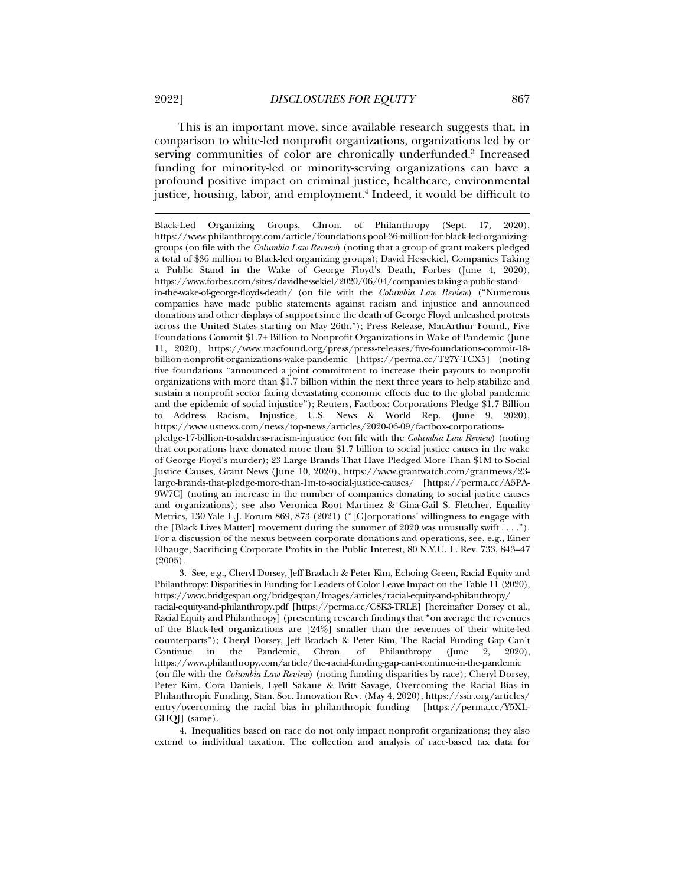This is an important move, since available research suggests that, in comparison to white-led nonprofit organizations, organizations led by or serving communities of color are chronically underfunded.[3] Increased funding for minority-led or minority-serving organizations can have a profound positive impact on criminal justice, healthcare, environmental justice, housing, labor, and employment.[4] Indeed, it would be difficult to

---

Black-Led Organizing Groups, Chron. of Philanthropy (Sept. 17, 2020), https://www.philanthropy.com/article/foundations-pool-36-million-for-black-led-organizing-groups (on file with the *Columbia Law Review*) (noting that a group of grant makers pledged a total of $36 million to Black-led organizing groups); David Hessekiel, Companies Taking a Public Stand in the Wake of George Floyd's Death, Forbes (June 4, 2020), https://www.forbes.com/sites/davidhessekiel/2020/06/04/companies-taking-a-public-stand-in-the-wake-of-george-floyds-death/ (on file with the *Columbia Law Review*) ("Numerous companies have made public statements against racism and injustice and announced donations and other displays of support since the death of George Floyd unleashed protests across the United States starting on May 26th."); Press Release, MacArthur Found., Five Foundations Commit $1.7+ Billion to Nonprofit Organizations in Wake of Pandemic (June 11, 2020), https://www.macfound.org/press/press-releases/five-foundations-commit-18-billion-nonprofit-organizations-wake-pandemic [https://perma.cc/T27Y-TCX5] (noting five foundations "announced a joint commitment to increase their payouts to nonprofit organizations with more than $1.7 billion within the next three years to help stabilize and sustain a nonprofit sector facing devastating economic effects due to the global pandemic and the epidemic of social injustice"); Reuters, Factbox: Corporations Pledge $1.7 Billion to Address Racism, Injustice, U.S. News & World Rep. (June 9, 2020), https://www.usnews.com/news/top-news/articles/2020-06-09/factbox-corporations-pledge-17-billion-to-address-racism-injustice (on file with the *Columbia Law Review*) (noting that corporations have donated more than $1.7 billion to social justice causes in the wake of George Floyd's murder); 23 Large Brands That Have Pledged More Than $1M to Social Justice Causes, Grant News (June 10, 2020), https://www.grantwatch.com/grantnews/23-large-brands-that-pledge-more-than-1m-to-social-justice-causes/ [https://perma.cc/A5PA-9W7C] (noting an increase in the number of companies donating to social justice causes and organizations); see also Veronica Root Martinez & Gina-Gail S. Fletcher, Equality Metrics, 130 Yale L.J. Forum 869, 873 (2021) ("[C]orporations' willingness to engage with the [Black Lives Matter] movement during the summer of 2020 was unusually swift . . . ."). For a discussion of the nexus between corporate donations and operations, see, e.g., Einer Elhauge, Sacrificing Corporate Profits in the Public Interest, 80 N.Y.U. L. Rev. 733, 843–47 (2005).

3. See, e.g., Cheryl Dorsey, Jeff Bradach & Peter Kim, Echoing Green, Racial Equity and Philanthropy: Disparities in Funding for Leaders of Color Leave Impact on the Table 11 (2020), https://www.bridgespan.org/bridgespan/Images/articles/racial-equity-and-philanthropy/racial-equity-and-philanthropy.pdf [https://perma.cc/C8K3-TRLE] [hereinafter Dorsey et al., Racial Equity and Philanthropy] (presenting research findings that "on average the revenues of the Black-led organizations are [24%] smaller than the revenues of their white-led counterparts"); Cheryl Dorsey, Jeff Bradach & Peter Kim, The Racial Funding Gap Can't Continue in the Pandemic, Chron. of Philanthropy (June 2, 2020), https://www.philanthropy.com/article/the-racial-funding-gap-cant-continue-in-the-pandemic (on file with the *Columbia Law Review*) (noting funding disparities by race); Cheryl Dorsey, Peter Kim, Cora Daniels, Lyell Sakaue & Britt Savage, Overcoming the Racial Bias in Philanthropic Funding, Stan. Soc. Innovation Rev. (May 4, 2020), https://ssir.org/articles/entry/overcoming_the_racial_bias_in_philanthropic_funding [https://perma.cc/Y5XL-GHQJ] (same).

4. Inequalities based on race do not only impact nonprofit organizations; they also extend to individual taxation. The collection and analysis of race-based tax data for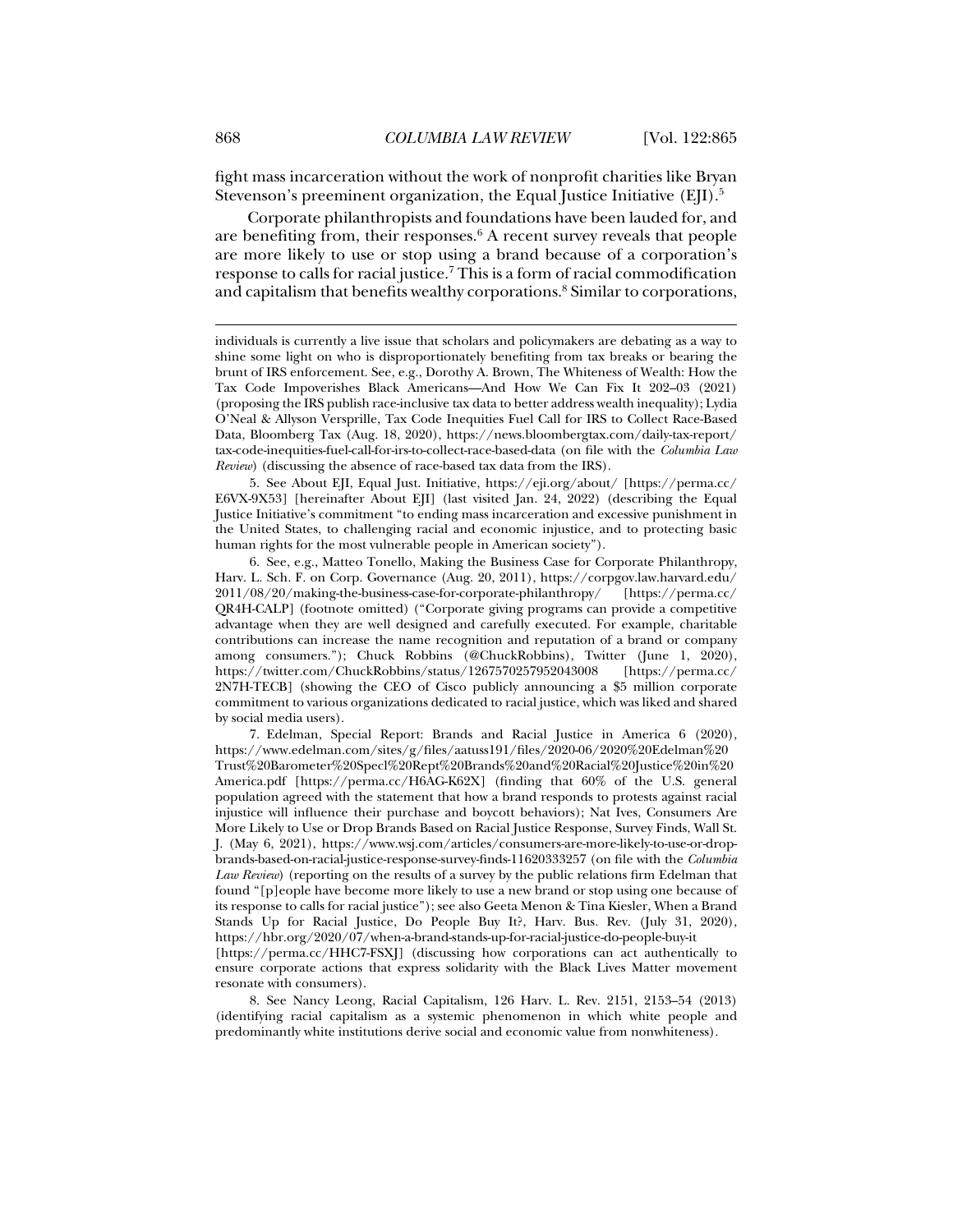fight mass incarceration without the work of nonprofit charities like Bryan Stevenson's preeminent organization, the Equal Justice Initiative (EJI).[5]

Corporate philanthropists and foundations have been lauded for, and are benefiting from, their responses.[6] A recent survey reveals that people are more likely to use or stop using a brand because of a corporation's response to calls for racial justice.[7] This is a form of racial commodification and capitalism that benefits wealthy corporations.[8] Similar to corporations,

---

individuals is currently a live issue that scholars and policymakers are debating as a way to shine some light on who is disproportionately benefiting from tax breaks or bearing the brunt of IRS enforcement. See, e.g., Dorothy A. Brown, The Whiteness of Wealth: How the Tax Code Impoverishes Black Americans—And How We Can Fix It 202–03 (2021) (proposing the IRS publish race-inclusive tax data to better address wealth inequality); Lydia O'Neal & Allyson Versprille, Tax Code Inequities Fuel Call for IRS to Collect Race-Based Data, Bloomberg Tax (Aug. 18, 2020), https://news.bloombergtax.com/daily-tax-report/tax-code-inequities-fuel-call-for-irs-to-collect-race-based-data (on file with the *Columbia Law Review*) (discussing the absence of race-based tax data from the IRS).

5. See About EJI, Equal Just. Initiative, https://eji.org/about/ [https://perma.cc/E6VX-9X53] [hereinafter About EJI] (last visited Jan. 24, 2022) (describing the Equal Justice Initiative's commitment "to ending mass incarceration and excessive punishment in the United States, to challenging racial and economic injustice, and to protecting basic human rights for the most vulnerable people in American society").

6. See, e.g., Matteo Tonello, Making the Business Case for Corporate Philanthropy, Harv. L. Sch. F. on Corp. Governance (Aug. 20, 2011), https://corpgov.law.harvard.edu/2011/08/20/making-the-business-case-for-corporate-philanthropy/ [https://perma.cc/QR4H-CALP] (footnote omitted) ("Corporate giving programs can provide a competitive advantage when they are well designed and carefully executed. For example, charitable contributions can increase the name recognition and reputation of a brand or company among consumers."); Chuck Robbins (@ChuckRobbins), Twitter (June 1, 2020), https://twitter.com/ChuckRobbins/status/1267570257952043008 [https://perma.cc/2N7H-TECB] (showing the CEO of Cisco publicly announcing a $5 million corporate commitment to various organizations dedicated to racial justice, which was liked and shared by social media users).

7. Edelman, Special Report: Brands and Racial Justice in America 6 (2020), https://www.edelman.com/sites/g/files/aatuss191/files/2020-06/2020%20Edelman%20Trust%20Barometer%20Specl%20Rept%20Brands%20and%20Racial%20Justice%20in%20America.pdf [https://perma.cc/H6AG-K62X] (finding that 60% of the U.S. general population agreed with the statement that how a brand responds to protests against racial injustice will influence their purchase and boycott behaviors); Nat Ives, Consumers Are More Likely to Use or Drop Brands Based on Racial Justice Response, Survey Finds, Wall St. J. (May 6, 2021), https://www.wsj.com/articles/consumers-are-more-likely-to-use-or-drop-brands-based-on-racial-justice-response-survey-finds-11620333257 (on file with the *Columbia Law Review*) (reporting on the results of a survey by the public relations firm Edelman that found "[p]eople have become more likely to use a new brand or stop using one because of its response to calls for racial justice"); see also Geeta Menon & Tina Kiesler, When a Brand Stands Up for Racial Justice, Do People Buy It?, Harv. Bus. Rev. (July 31, 2020), https://hbr.org/2020/07/when-a-brand-stands-up-for-racial-justice-do-people-buy-it [https://perma.cc/HHC7-FSXJ] (discussing how corporations can act authentically to ensure corporate actions that express solidarity with the Black Lives Matter movement resonate with consumers).

8. See Nancy Leong, Racial Capitalism, 126 Harv. L. Rev. 2151, 2153–54 (2013) (identifying racial capitalism as a systemic phenomenon in which white people and predominantly white institutions derive social and economic value from nonwhiteness).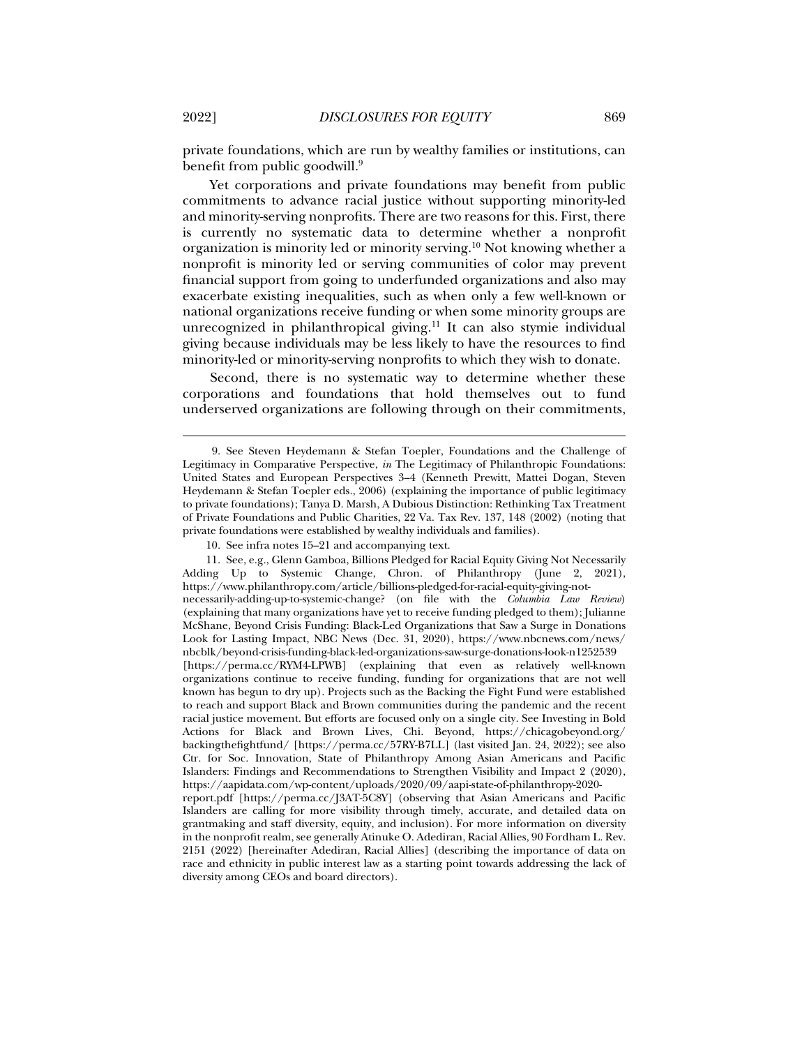private foundations, which are run by wealthy families or institutions, can benefit from public goodwill.[9]

Yet corporations and private foundations may benefit from public commitments to advance racial justice without supporting minority-led and minority-serving nonprofits. There are two reasons for this. First, there is currently no systematic data to determine whether a nonprofit organization is minority led or minority serving.[10] Not knowing whether a nonprofit is minority led or serving communities of color may prevent financial support from going to underfunded organizations and also may exacerbate existing inequalities, such as when only a few well-known or national organizations receive funding or when some minority groups are unrecognized in philanthropical giving.[11] It can also stymie individual giving because individuals may be less likely to have the resources to find minority-led or minority-serving nonprofits to which they wish to donate.

Second, there is no systematic way to determine whether these corporations and foundations that hold themselves out to fund underserved organizations are following through on their commitments,

---

9. See Steven Heydemann & Stefan Toepler, Foundations and the Challenge of Legitimacy in Comparative Perspective, *in* The Legitimacy of Philanthropic Foundations: United States and European Perspectives 3–4 (Kenneth Prewitt, Mattei Dogan, Steven Heydemann & Stefan Toepler eds., 2006) (explaining the importance of public legitimacy to private foundations); Tanya D. Marsh, A Dubious Distinction: Rethinking Tax Treatment of Private Foundations and Public Charities, 22 Va. Tax Rev. 137, 148 (2002) (noting that private foundations were established by wealthy individuals and families).

10. See infra notes 15–21 and accompanying text.

11. See, e.g., Glenn Gamboa, Billions Pledged for Racial Equity Giving Not Necessarily Adding Up to Systemic Change, Chron. of Philanthropy (June 2, 2021), https://www.philanthropy.com/article/billions-pledged-for-racial-equity-giving-not-necessarily-adding-up-to-systemic-change? (on file with the *Columbia Law Review*) (explaining that many organizations have yet to receive funding pledged to them); Julianne McShane, Beyond Crisis Funding: Black-Led Organizations that Saw a Surge in Donations Look for Lasting Impact, NBC News (Dec. 31, 2020), https://www.nbcnews.com/news/nbcblk/beyond-crisis-funding-black-led-organizations-saw-surge-donations-look-n1252539 [https://perma.cc/RYM4-LPWB] (explaining that even as relatively well-known organizations continue to receive funding, funding for organizations that are not well known has begun to dry up). Projects such as the Backing the Fight Fund were established to reach and support Black and Brown communities during the pandemic and the recent racial justice movement. But efforts are focused only on a single city. See Investing in Bold Actions for Black and Brown Lives, Chi. Beyond, https://chicagobeyond.org/backingthefightfund/ [https://perma.cc/57RY-B7LL] (last visited Jan. 24, 2022); see also Ctr. for Soc. Innovation, State of Philanthropy Among Asian Americans and Pacific Islanders: Findings and Recommendations to Strengthen Visibility and Impact 2 (2020), https://aapidata.com/wp-content/uploads/2020/09/aapi-state-of-philanthropy-2020-report.pdf [https://perma.cc/J3AT-5C8Y] (observing that Asian Americans and Pacific Islanders are calling for more visibility through timely, accurate, and detailed data on grantmaking and staff diversity, equity, and inclusion). For more information on diversity in the nonprofit realm, see generally Atinuke O. Adediran, Racial Allies, 90 Fordham L. Rev. 2151 (2022) [hereinafter Adediran, Racial Allies] (describing the importance of data on race and ethnicity in public interest law as a starting point towards addressing the lack of diversity among CEOs and board directors).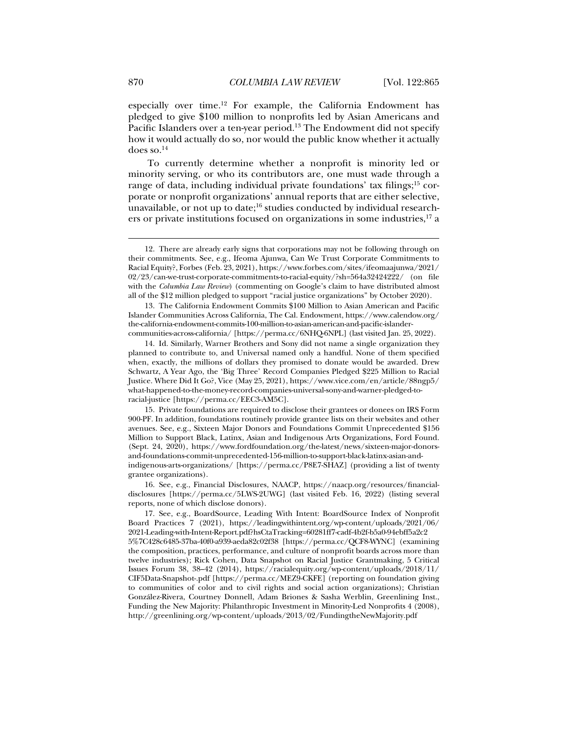especially over time.[12] For example, the California Endowment has pledged to give $100 million to nonprofits led by Asian Americans and Pacific Islanders over a ten-year period.[13] The Endowment did not specify how it would actually do so, nor would the public know whether it actually does so.[14]

To currently determine whether a nonprofit is minority led or minority serving, or who its contributors are, one must wade through a range of data, including individual private foundations' tax filings;[15] corporate or nonprofit organizations' annual reports that are either selective, unavailable, or not up to date;[16] studies conducted by individual researchers or private institutions focused on organizations in some industries,[17] a

---

12. There are already early signs that corporations may not be following through on their commitments. See, e.g., Ifeoma Ajunwa, Can We Trust Corporate Commitments to Racial Equity?, Forbes (Feb. 23, 2021), https://www.forbes.com/sites/ifeomaajunwa/2021/02/23/can-we-trust-corporate-commitments-to-racial-equity/?sh=564a32424222/ (on file with the *Columbia Law Review*) (commenting on Google's claim to have distributed almost all of the $12 million pledged to support "racial justice organizations" by October 2020).

13. The California Endowment Commits $100 Million to Asian American and Pacific Islander Communities Across California, The Cal. Endowment, https://www.calendow.org/the-california-endowment-commits-100-million-to-asian-american-and-pacific-islander-communities-across-california/ [https://perma.cc/6NHQ-6NPL] (last visited Jan. 25, 2022).

14. Id. Similarly, Warner Brothers and Sony did not name a single organization they planned to contribute to, and Universal named only a handful. None of them specified when, exactly, the millions of dollars they promised to donate would be awarded. Drew Schwartz, A Year Ago, the 'Big Three' Record Companies Pledged $225 Million to Racial Justice. Where Did It Go?, Vice (May 25, 2021), https://www.vice.com/en/article/88ngp5/what-happened-to-the-money-record-companies-universal-sony-and-warner-pledged-to-racial-justice [https://perma.cc/EEC3-AM5C].

15. Private foundations are required to disclose their grantees or donees on IRS Form 900-PF. In addition, foundations routinely provide grantee lists on their websites and other avenues. See, e.g., Sixteen Major Donors and Foundations Commit Unprecedented $156 Million to Support Black, Latinx, Asian and Indigenous Arts Organizations, Ford Found. (Sept. 24, 2020), https://www.fordfoundation.org/the-latest/news/sixteen-major-donors-and-foundations-commit-unprecedented-156-million-to-support-black-latinx-asian-and-indigenous-arts-organizations/ [https://perma.cc/P8E7-SHAZ] (providing a list of twenty grantee organizations).

16. See, e.g., Financial Disclosures, NAACP, https://naacp.org/resources/financial-disclosures [https://perma.cc/5LWS-2UWG] (last visited Feb. 16, 2022) (listing several reports, none of which disclose donors).

17. See, e.g., BoardSource, Leading With Intent: BoardSource Index of Nonprofit Board Practices 7 (2021), https://leadingwithintent.org/wp-content/uploads/2021/06/2021-Leading-with-Intent-Report.pdf?hsCtaTracking=60281ff7-cadf-4b2f-b5a0-94ebff5a2c25%7C428c6485-37ba-40f0-a939-aeda82c02f38 [https://perma.cc/QCF8-WYNC] (examining the composition, practices, performance, and culture of nonprofit boards across more than twelve industries); Rick Cohen, Data Snapshot on Racial Justice Grantmaking, 5 Critical Issues Forum 38, 38–42 (2014), https://racialequity.org/wp-content/uploads/2018/11/CIF5Data-Snapshot-.pdf [https://perma.cc/MEZ9-CKFE] (reporting on foundation giving to communities of color and to civil rights and social action organizations); Christian González-Rivera, Courtney Donnell, Adam Briones & Sasha Werblin, Greenlining Inst., Funding the New Majority: Philanthropic Investment in Minority-Led Nonprofits 4 (2008), http://greenlining.org/wp-content/uploads/2013/02/FundingtheNewMajority.pdf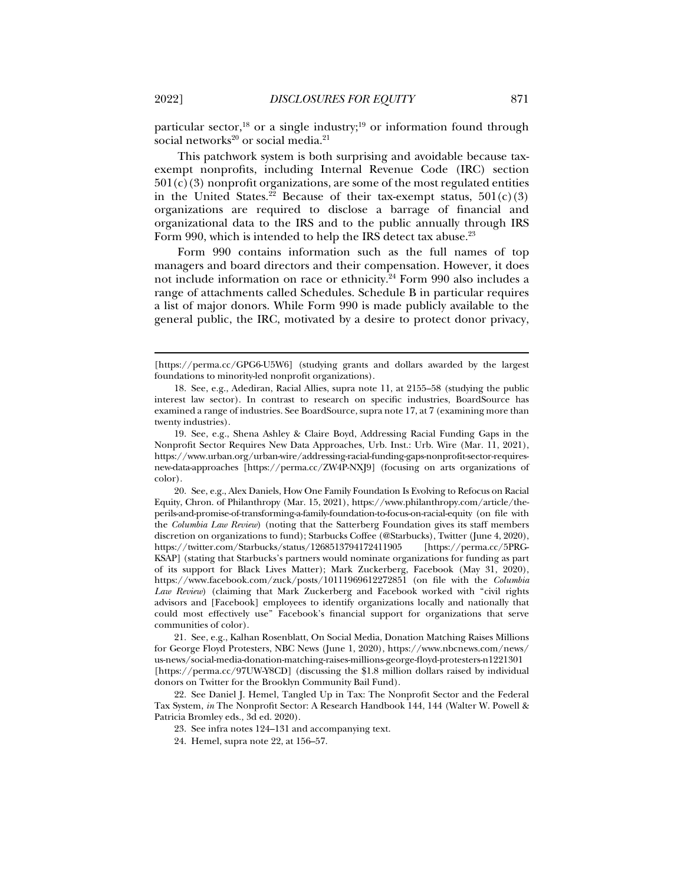particular sector,[18] or a single industry;[19] or information found through social networks[20] or social media.[21]

This patchwork system is both surprising and avoidable because tax-exempt nonprofits, including Internal Revenue Code (IRC) section 501(c)(3) nonprofit organizations, are some of the most regulated entities in the United States.[22] Because of their tax-exempt status, 501(c)(3) organizations are required to disclose a barrage of financial and organizational data to the IRS and to the public annually through IRS Form 990, which is intended to help the IRS detect tax abuse.[23]

Form 990 contains information such as the full names of top managers and board directors and their compensation. However, it does not include information on race or ethnicity.[24] Form 990 also includes a range of attachments called Schedules. Schedule B in particular requires a list of major donors. While Form 990 is made publicly available to the general public, the IRC, motivated by a desire to protect donor privacy,

---

[https://perma.cc/GPG6-U5W6] (studying grants and dollars awarded by the largest foundations to minority-led nonprofit organizations).

18. See, e.g., Adediran, Racial Allies, supra note 11, at 2155–58 (studying the public interest law sector). In contrast to research on specific industries, BoardSource has examined a range of industries. See BoardSource, supra note 17, at 7 (examining more than twenty industries).

19. See, e.g., Shena Ashley & Claire Boyd, Addressing Racial Funding Gaps in the Nonprofit Sector Requires New Data Approaches, Urb. Inst.: Urb. Wire (Mar. 11, 2021), https://www.urban.org/urban-wire/addressing-racial-funding-gaps-nonprofit-sector-requires-new-data-approaches [https://perma.cc/ZW4P-NXJ9] (focusing on arts organizations of color).

20. See, e.g., Alex Daniels, How One Family Foundation Is Evolving to Refocus on Racial Equity, Chron. of Philanthropy (Mar. 15, 2021), https://www.philanthropy.com/article/the-perils-and-promise-of-transforming-a-family-foundation-to-focus-on-racial-equity (on file with the *Columbia Law Review*) (noting that the Satterberg Foundation gives its staff members discretion on organizations to fund); Starbucks Coffee (@Starbucks), Twitter (June 4, 2020), https://twitter.com/Starbucks/status/1268513794172411905 [https://perma.cc/5PRG-KSAP] (stating that Starbucks's partners would nominate organizations for funding as part of its support for Black Lives Matter); Mark Zuckerberg, Facebook (May 31, 2020), https://www.facebook.com/zuck/posts/10111969612272851 (on file with the *Columbia Law Review*) (claiming that Mark Zuckerberg and Facebook worked with "civil rights advisors and [Facebook] employees to identify organizations locally and nationally that could most effectively use" Facebook's financial support for organizations that serve communities of color).

21. See, e.g., Kalhan Rosenblatt, On Social Media, Donation Matching Raises Millions for George Floyd Protesters, NBC News (June 1, 2020), https://www.nbcnews.com/news/us-news/social-media-donation-matching-raises-millions-george-floyd-protesters-n1221301 [https://perma.cc/97UW-Y8CD] (discussing the $1.8 million dollars raised by individual donors on Twitter for the Brooklyn Community Bail Fund).

22. See Daniel J. Hemel, Tangled Up in Tax: The Nonprofit Sector and the Federal Tax System, *in* The Nonprofit Sector: A Research Handbook 144, 144 (Walter W. Powell & Patricia Bromley eds., 3d ed. 2020).

23. See infra notes 124–131 and accompanying text.

24. Hemel, supra note 22, at 156–57.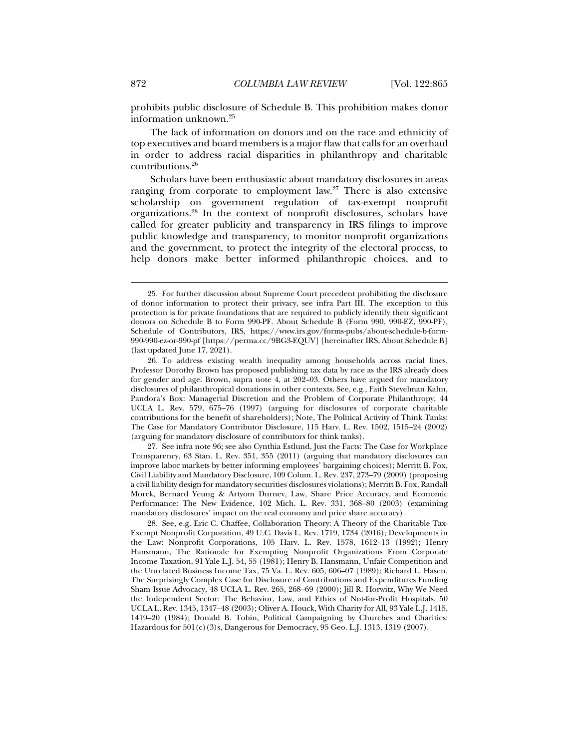prohibits public disclosure of Schedule B. This prohibition makes donor information unknown.[25]

The lack of information on donors and on the race and ethnicity of top executives and board members is a major flaw that calls for an overhaul in order to address racial disparities in philanthropy and charitable contributions.[26]

Scholars have been enthusiastic about mandatory disclosures in areas ranging from corporate to employment law.[27] There is also extensive scholarship on government regulation of tax-exempt nonprofit organizations.[28] In the context of nonprofit disclosures, scholars have called for greater publicity and transparency in IRS filings to improve public knowledge and transparency, to monitor nonprofit organizations and the government, to protect the integrity of the electoral process, to help donors make better informed philanthropic choices, and to

---

25. For further discussion about Supreme Court precedent prohibiting the disclosure of donor information to protect their privacy, see infra Part III. The exception to this protection is for private foundations that are required to publicly identify their significant donors on Schedule B to Form 990-PF. About Schedule B (Form 990, 990-EZ, 990-PF), Schedule of Contributors, IRS, https://www.irs.gov/forms-pubs/about-schedule-b-form-990-990-ez-or-990-pf [https://perma.cc/9BG3-EQUV] [hereinafter IRS, About Schedule B] (last updated June 17, 2021).

26. To address existing wealth inequality among households across racial lines, Professor Dorothy Brown has proposed publishing tax data by race as the IRS already does for gender and age. Brown, supra note 4, at 202–03. Others have argued for mandatory disclosures of philanthropical donations in other contexts. See, e.g., Faith Stevelman Kahn, Pandora's Box: Managerial Discretion and the Problem of Corporate Philanthropy, 44 UCLA L. Rev. 579, 675–76 (1997) (arguing for disclosures of corporate charitable contributions for the benefit of shareholders); Note, The Political Activity of Think Tanks: The Case for Mandatory Contributor Disclosure, 115 Harv. L. Rev. 1502, 1515–24 (2002) (arguing for mandatory disclosure of contributors for think tanks).

27. See infra note 96; see also Cynthia Estlund, Just the Facts: The Case for Workplace Transparency, 63 Stan. L. Rev. 351, 355 (2011) (arguing that mandatory disclosures can improve labor markets by better informing employees' bargaining choices); Merritt B. Fox, Civil Liability and Mandatory Disclosure, 109 Colum. L. Rev. 237, 273–79 (2009) (proposing a civil liability design for mandatory securities disclosures violations); Merritt B. Fox, Randall Morck, Bernard Yeung & Artyom Durnev, Law, Share Price Accuracy, and Economic Performance: The New Evidence, 102 Mich. L. Rev. 331, 368–80 (2003) (examining mandatory disclosures' impact on the real economy and price share accuracy).

28. See, e.g. Eric C. Chaffee, Collaboration Theory: A Theory of the Charitable Tax-Exempt Nonprofit Corporation, 49 U.C. Davis L. Rev. 1719, 1734 (2016); Developments in the Law: Nonprofit Corporations, 105 Harv. L. Rev. 1578, 1612–13 (1992); Henry Hansmann, The Rationale for Exempting Nonprofit Organizations From Corporate Income Taxation, 91 Yale L.J. 54, 55 (1981); Henry B. Hansmann, Unfair Competition and the Unrelated Business Income Tax, 75 Va. L. Rev. 605, 606–07 (1989); Richard L. Hasen, The Surprisingly Complex Case for Disclosure of Contributions and Expenditures Funding Sham Issue Advocacy, 48 UCLA L. Rev. 265, 268–69 (2000); Jill R. Horwitz, Why We Need the Independent Sector: The Behavior, Law, and Ethics of Not-for-Profit Hospitals, 50 UCLA L. Rev. 1345, 1347–48 (2003); Oliver A. Houck, With Charity for All, 93 Yale L.J. 1415, 1419–20 (1984); Donald B. Tobin, Political Campaigning by Churches and Charities: Hazardous for 501(c)(3)s, Dangerous for Democracy, 95 Geo. L.J. 1313, 1319 (2007).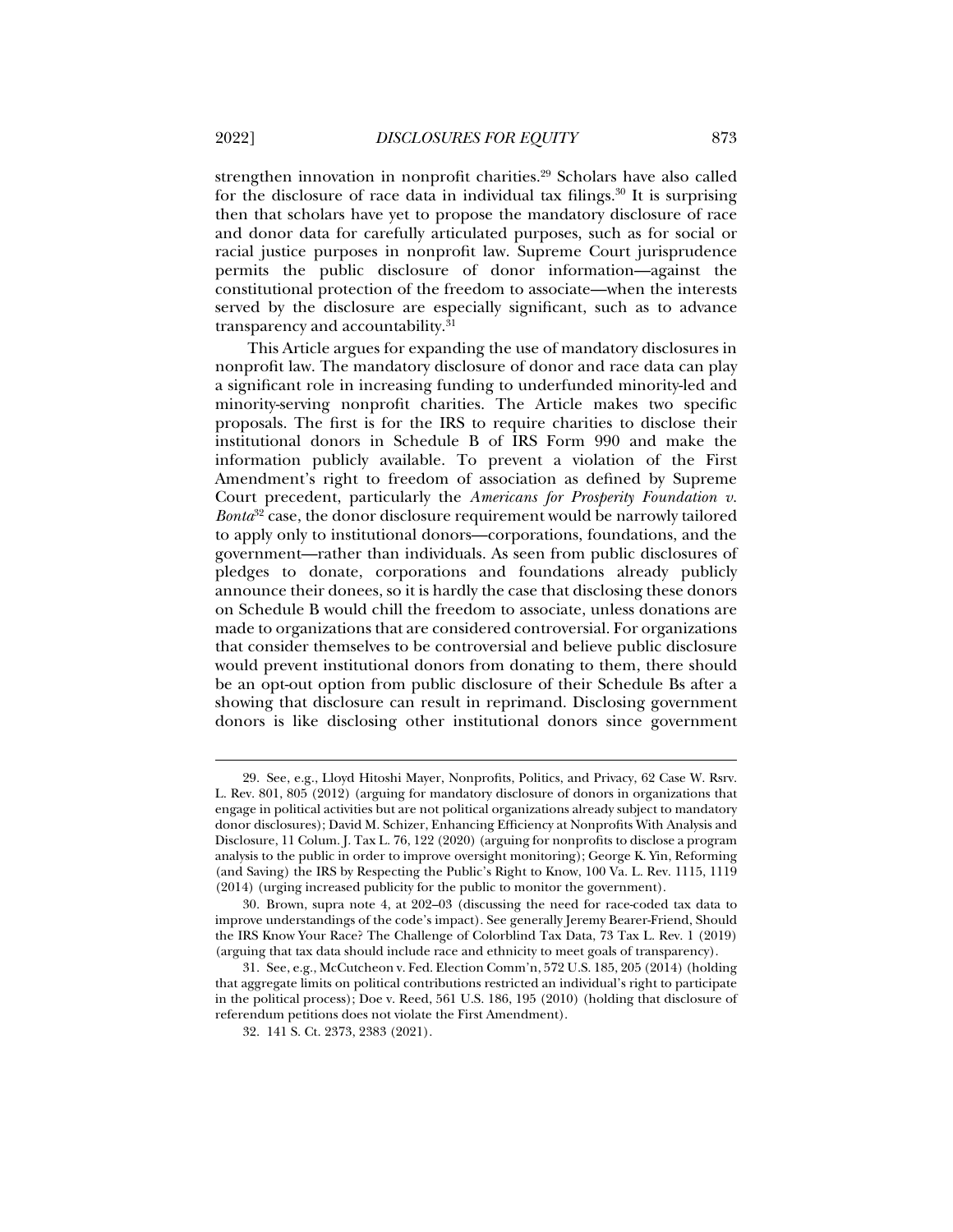strengthen innovation in nonprofit charities.[29] Scholars have also called for the disclosure of race data in individual tax filings.[30] It is surprising then that scholars have yet to propose the mandatory disclosure of race and donor data for carefully articulated purposes, such as for social or racial justice purposes in nonprofit law. Supreme Court jurisprudence permits the public disclosure of donor information—against the constitutional protection of the freedom to associate—when the interests served by the disclosure are especially significant, such as to advance transparency and accountability.[31]

This Article argues for expanding the use of mandatory disclosures in nonprofit law. The mandatory disclosure of donor and race data can play a significant role in increasing funding to underfunded minority-led and minority-serving nonprofit charities. The Article makes two specific proposals. The first is for the IRS to require charities to disclose their institutional donors in Schedule B of IRS Form 990 and make the information publicly available. To prevent a violation of the First Amendment's right to freedom of association as defined by Supreme Court precedent, particularly the *Americans for Prosperity Foundation v. Bonta*[32] case, the donor disclosure requirement would be narrowly tailored to apply only to institutional donors—corporations, foundations, and the government—rather than individuals. As seen from public disclosures of pledges to donate, corporations and foundations already publicly announce their donees, so it is hardly the case that disclosing these donors on Schedule B would chill the freedom to associate, unless donations are made to organizations that are considered controversial. For organizations that consider themselves to be controversial and believe public disclosure would prevent institutional donors from donating to them, there should be an opt-out option from public disclosure of their Schedule Bs after a showing that disclosure can result in reprimand. Disclosing government donors is like disclosing other institutional donors since government

---

29. See, e.g., Lloyd Hitoshi Mayer, Nonprofits, Politics, and Privacy, 62 Case W. Rsrv. L. Rev. 801, 805 (2012) (arguing for mandatory disclosure of donors in organizations that engage in political activities but are not political organizations already subject to mandatory donor disclosures); David M. Schizer, Enhancing Efficiency at Nonprofits With Analysis and Disclosure, 11 Colum. J. Tax L. 76, 122 (2020) (arguing for nonprofits to disclose a program analysis to the public in order to improve oversight monitoring); George K. Yin, Reforming (and Saving) the IRS by Respecting the Public's Right to Know, 100 Va. L. Rev. 1115, 1119 (2014) (urging increased publicity for the public to monitor the government).

30. Brown, supra note 4, at 202–03 (discussing the need for race-coded tax data to improve understandings of the code's impact). See generally Jeremy Bearer-Friend, Should the IRS Know Your Race? The Challenge of Colorblind Tax Data, 73 Tax L. Rev. 1 (2019) (arguing that tax data should include race and ethnicity to meet goals of transparency).

31. See, e.g., McCutcheon v. Fed. Election Comm'n, 572 U.S. 185, 205 (2014) (holding that aggregate limits on political contributions restricted an individual's right to participate in the political process); Doe v. Reed, 561 U.S. 186, 195 (2010) (holding that disclosure of referendum petitions does not violate the First Amendment).

32. 141 S. Ct. 2373, 2383 (2021).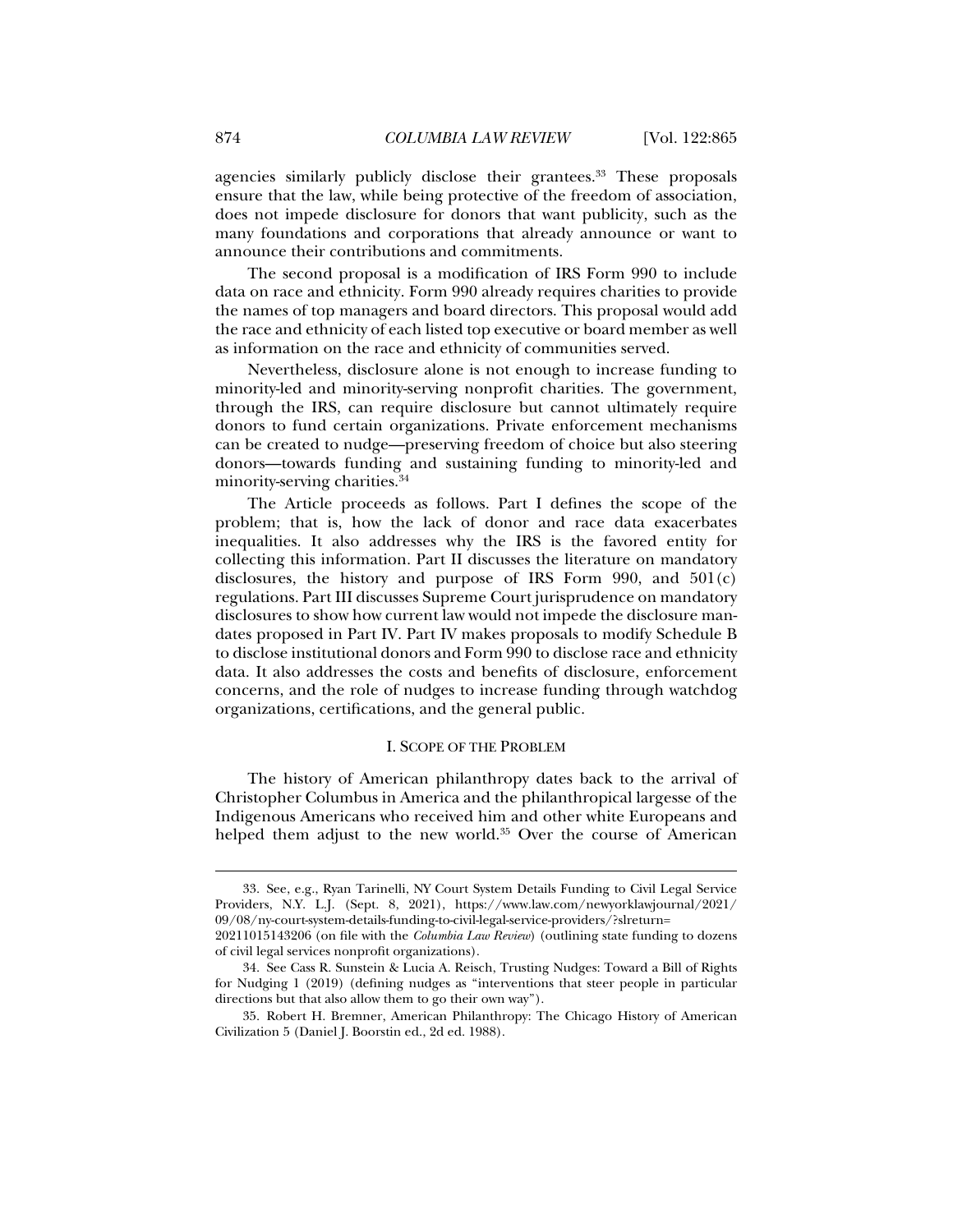agencies similarly publicly disclose their grantees.[33] These proposals ensure that the law, while being protective of the freedom of association, does not impede disclosure for donors that want publicity, such as the many foundations and corporations that already announce or want to announce their contributions and commitments.

The second proposal is a modification of IRS Form 990 to include data on race and ethnicity. Form 990 already requires charities to provide the names of top managers and board directors. This proposal would add the race and ethnicity of each listed top executive or board member as well as information on the race and ethnicity of communities served.

Nevertheless, disclosure alone is not enough to increase funding to minority-led and minority-serving nonprofit charities. The government, through the IRS, can require disclosure but cannot ultimately require donors to fund certain organizations. Private enforcement mechanisms can be created to nudge—preserving freedom of choice but also steering donors—towards funding and sustaining funding to minority-led and minority-serving charities.[34]

The Article proceeds as follows. Part I defines the scope of the problem; that is, how the lack of donor and race data exacerbates inequalities. It also addresses why the IRS is the favored entity for collecting this information. Part II discusses the literature on mandatory disclosures, the history and purpose of IRS Form 990, and 501(c) regulations. Part III discusses Supreme Court jurisprudence on mandatory disclosures to show how current law would not impede the disclosure mandates proposed in Part IV. Part IV makes proposals to modify Schedule B to disclose institutional donors and Form 990 to disclose race and ethnicity data. It also addresses the costs and benefits of disclosure, enforcement concerns, and the role of nudges to increase funding through watchdog organizations, certifications, and the general public.

## I. Scope of the Problem

The history of American philanthropy dates back to the arrival of Christopher Columbus in America and the philanthropical largesse of the Indigenous Americans who received him and other white Europeans and helped them adjust to the new world.[35] Over the course of American

---

33. See, e.g., Ryan Tarinelli, NY Court System Details Funding to Civil Legal Service Providers, N.Y. L.J. (Sept. 8, 2021), https://www.law.com/newyorklawjournal/2021/09/08/ny-court-system-details-funding-to-civil-legal-service-providers/?slreturn=20211015143206 (on file with the *Columbia Law Review*) (outlining state funding to dozens of civil legal services nonprofit organizations).

34. See Cass R. Sunstein & Lucia A. Reisch, Trusting Nudges: Toward a Bill of Rights for Nudging 1 (2019) (defining nudges as "interventions that steer people in particular directions but that also allow them to go their own way").

35. Robert H. Bremner, American Philanthropy: The Chicago History of American Civilization 5 (Daniel J. Boorstin ed., 2d ed. 1988).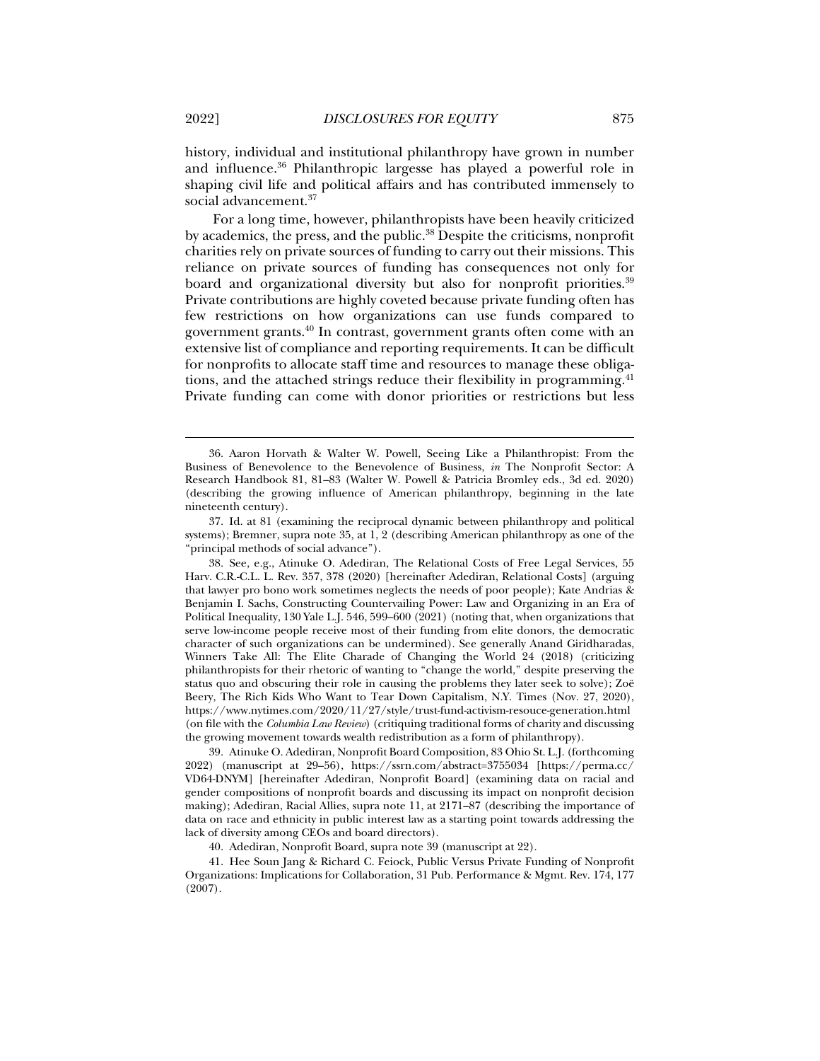history, individual and institutional philanthropy have grown in number and influence.[36] Philanthropic largesse has played a powerful role in shaping civil life and political affairs and has contributed immensely to social advancement.[37]

For a long time, however, philanthropists have been heavily criticized by academics, the press, and the public.[38] Despite the criticisms, nonprofit charities rely on private sources of funding to carry out their missions. This reliance on private sources of funding has consequences not only for board and organizational diversity but also for nonprofit priorities.[39] Private contributions are highly coveted because private funding often has few restrictions on how organizations can use funds compared to government grants.[40] In contrast, government grants often come with an extensive list of compliance and reporting requirements. It can be difficult for nonprofits to allocate staff time and resources to manage these obligations, and the attached strings reduce their flexibility in programming.[41] Private funding can come with donor priorities or restrictions but less

---

36. Aaron Horvath & Walter W. Powell, Seeing Like a Philanthropist: From the Business of Benevolence to the Benevolence of Business, *in* The Nonprofit Sector: A Research Handbook 81, 81–83 (Walter W. Powell & Patricia Bromley eds., 3d ed. 2020) (describing the growing influence of American philanthropy, beginning in the late nineteenth century).

37. Id. at 81 (examining the reciprocal dynamic between philanthropy and political systems); Bremner, supra note 35, at 1, 2 (describing American philanthropy as one of the "principal methods of social advance").

38. See, e.g., Atinuke O. Adediran, The Relational Costs of Free Legal Services, 55 Harv. C.R.-C.L. L. Rev. 357, 378 (2020) [hereinafter Adediran, Relational Costs] (arguing that lawyer pro bono work sometimes neglects the needs of poor people); Kate Andrias & Benjamin I. Sachs, Constructing Countervailing Power: Law and Organizing in an Era of Political Inequality, 130 Yale L.J. 546, 599–600 (2021) (noting that, when organizations that serve low-income people receive most of their funding from elite donors, the democratic character of such organizations can be undermined). See generally Anand Giridharadas, Winners Take All: The Elite Charade of Changing the World 24 (2018) (criticizing philanthropists for their rhetoric of wanting to "change the world," despite preserving the status quo and obscuring their role in causing the problems they later seek to solve); Zoë Beery, The Rich Kids Who Want to Tear Down Capitalism, N.Y. Times (Nov. 27, 2020), https://www.nytimes.com/2020/11/27/style/trust-fund-activism-resouce-generation.html (on file with the *Columbia Law Review*) (critiquing traditional forms of charity and discussing the growing movement towards wealth redistribution as a form of philanthropy).

39. Atinuke O. Adediran, Nonprofit Board Composition, 83 Ohio St. L.J. (forthcoming 2022) (manuscript at 29–56), https://ssrn.com/abstract=3755034 [https://perma.cc/VD64-DNYM] [hereinafter Adediran, Nonprofit Board] (examining data on racial and gender compositions of nonprofit boards and discussing its impact on nonprofit decision making); Adediran, Racial Allies, supra note 11, at 2171–87 (describing the importance of data on race and ethnicity in public interest law as a starting point towards addressing the lack of diversity among CEOs and board directors).

40. Adediran, Nonprofit Board, supra note 39 (manuscript at 22).

41. Hee Soun Jang & Richard C. Feiock, Public Versus Private Funding of Nonprofit Organizations: Implications for Collaboration, 31 Pub. Performance & Mgmt. Rev. 174, 177 (2007).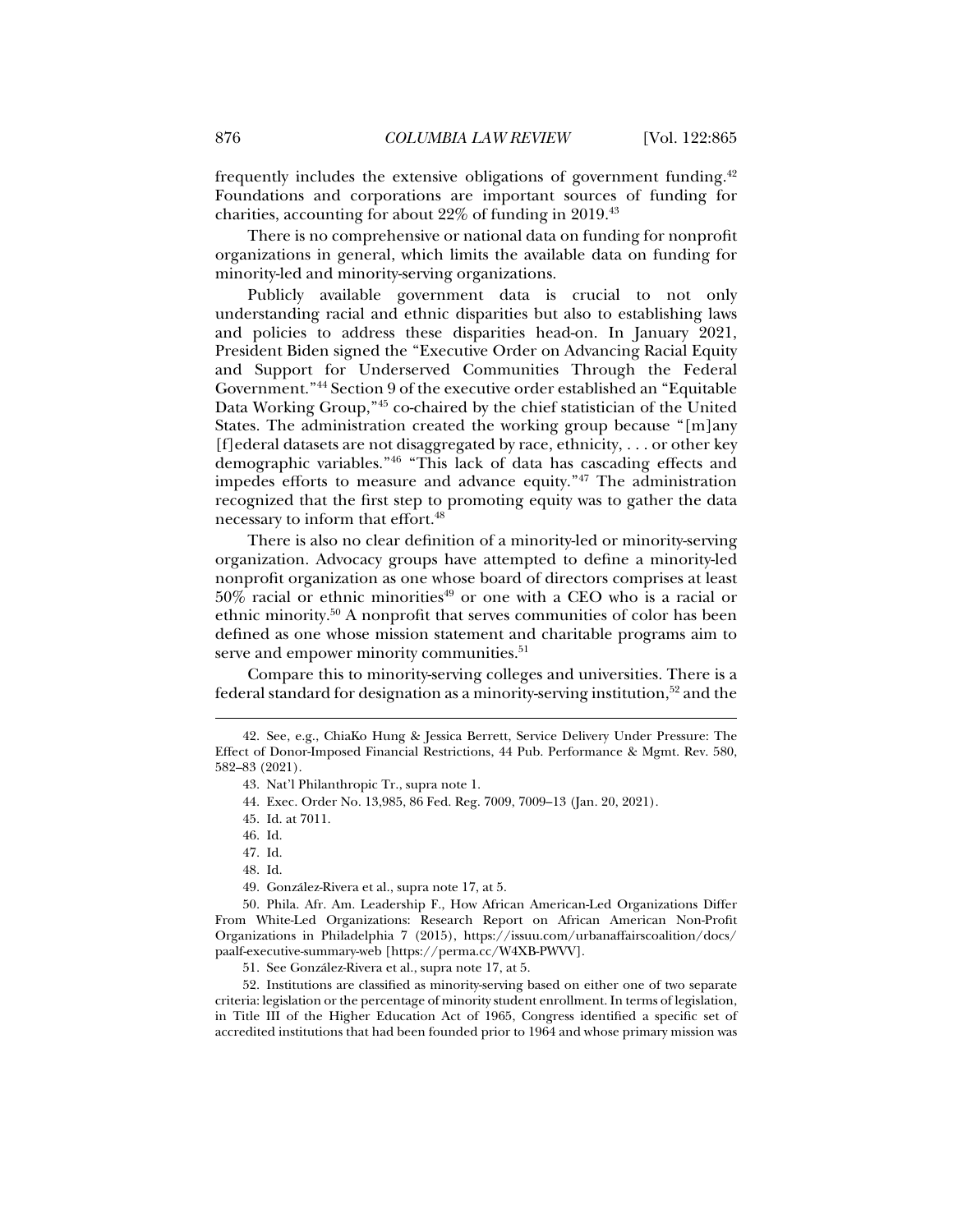frequently includes the extensive obligations of government funding.[42] Foundations and corporations are important sources of funding for charities, accounting for about 22% of funding in 2019.[43]

There is no comprehensive or national data on funding for nonprofit organizations in general, which limits the available data on funding for minority-led and minority-serving organizations.

Publicly available government data is crucial to not only understanding racial and ethnic disparities but also to establishing laws and policies to address these disparities head-on. In January 2021, President Biden signed the "Executive Order on Advancing Racial Equity and Support for Underserved Communities Through the Federal Government."[44] Section 9 of the executive order established an "Equitable Data Working Group,"[45] co-chaired by the chief statistician of the United States. The administration created the working group because "[m]any [f]ederal datasets are not disaggregated by race, ethnicity, . . . or other key demographic variables."[46] "This lack of data has cascading effects and impedes efforts to measure and advance equity."[47] The administration recognized that the first step to promoting equity was to gather the data necessary to inform that effort.[48]

There is also no clear definition of a minority-led or minority-serving organization. Advocacy groups have attempted to define a minority-led nonprofit organization as one whose board of directors comprises at least 50% racial or ethnic minorities[49] or one with a CEO who is a racial or ethnic minority.[50] A nonprofit that serves communities of color has been defined as one whose mission statement and charitable programs aim to serve and empower minority communities.[51]

Compare this to minority-serving colleges and universities. There is a federal standard for designation as a minority-serving institution,[52] and the

---

42. See, e.g., ChiaKo Hung & Jessica Berrett, Service Delivery Under Pressure: The Effect of Donor-Imposed Financial Restrictions, 44 Pub. Performance & Mgmt. Rev. 580, 582–83 (2021).

43. Nat'l Philanthropic Tr., supra note 1.

44. Exec. Order No. 13,985, 86 Fed. Reg. 7009, 7009–13 (Jan. 20, 2021).

45. Id. at 7011.

46. Id.

47. Id.

48. Id.

49. González-Rivera et al., supra note 17, at 5.

50. Phila. Afr. Am. Leadership F., How African American-Led Organizations Differ From White-Led Organizations: Research Report on African American Non-Profit Organizations in Philadelphia 7 (2015), https://issuu.com/urbanaffairscoalition/docs/paalf-executive-summary-web [https://perma.cc/W4XB-PWVV].

51. See González-Rivera et al., supra note 17, at 5.

52. Institutions are classified as minority-serving based on either one of two separate criteria: legislation or the percentage of minority student enrollment. In terms of legislation, in Title III of the Higher Education Act of 1965, Congress identified a specific set of accredited institutions that had been founded prior to 1964 and whose primary mission was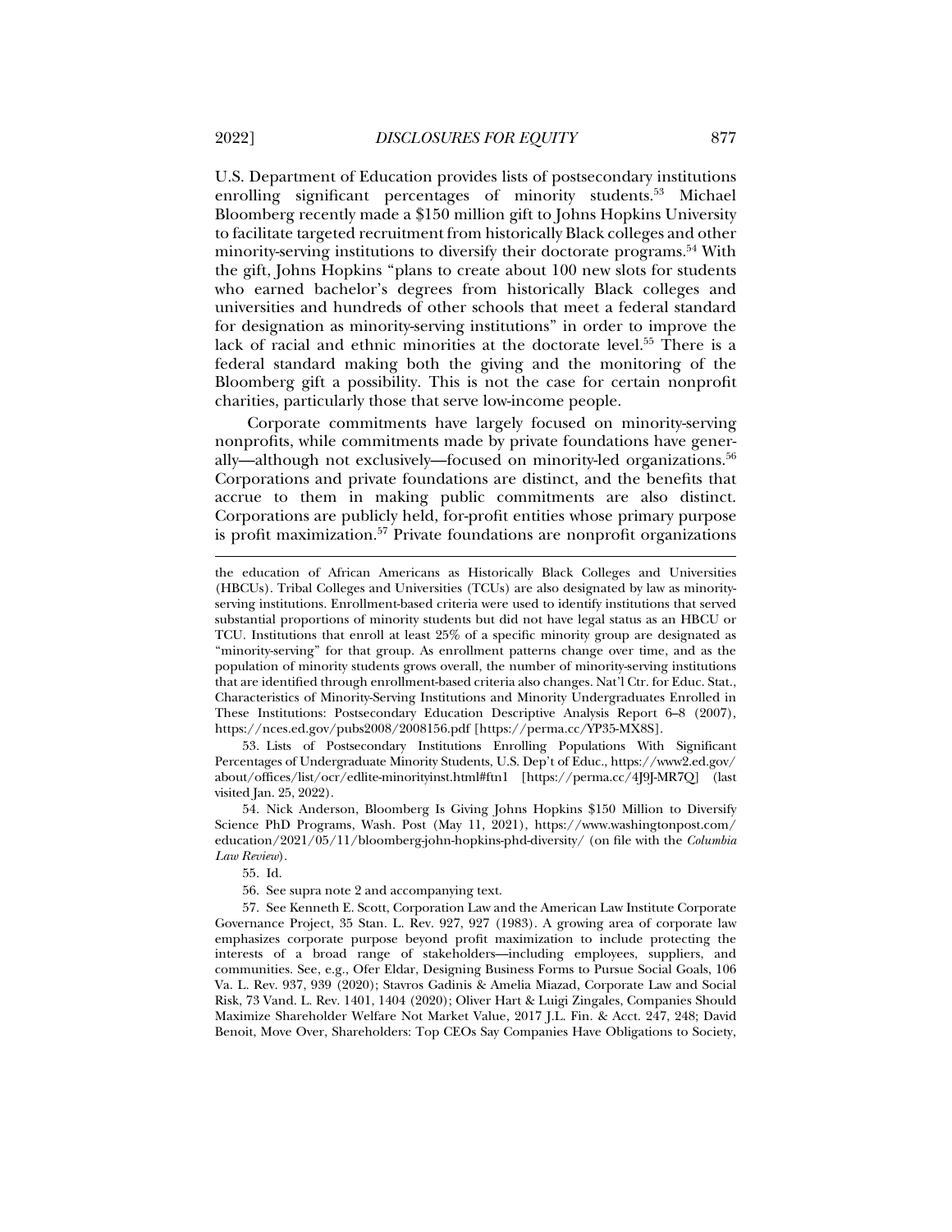U.S. Department of Education provides lists of postsecondary institutions enrolling significant percentages of minority students.[53] Michael Bloomberg recently made a $150 million gift to Johns Hopkins University to facilitate targeted recruitment from historically Black colleges and other minority-serving institutions to diversify their doctorate programs.[54] With the gift, Johns Hopkins "plans to create about 100 new slots for students who earned bachelor's degrees from historically Black colleges and universities and hundreds of other schools that meet a federal standard for designation as minority-serving institutions" in order to improve the lack of racial and ethnic minorities at the doctorate level.[55] There is a federal standard making both the giving and the monitoring of the Bloomberg gift a possibility. This is not the case for certain nonprofit charities, particularly those that serve low-income people.

Corporate commitments have largely focused on minority-serving nonprofits, while commitments made by private foundations have generally—although not exclusively—focused on minority-led organizations.[56] Corporations and private foundations are distinct, and the benefits that accrue to them in making public commitments are also distinct. Corporations are publicly held, for-profit entities whose primary purpose is profit maximization.[57] Private foundations are nonprofit organizations

---

the education of African Americans as Historically Black Colleges and Universities (HBCUs). Tribal Colleges and Universities (TCUs) are also designated by law as minority-serving institutions. Enrollment-based criteria were used to identify institutions that served substantial proportions of minority students but did not have legal status as an HBCU or TCU. Institutions that enroll at least 25% of a specific minority group are designated as "minority-serving" for that group. As enrollment patterns change over time, and as the population of minority students grows overall, the number of minority-serving institutions that are identified through enrollment-based criteria also changes. Nat'l Ctr. for Educ. Stat., Characteristics of Minority-Serving Institutions and Minority Undergraduates Enrolled in These Institutions: Postsecondary Education Descriptive Analysis Report 6–8 (2007), https://nces.ed.gov/pubs2008/2008156.pdf [https://perma.cc/YP35-MX8S].

53. Lists of Postsecondary Institutions Enrolling Populations With Significant Percentages of Undergraduate Minority Students, U.S. Dep't of Educ., https://www2.ed.gov/about/offices/list/ocr/edlite-minorityinst.html#ftn1 [https://perma.cc/4J9J-MR7Q] (last visited Jan. 25, 2022).

54. Nick Anderson, Bloomberg Is Giving Johns Hopkins $150 Million to Diversify Science PhD Programs, Wash. Post (May 11, 2021), https://www.washingtonpost.com/education/2021/05/11/bloomberg-john-hopkins-phd-diversity/ (on file with the *Columbia Law Review*).

55. Id.

56. See supra note 2 and accompanying text.

57. See Kenneth E. Scott, Corporation Law and the American Law Institute Corporate Governance Project, 35 Stan. L. Rev. 927, 927 (1983). A growing area of corporate law emphasizes corporate purpose beyond profit maximization to include protecting the interests of a broad range of stakeholders—including employees, suppliers, and communities. See, e.g., Ofer Eldar, Designing Business Forms to Pursue Social Goals, 106 Va. L. Rev. 937, 939 (2020); Stavros Gadinis & Amelia Miazad, Corporate Law and Social Risk, 73 Vand. L. Rev. 1401, 1404 (2020); Oliver Hart & Luigi Zingales, Companies Should Maximize Shareholder Welfare Not Market Value, 2017 J.L. Fin. & Acct. 247, 248; David Benoit, Move Over, Shareholders: Top CEOs Say Companies Have Obligations to Society,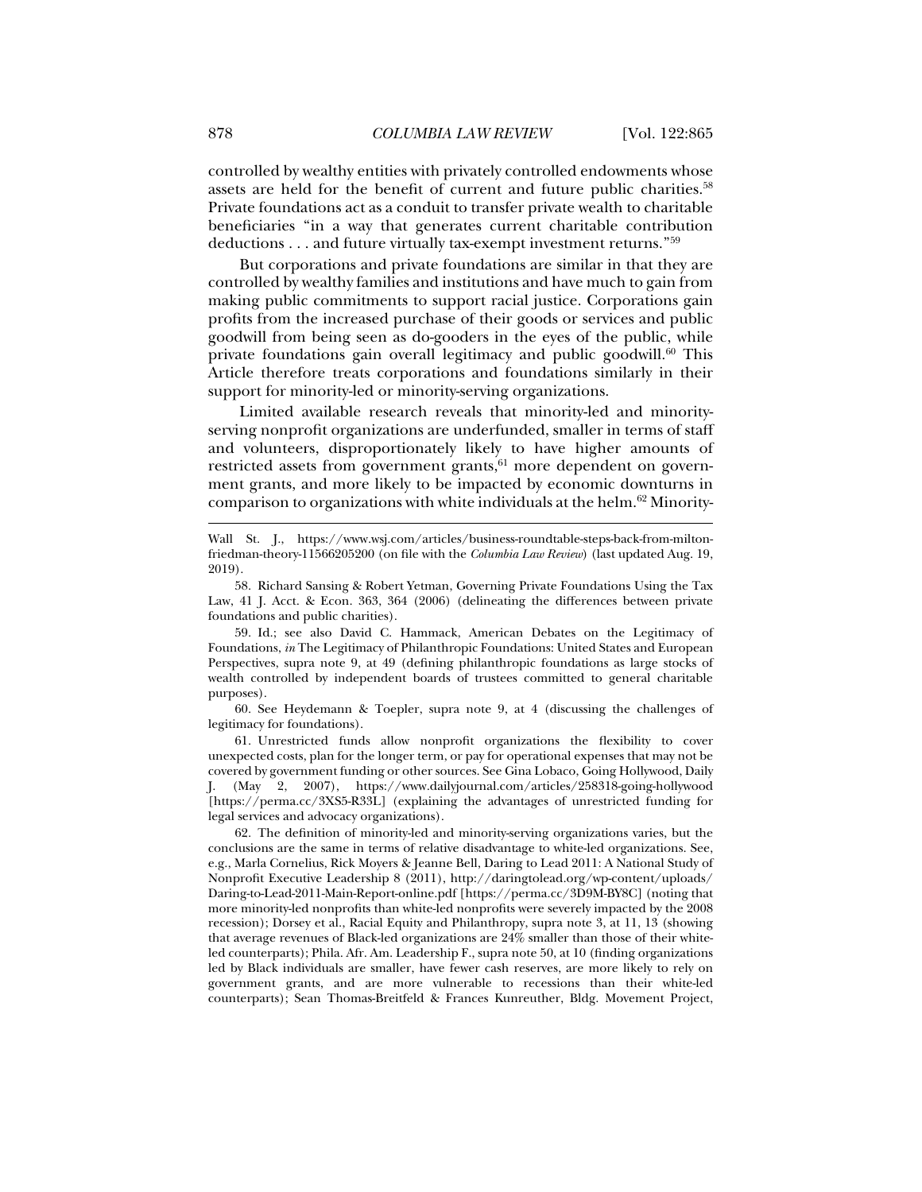controlled by wealthy entities with privately controlled endowments whose assets are held for the benefit of current and future public charities.[58] Private foundations act as a conduit to transfer private wealth to charitable beneficiaries "in a way that generates current charitable contribution deductions . . . and future virtually tax-exempt investment returns."[59]

But corporations and private foundations are similar in that they are controlled by wealthy families and institutions and have much to gain from making public commitments to support racial justice. Corporations gain profits from the increased purchase of their goods or services and public goodwill from being seen as do-gooders in the eyes of the public, while private foundations gain overall legitimacy and public goodwill.[60] This Article therefore treats corporations and foundations similarly in their support for minority-led or minority-serving organizations.

Limited available research reveals that minority-led and minority-serving nonprofit organizations are underfunded, smaller in terms of staff and volunteers, disproportionately likely to have higher amounts of restricted assets from government grants,[61] more dependent on government grants, and more likely to be impacted by economic downturns in comparison to organizations with white individuals at the helm.[62] Minority-

---

Wall St. J., https://www.wsj.com/articles/business-roundtable-steps-back-from-milton-friedman-theory-11566205200 (on file with the *Columbia Law Review*) (last updated Aug. 19, 2019).

58. Richard Sansing & Robert Yetman, Governing Private Foundations Using the Tax Law, 41 J. Acct. & Econ. 363, 364 (2006) (delineating the differences between private foundations and public charities).

59. Id.; see also David C. Hammack, American Debates on the Legitimacy of Foundations, *in* The Legitimacy of Philanthropic Foundations: United States and European Perspectives, supra note 9, at 49 (defining philanthropic foundations as large stocks of wealth controlled by independent boards of trustees committed to general charitable purposes).

60. See Heydemann & Toepler, supra note 9, at 4 (discussing the challenges of legitimacy for foundations).

61. Unrestricted funds allow nonprofit organizations the flexibility to cover unexpected costs, plan for the longer term, or pay for operational expenses that may not be covered by government funding or other sources. See Gina Lobaco, Going Hollywood, Daily J. (May 2, 2007), https://www.dailyjournal.com/articles/258318-going-hollywood [https://perma.cc/3XS5-R33L] (explaining the advantages of unrestricted funding for legal services and advocacy organizations).

62. The definition of minority-led and minority-serving organizations varies, but the conclusions are the same in terms of relative disadvantage to white-led organizations. See, e.g., Marla Cornelius, Rick Moyers & Jeanne Bell, Daring to Lead 2011: A National Study of Nonprofit Executive Leadership 8 (2011), http://daringtolead.org/wp-content/uploads/Daring-to-Lead-2011-Main-Report-online.pdf [https://perma.cc/3D9M-BY8C] (noting that more minority-led nonprofits than white-led nonprofits were severely impacted by the 2008 recession); Dorsey et al., Racial Equity and Philanthropy, supra note 3, at 11, 13 (showing that average revenues of Black-led organizations are 24% smaller than those of their white-led counterparts); Phila. Afr. Am. Leadership F., supra note 50, at 10 (finding organizations led by Black individuals are smaller, have fewer cash reserves, are more likely to rely on government grants, and are more vulnerable to recessions than their white-led counterparts); Sean Thomas-Breitfeld & Frances Kunreuther, Bldg. Movement Project,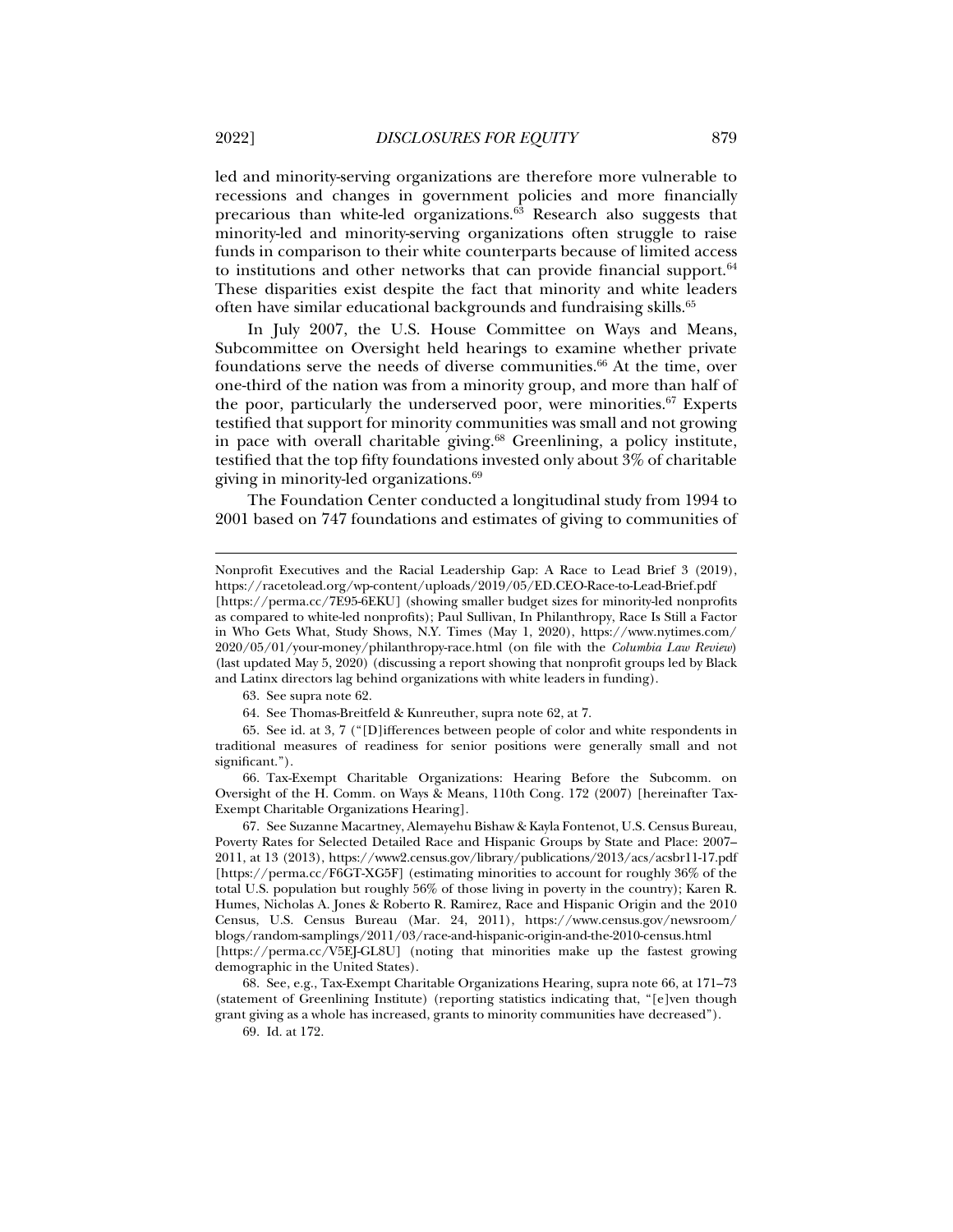led and minority-serving organizations are therefore more vulnerable to recessions and changes in government policies and more financially precarious than white-led organizations.[63] Research also suggests that minority-led and minority-serving organizations often struggle to raise funds in comparison to their white counterparts because of limited access to institutions and other networks that can provide financial support.[64] These disparities exist despite the fact that minority and white leaders often have similar educational backgrounds and fundraising skills.[65]

In July 2007, the U.S. House Committee on Ways and Means, Subcommittee on Oversight held hearings to examine whether private foundations serve the needs of diverse communities.[66] At the time, over one-third of the nation was from a minority group, and more than half of the poor, particularly the underserved poor, were minorities.[67] Experts testified that support for minority communities was small and not growing in pace with overall charitable giving.[68] Greenlining, a policy institute, testified that the top fifty foundations invested only about 3% of charitable giving in minority-led organizations.[69]

The Foundation Center conducted a longitudinal study from 1994 to 2001 based on 747 foundations and estimates of giving to communities of

---

Nonprofit Executives and the Racial Leadership Gap: A Race to Lead Brief 3 (2019), https://racetolead.org/wp-content/uploads/2019/05/ED.CEO-Race-to-Lead-Brief.pdf [https://perma.cc/7E95-6EKU] (showing smaller budget sizes for minority-led nonprofits as compared to white-led nonprofits); Paul Sullivan, In Philanthropy, Race Is Still a Factor in Who Gets What, Study Shows, N.Y. Times (May 1, 2020), https://www.nytimes.com/2020/05/01/your-money/philanthropy-race.html (on file with the *Columbia Law Review*) (last updated May 5, 2020) (discussing a report showing that nonprofit groups led by Black and Latinx directors lag behind organizations with white leaders in funding).

63. See supra note 62.

64. See Thomas-Breitfeld & Kunreuther, supra note 62, at 7.

65. See id. at 3, 7 ("[D]ifferences between people of color and white respondents in traditional measures of readiness for senior positions were generally small and not significant.").

66. Tax-Exempt Charitable Organizations: Hearing Before the Subcomm. on Oversight of the H. Comm. on Ways & Means, 110th Cong. 172 (2007) [hereinafter Tax-Exempt Charitable Organizations Hearing].

67. See Suzanne Macartney, Alemayehu Bishaw & Kayla Fontenot, U.S. Census Bureau, Poverty Rates for Selected Detailed Race and Hispanic Groups by State and Place: 2007–2011, at 13 (2013), https://www2.census.gov/library/publications/2013/acs/acsbr11-17.pdf [https://perma.cc/F6GT-XG5F] (estimating minorities to account for roughly 36% of the total U.S. population but roughly 56% of those living in poverty in the country); Karen R. Humes, Nicholas A. Jones & Roberto R. Ramirez, Race and Hispanic Origin and the 2010 Census, U.S. Census Bureau (Mar. 24, 2011), https://www.census.gov/newsroom/blogs/random-samplings/2011/03/race-and-hispanic-origin-and-the-2010-census.html [https://perma.cc/V5EJ-GL8U] (noting that minorities make up the fastest growing demographic in the United States).

68. See, e.g., Tax-Exempt Charitable Organizations Hearing, supra note 66, at 171–73 (statement of Greenlining Institute) (reporting statistics indicating that, "[e]ven though grant giving as a whole has increased, grants to minority communities have decreased").

69. Id. at 172.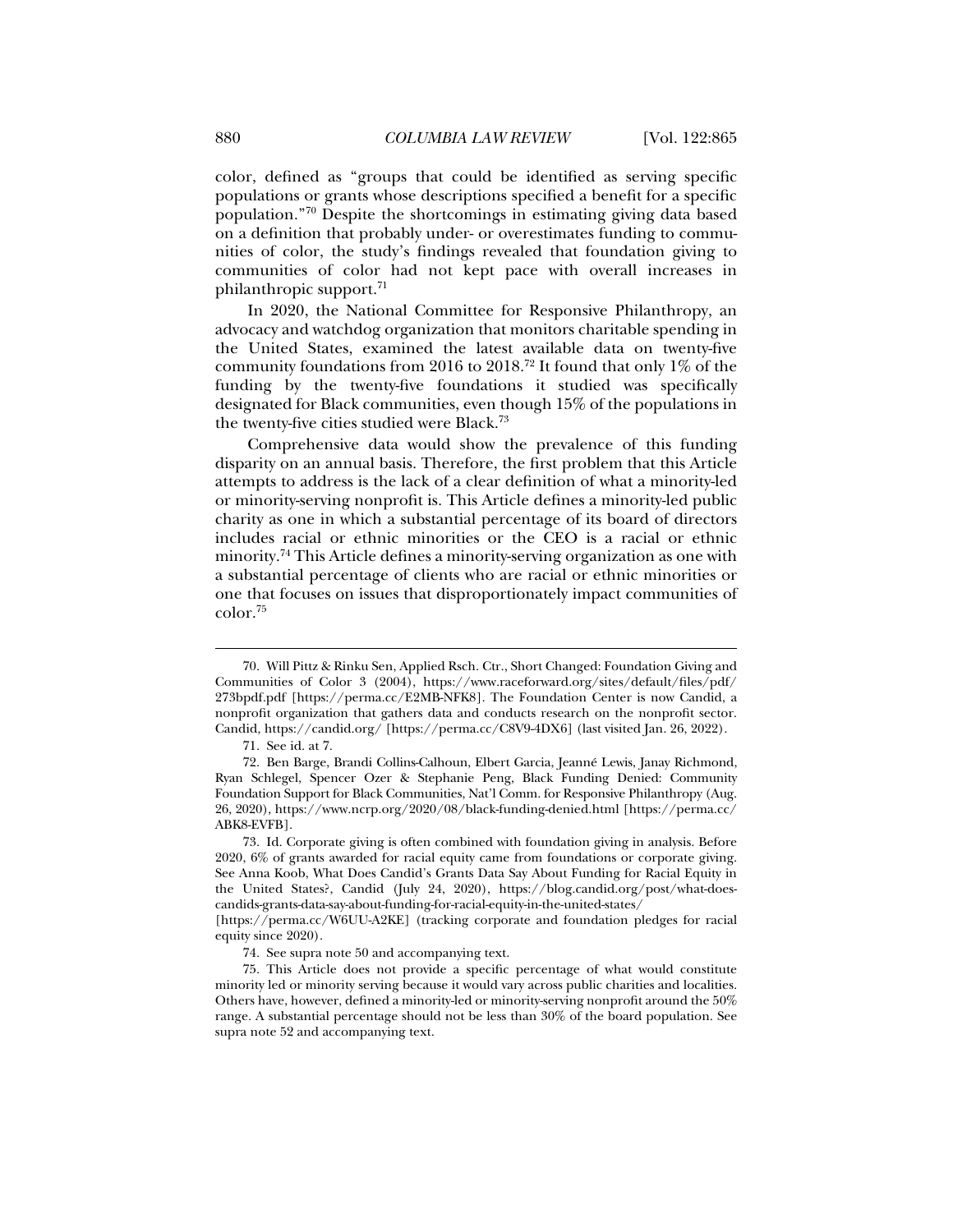color, defined as "groups that could be identified as serving specific populations or grants whose descriptions specified a benefit for a specific population."[70] Despite the shortcomings in estimating giving data based on a definition that probably under- or overestimates funding to communities of color, the study's findings revealed that foundation giving to communities of color had not kept pace with overall increases in philanthropic support.[71]

In 2020, the National Committee for Responsive Philanthropy, an advocacy and watchdog organization that monitors charitable spending in the United States, examined the latest available data on twenty-five community foundations from 2016 to 2018.[72] It found that only 1% of the funding by the twenty-five foundations it studied was specifically designated for Black communities, even though 15% of the populations in the twenty-five cities studied were Black.[73]

Comprehensive data would show the prevalence of this funding disparity on an annual basis. Therefore, the first problem that this Article attempts to address is the lack of a clear definition of what a minority-led or minority-serving nonprofit is. This Article defines a minority-led public charity as one in which a substantial percentage of its board of directors includes racial or ethnic minorities or the CEO is a racial or ethnic minority.[74] This Article defines a minority-serving organization as one with a substantial percentage of clients who are racial or ethnic minorities or one that focuses on issues that disproportionately impact communities of color.[75]

---

70. Will Pittz & Rinku Sen, Applied Rsch. Ctr., Short Changed: Foundation Giving and Communities of Color 3 (2004), https://www.raceforward.org/sites/default/files/pdf/273bpdf.pdf [https://perma.cc/E2MB-NFK8]. The Foundation Center is now Candid, a nonprofit organization that gathers data and conducts research on the nonprofit sector. Candid, https://candid.org/ [https://perma.cc/C8V9-4DX6] (last visited Jan. 26, 2022).

71. See id. at 7.

72. Ben Barge, Brandi Collins-Calhoun, Elbert Garcia, Jeanné Lewis, Janay Richmond, Ryan Schlegel, Spencer Ozer & Stephanie Peng, Black Funding Denied: Community Foundation Support for Black Communities, Nat'l Comm. for Responsive Philanthropy (Aug. 26, 2020), https://www.ncrp.org/2020/08/black-funding-denied.html [https://perma.cc/ABK8-EVFB].

73. Id. Corporate giving is often combined with foundation giving in analysis. Before 2020, 6% of grants awarded for racial equity came from foundations or corporate giving. See Anna Koob, What Does Candid's Grants Data Say About Funding for Racial Equity in the United States?, Candid (July 24, 2020), https://blog.candid.org/post/what-does-candids-grants-data-say-about-funding-for-racial-equity-in-the-united-states/ [https://perma.cc/W6UU-A2KE] (tracking corporate and foundation pledges for racial equity since 2020).

74. See supra note 50 and accompanying text.

75. This Article does not provide a specific percentage of what would constitute minority led or minority serving because it would vary across public charities and localities. Others have, however, defined a minority-led or minority-serving nonprofit around the 50% range. A substantial percentage should not be less than 30% of the board population. See supra note 52 and accompanying text.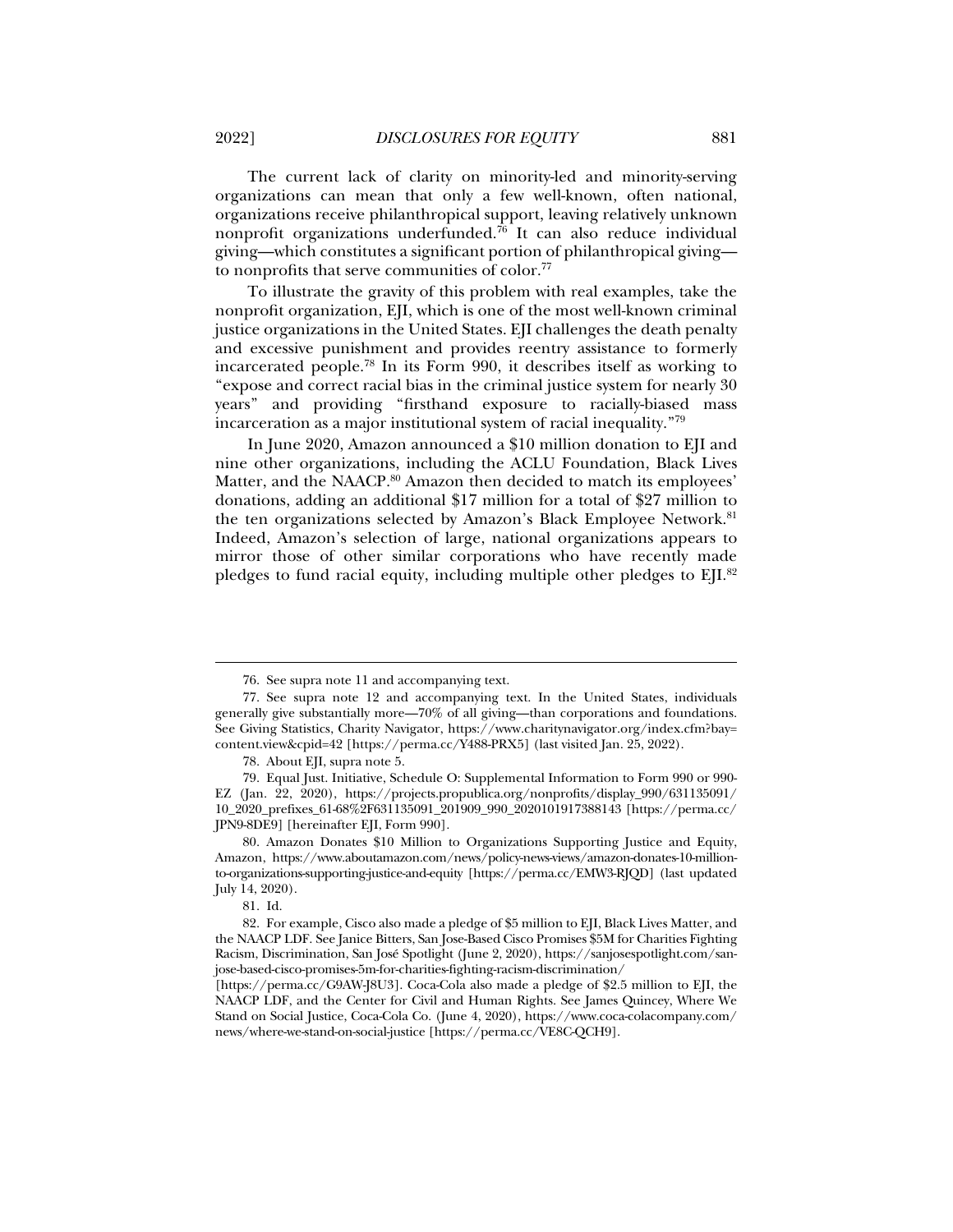The current lack of clarity on minority-led and minority-serving organizations can mean that only a few well-known, often national, organizations receive philanthropical support, leaving relatively unknown nonprofit organizations underfunded.[76] It can also reduce individual giving—which constitutes a significant portion of philanthropical giving—to nonprofits that serve communities of color.[77]

To illustrate the gravity of this problem with real examples, take the nonprofit organization, EJI, which is one of the most well-known criminal justice organizations in the United States. EJI challenges the death penalty and excessive punishment and provides reentry assistance to formerly incarcerated people.[78] In its Form 990, it describes itself as working to "expose and correct racial bias in the criminal justice system for nearly 30 years" and providing "firsthand exposure to racially-biased mass incarceration as a major institutional system of racial inequality."[79]

In June 2020, Amazon announced a $10 million donation to EJI and nine other organizations, including the ACLU Foundation, Black Lives Matter, and the NAACP.[80] Amazon then decided to match its employees' donations, adding an additional $17 million for a total of $27 million to the ten organizations selected by Amazon's Black Employee Network.[81] Indeed, Amazon's selection of large, national organizations appears to mirror those of other similar corporations who have recently made pledges to fund racial equity, including multiple other pledges to EJI.[82]

---

76. See supra note 11 and accompanying text.

77. See supra note 12 and accompanying text. In the United States, individuals generally give substantially more—70% of all giving—than corporations and foundations. See Giving Statistics, Charity Navigator, https://www.charitynavigator.org/index.cfm?bay=content.view&cpid=42 [https://perma.cc/Y488-PRX5] (last visited Jan. 25, 2022).

78. About EJI, supra note 5.

79. Equal Just. Initiative, Schedule O: Supplemental Information to Form 990 or 990-EZ (Jan. 22, 2020), https://projects.propublica.org/nonprofits/display_990/631135091/10_2020_prefixes_61-68%2F631135091_201909_990_2020101917388143 [https://perma.cc/JPN9-8DE9] [hereinafter EJI, Form 990].

80. Amazon Donates $10 Million to Organizations Supporting Justice and Equity, Amazon, https://www.aboutamazon.com/news/policy-news-views/amazon-donates-10-million-to-organizations-supporting-justice-and-equity [https://perma.cc/EMW3-RJQD] (last updated July 14, 2020).

81. Id.

82. For example, Cisco also made a pledge of $5 million to EJI, Black Lives Matter, and the NAACP LDF. See Janice Bitters, San Jose-Based Cisco Promises $5M for Charities Fighting Racism, Discrimination, San José Spotlight (June 2, 2020), https://sanjosespotlight.com/san-jose-based-cisco-promises-5m-for-charities-fighting-racism-discrimination/ [https://perma.cc/G9AW-J8U3]. Coca-Cola also made a pledge of $2.5 million to EJI, the NAACP LDF, and the Center for Civil and Human Rights. See James Quincey, Where We Stand on Social Justice, Coca-Cola Co. (June 4, 2020), https://www.coca-colacompany.com/news/where-we-stand-on-social-justice [https://perma.cc/VE8C-QCH9].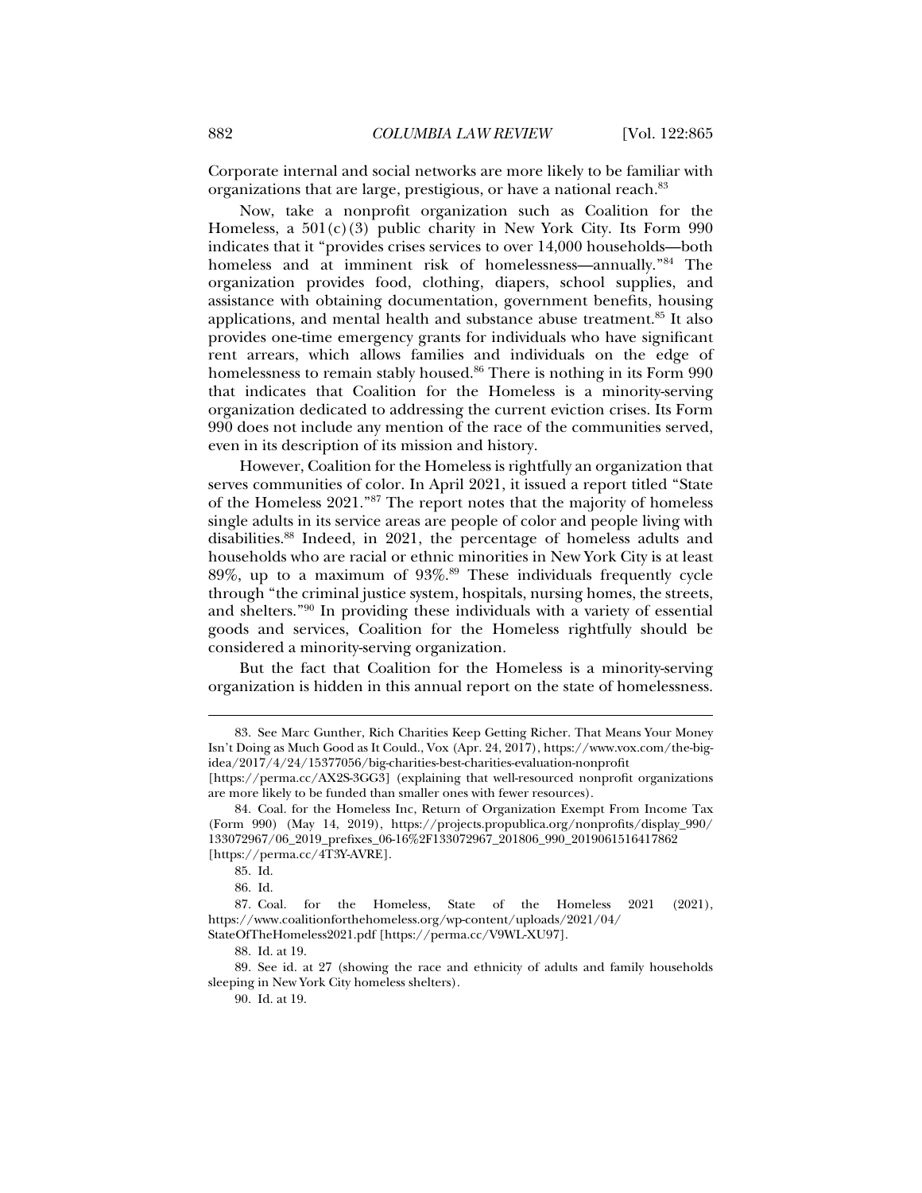Corporate internal and social networks are more likely to be familiar with organizations that are large, prestigious, or have a national reach.[83]

Now, take a nonprofit organization such as Coalition for the Homeless, a 501(c)(3) public charity in New York City. Its Form 990 indicates that it "provides crises services to over 14,000 households—both homeless and at imminent risk of homelessness—annually."[84] The organization provides food, clothing, diapers, school supplies, and assistance with obtaining documentation, government benefits, housing applications, and mental health and substance abuse treatment.[85] It also provides one-time emergency grants for individuals who have significant rent arrears, which allows families and individuals on the edge of homelessness to remain stably housed.[86] There is nothing in its Form 990 that indicates that Coalition for the Homeless is a minority-serving organization dedicated to addressing the current eviction crises. Its Form 990 does not include any mention of the race of the communities served, even in its description of its mission and history.

However, Coalition for the Homeless is rightfully an organization that serves communities of color. In April 2021, it issued a report titled "State of the Homeless 2021."[87] The report notes that the majority of homeless single adults in its service areas are people of color and people living with disabilities.[88] Indeed, in 2021, the percentage of homeless adults and households who are racial or ethnic minorities in New York City is at least 89%, up to a maximum of 93%.[89] These individuals frequently cycle through "the criminal justice system, hospitals, nursing homes, the streets, and shelters."[90] In providing these individuals with a variety of essential goods and services, Coalition for the Homeless rightfully should be considered a minority-serving organization.

But the fact that Coalition for the Homeless is a minority-serving organization is hidden in this annual report on the state of homelessness.

---

83. See Marc Gunther, Rich Charities Keep Getting Richer. That Means Your Money Isn't Doing as Much Good as It Could., Vox (Apr. 24, 2017), https://www.vox.com/the-big-idea/2017/4/24/15377056/big-charities-best-charities-evaluation-nonprofit [https://perma.cc/AX2S-3GG3] (explaining that well-resourced nonprofit organizations are more likely to be funded than smaller ones with fewer resources).

84. Coal. for the Homeless Inc, Return of Organization Exempt From Income Tax (Form 990) (May 14, 2019), https://projects.propublica.org/nonprofits/display_990/133072967/06_2019_prefixes_06-16%2F133072967_201806_990_2019061516417862 [https://perma.cc/4T3Y-AVRE].

85. Id.

86. Id.

87. Coal. for the Homeless, State of the Homeless 2021 (2021), https://www.coalitionforthehomeless.org/wp-content/uploads/2021/04/StateOfTheHomeless2021.pdf [https://perma.cc/V9WL-XU97].

88. Id. at 19.

89. See id. at 27 (showing the race and ethnicity of adults and family households sleeping in New York City homeless shelters).

90. Id. at 19.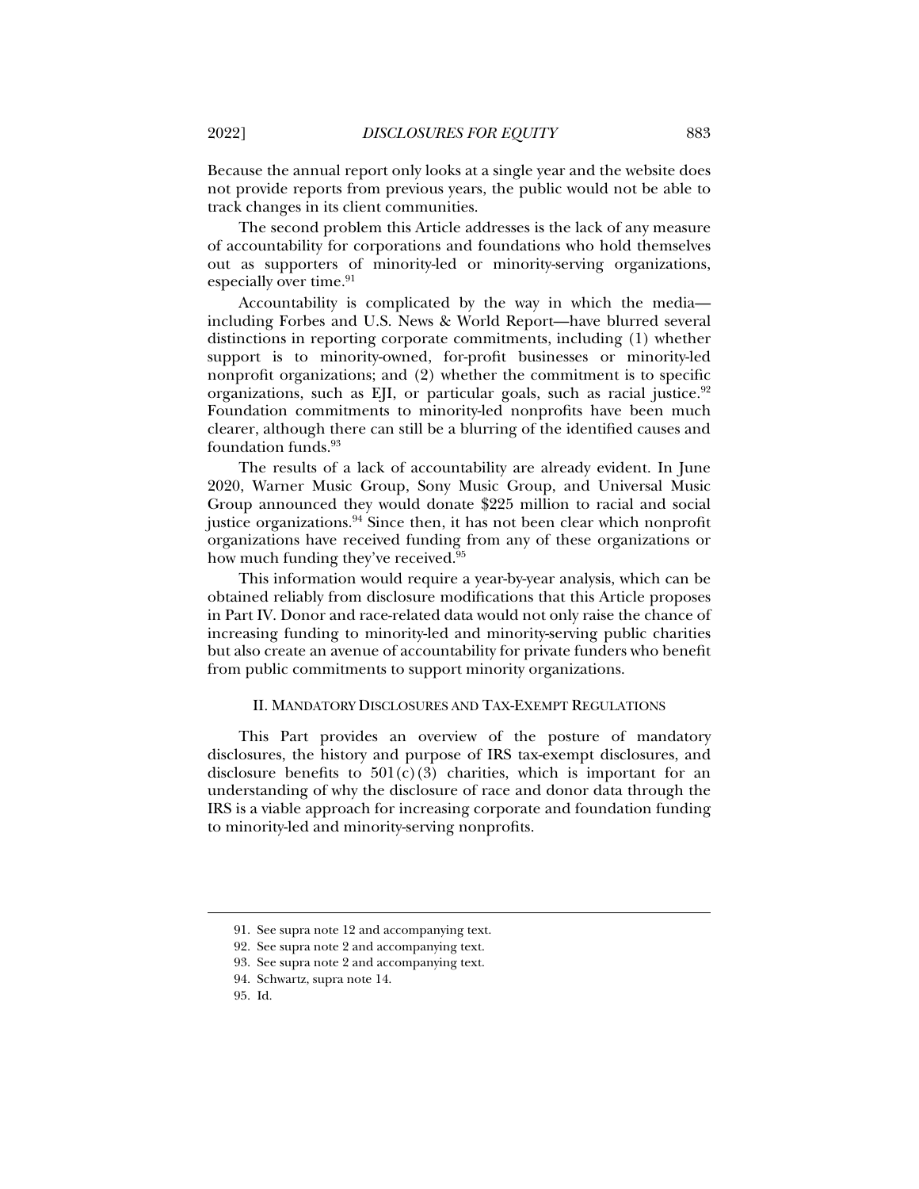Because the annual report only looks at a single year and the website does not provide reports from previous years, the public would not be able to track changes in its client communities.

The second problem this Article addresses is the lack of any measure of accountability for corporations and foundations who hold themselves out as supporters of minority-led or minority-serving organizations, especially over time.[91]

Accountability is complicated by the way in which the media—including Forbes and U.S. News & World Report—have blurred several distinctions in reporting corporate commitments, including (1) whether support is to minority-owned, for-profit businesses or minority-led nonprofit organizations; and (2) whether the commitment is to specific organizations, such as EJI, or particular goals, such as racial justice.[92] Foundation commitments to minority-led nonprofits have been much clearer, although there can still be a blurring of the identified causes and foundation funds.[93]

The results of a lack of accountability are already evident. In June 2020, Warner Music Group, Sony Music Group, and Universal Music Group announced they would donate $225 million to racial and social justice organizations.[94] Since then, it has not been clear which nonprofit organizations have received funding from any of these organizations or how much funding they've received.[95]

This information would require a year-by-year analysis, which can be obtained reliably from disclosure modifications that this Article proposes in Part IV. Donor and race-related data would not only raise the chance of increasing funding to minority-led and minority-serving public charities but also create an avenue of accountability for private funders who benefit from public commitments to support minority organizations.

## II. MANDATORY DISCLOSURES AND TAX-EXEMPT REGULATIONS

This Part provides an overview of the posture of mandatory disclosures, the history and purpose of IRS tax-exempt disclosures, and disclosure benefits to 501(c)(3) charities, which is important for an understanding of why the disclosure of race and donor data through the IRS is a viable approach for increasing corporate and foundation funding to minority-led and minority-serving nonprofits.

---

91. See supra note 12 and accompanying text.

92. See supra note 2 and accompanying text.

93. See supra note 2 and accompanying text.

94. Schwartz, supra note 14.

95. Id.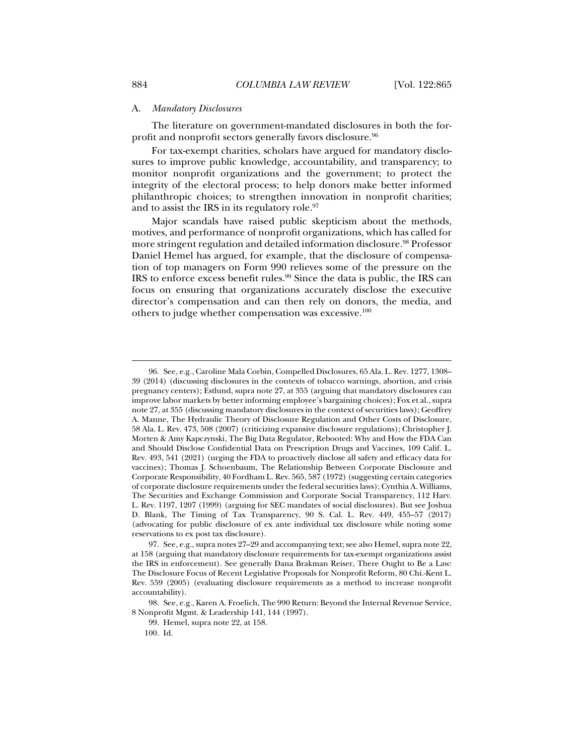### A. *Mandatory Disclosures*

The literature on government-mandated disclosures in both the for-profit and nonprofit sectors generally favors disclosure.[96]

For tax-exempt charities, scholars have argued for mandatory disclosures to improve public knowledge, accountability, and transparency; to monitor nonprofit organizations and the government; to protect the integrity of the electoral process; to help donors make better informed philanthropic choices; to strengthen innovation in nonprofit charities; and to assist the IRS in its regulatory role.[97]

Major scandals have raised public skepticism about the methods, motives, and performance of nonprofit organizations, which has called for more stringent regulation and detailed information disclosure.[98] Professor Daniel Hemel has argued, for example, that the disclosure of compensation of top managers on Form 990 relieves some of the pressure on the IRS to enforce excess benefit rules.[99] Since the data is public, the IRS can focus on ensuring that organizations accurately disclose the executive director's compensation and can then rely on donors, the media, and others to judge whether compensation was excessive.[100]

---

96. See, e.g., Caroline Mala Corbin, Compelled Disclosures, 65 Ala. L. Rev. 1277, 1308–39 (2014) (discussing disclosures in the contexts of tobacco warnings, abortion, and crisis pregnancy centers); Estlund, supra note 27, at 355 (arguing that mandatory disclosures can improve labor markets by better informing employee's bargaining choices); Fox et al., supra note 27, at 355 (discussing mandatory disclosures in the context of securities laws); Geoffrey A. Manne, The Hydraulic Theory of Disclosure Regulation and Other Costs of Disclosure, 58 Ala. L. Rev. 473, 508 (2007) (criticizing expansive disclosure regulations); Christopher J. Morten & Amy Kapczynski, The Big Data Regulator, Rebooted: Why and How the FDA Can and Should Disclose Confidential Data on Prescription Drugs and Vaccines, 109 Calif. L. Rev. 493, 541 (2021) (urging the FDA to proactively disclose all safety and efficacy data for vaccines); Thomas J. Schoenbaum, The Relationship Between Corporate Disclosure and Corporate Responsibility, 40 Fordham L. Rev. 565, 587 (1972) (suggesting certain categories of corporate disclosure requirements under the federal securities laws); Cynthia A. Williams, The Securities and Exchange Commission and Corporate Social Transparency, 112 Harv. L. Rev. 1197, 1207 (1999) (arguing for SEC mandates of social disclosures). But see Joshua D. Blank, The Timing of Tax Transparency, 90 S. Cal. L. Rev. 449, 455–57 (2017) (advocating for public disclosure of ex ante individual tax disclosure while noting some reservations to ex post tax disclosure).

97. See, e.g., supra notes 27–29 and accompanying text; see also Hemel, supra note 22, at 158 (arguing that mandatory disclosure requirements for tax-exempt organizations assist the IRS in enforcement). See generally Dana Brakman Reiser, There Ought to Be a Law: The Disclosure Focus of Recent Legislative Proposals for Nonprofit Reform, 80 Chi.-Kent L. Rev. 559 (2005) (evaluating disclosure requirements as a method to increase nonprofit accountability).

98. See, e.g., Karen A. Froelich, The 990 Return: Beyond the Internal Revenue Service, 8 Nonprofit Mgmt. & Leadership 141, 144 (1997).

99. Hemel, supra note 22, at 158.

100. Id.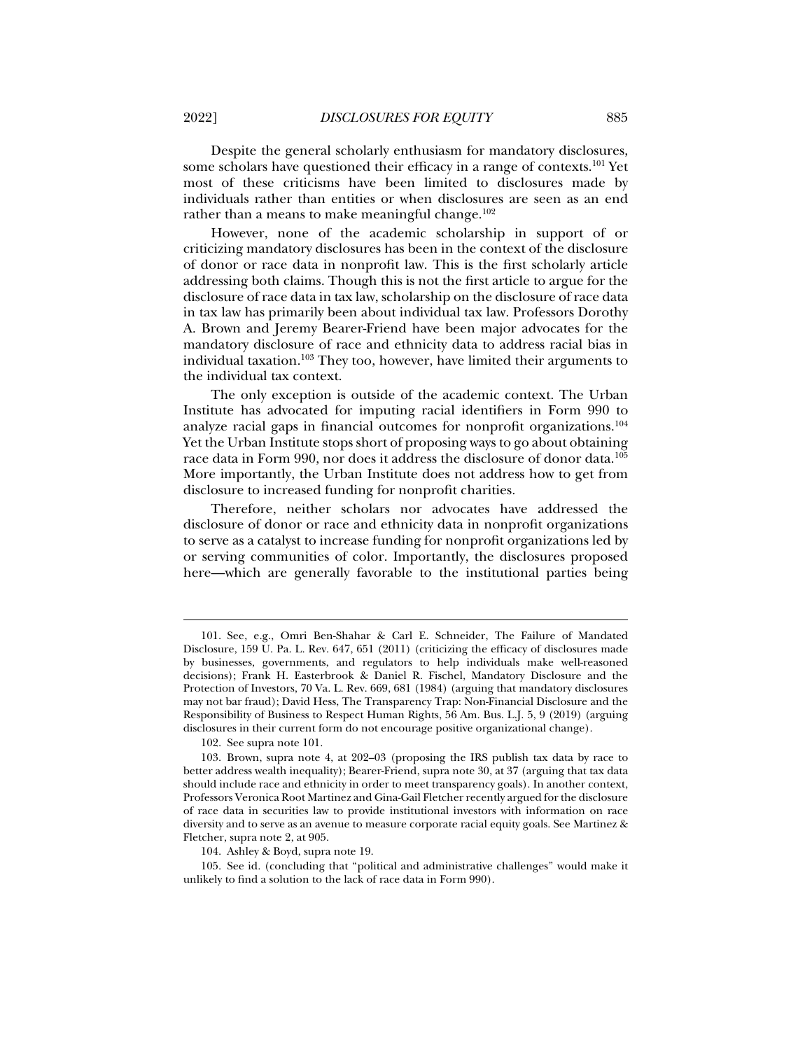Despite the general scholarly enthusiasm for mandatory disclosures, some scholars have questioned their efficacy in a range of contexts.[101] Yet most of these criticisms have been limited to disclosures made by individuals rather than entities or when disclosures are seen as an end rather than a means to make meaningful change.[102]

However, none of the academic scholarship in support of or criticizing mandatory disclosures has been in the context of the disclosure of donor or race data in nonprofit law. This is the first scholarly article addressing both claims. Though this is not the first article to argue for the disclosure of race data in tax law, scholarship on the disclosure of race data in tax law has primarily been about individual tax law. Professors Dorothy A. Brown and Jeremy Bearer-Friend have been major advocates for the mandatory disclosure of race and ethnicity data to address racial bias in individual taxation.[103] They too, however, have limited their arguments to the individual tax context.

The only exception is outside of the academic context. The Urban Institute has advocated for imputing racial identifiers in Form 990 to analyze racial gaps in financial outcomes for nonprofit organizations.[104] Yet the Urban Institute stops short of proposing ways to go about obtaining race data in Form 990, nor does it address the disclosure of donor data.[105] More importantly, the Urban Institute does not address how to get from disclosure to increased funding for nonprofit charities.

Therefore, neither scholars nor advocates have addressed the disclosure of donor or race and ethnicity data in nonprofit organizations to serve as a catalyst to increase funding for nonprofit organizations led by or serving communities of color. Importantly, the disclosures proposed here—which are generally favorable to the institutional parties being

---

101. See, e.g., Omri Ben-Shahar & Carl E. Schneider, The Failure of Mandated Disclosure, 159 U. Pa. L. Rev. 647, 651 (2011) (criticizing the efficacy of disclosures made by businesses, governments, and regulators to help individuals make well-reasoned decisions); Frank H. Easterbrook & Daniel R. Fischel, Mandatory Disclosure and the Protection of Investors, 70 Va. L. Rev. 669, 681 (1984) (arguing that mandatory disclosures may not bar fraud); David Hess, The Transparency Trap: Non-Financial Disclosure and the Responsibility of Business to Respect Human Rights, 56 Am. Bus. L.J. 5, 9 (2019) (arguing disclosures in their current form do not encourage positive organizational change).

102. See supra note 101.

103. Brown, supra note 4, at 202–03 (proposing the IRS publish tax data by race to better address wealth inequality); Bearer-Friend, supra note 30, at 37 (arguing that tax data should include race and ethnicity in order to meet transparency goals). In another context, Professors Veronica Root Martinez and Gina-Gail Fletcher recently argued for the disclosure of race data in securities law to provide institutional investors with information on race diversity and to serve as an avenue to measure corporate racial equity goals. See Martinez & Fletcher, supra note 2, at 905.

104. Ashley & Boyd, supra note 19.

105. See id. (concluding that "political and administrative challenges" would make it unlikely to find a solution to the lack of race data in Form 990).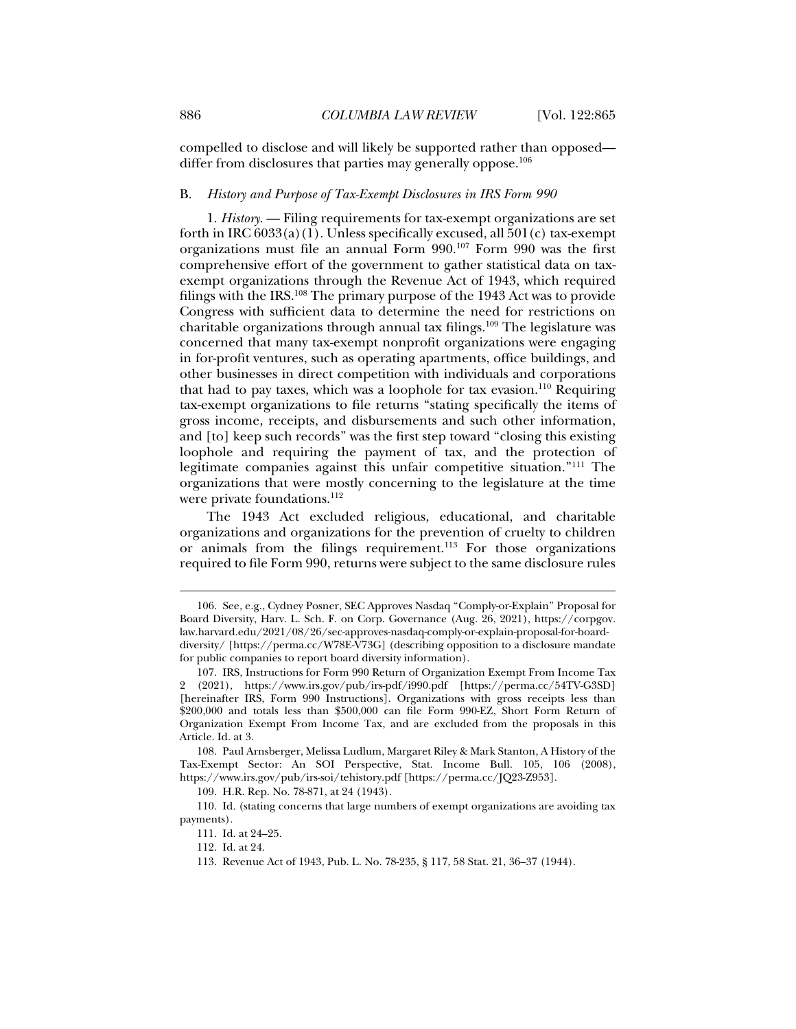compelled to disclose and will likely be supported rather than opposed—differ from disclosures that parties may generally oppose.[106]

### B. *History and Purpose of Tax-Exempt Disclosures in IRS Form 990*

1. *History*. — Filing requirements for tax-exempt organizations are set forth in IRC 6033(a)(1). Unless specifically excused, all 501(c) tax-exempt organizations must file an annual Form 990.[107] Form 990 was the first comprehensive effort of the government to gather statistical data on tax-exempt organizations through the Revenue Act of 1943, which required filings with the IRS.[108] The primary purpose of the 1943 Act was to provide Congress with sufficient data to determine the need for restrictions on charitable organizations through annual tax filings.[109] The legislature was concerned that many tax-exempt nonprofit organizations were engaging in for-profit ventures, such as operating apartments, office buildings, and other businesses in direct competition with individuals and corporations that had to pay taxes, which was a loophole for tax evasion.[110] Requiring tax-exempt organizations to file returns "stating specifically the items of gross income, receipts, and disbursements and such other information, and [to] keep such records" was the first step toward "closing this existing loophole and requiring the payment of tax, and the protection of legitimate companies against this unfair competitive situation."[111] The organizations that were mostly concerning to the legislature at the time were private foundations.[112]

The 1943 Act excluded religious, educational, and charitable organizations and organizations for the prevention of cruelty to children or animals from the filings requirement.[113] For those organizations required to file Form 990, returns were subject to the same disclosure rules

---

106. See, e.g., Cydney Posner, SEC Approves Nasdaq "Comply-or-Explain" Proposal for Board Diversity, Harv. L. Sch. F. on Corp. Governance (Aug. 26, 2021), https://corpgov.law.harvard.edu/2021/08/26/sec-approves-nasdaq-comply-or-explain-proposal-for-board-diversity/ [https://perma.cc/W78E-V73G] (describing opposition to a disclosure mandate for public companies to report board diversity information).

107. IRS, Instructions for Form 990 Return of Organization Exempt From Income Tax 2 (2021), https://www.irs.gov/pub/irs-pdf/i990.pdf [https://perma.cc/54TV-G3SD] [hereinafter IRS, Form 990 Instructions]. Organizations with gross receipts less than $200,000 and totals less than $500,000 can file Form 990-EZ, Short Form Return of Organization Exempt From Income Tax, and are excluded from the proposals in this Article. Id. at 3.

108. Paul Arnsberger, Melissa Ludlum, Margaret Riley & Mark Stanton, A History of the Tax-Exempt Sector: An SOI Perspective, Stat. Income Bull. 105, 106 (2008), https://www.irs.gov/pub/irs-soi/tehistory.pdf [https://perma.cc/JQ23-Z953].

109. H.R. Rep. No. 78-871, at 24 (1943).

110. Id. (stating concerns that large numbers of exempt organizations are avoiding tax payments).

111. Id. at 24–25.

112. Id. at 24.

113. Revenue Act of 1943, Pub. L. No. 78-235, § 117, 58 Stat. 21, 36–37 (1944).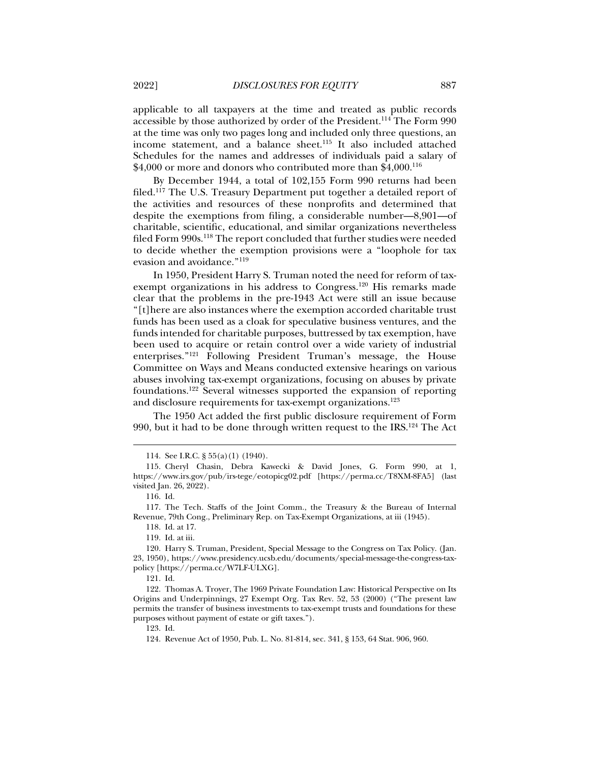applicable to all taxpayers at the time and treated as public records accessible by those authorized by order of the President.[114] The Form 990 at the time was only two pages long and included only three questions, an income statement, and a balance sheet.[115] It also included attached Schedules for the names and addresses of individuals paid a salary of $4,000 or more and donors who contributed more than $4,000.[116]

By December 1944, a total of 102,155 Form 990 returns had been filed.[117] The U.S. Treasury Department put together a detailed report of the activities and resources of these nonprofits and determined that despite the exemptions from filing, a considerable number—8,901—of charitable, scientific, educational, and similar organizations nevertheless filed Form 990s.[118] The report concluded that further studies were needed to decide whether the exemption provisions were a "loophole for tax evasion and avoidance."[119]

In 1950, President Harry S. Truman noted the need for reform of tax-exempt organizations in his address to Congress.[120] His remarks made clear that the problems in the pre-1943 Act were still an issue because "[t]here are also instances where the exemption accorded charitable trust funds has been used as a cloak for speculative business ventures, and the funds intended for charitable purposes, buttressed by tax exemption, have been used to acquire or retain control over a wide variety of industrial enterprises."[121] Following President Truman's message, the House Committee on Ways and Means conducted extensive hearings on various abuses involving tax-exempt organizations, focusing on abuses by private foundations.[122] Several witnesses supported the expansion of reporting and disclosure requirements for tax-exempt organizations.[123]

The 1950 Act added the first public disclosure requirement of Form 990, but it had to be done through written request to the IRS.[124] The Act

---

114. See I.R.C. § 55(a)(1) (1940).

115. Cheryl Chasin, Debra Kawecki & David Jones, G. Form 990, at 1, https://www.irs.gov/pub/irs-tege/eotopicg02.pdf [https://perma.cc/T8XM-8FA5] (last visited Jan. 26, 2022).

116. Id.

117. The Tech. Staffs of the Joint Comm., the Treasury & the Bureau of Internal Revenue, 79th Cong., Preliminary Rep. on Tax-Exempt Organizations, at iii (1945).

118. Id. at 17.

119. Id. at iii.

120. Harry S. Truman, President, Special Message to the Congress on Tax Policy. (Jan. 23, 1950), https://www.presidency.ucsb.edu/documents/special-message-the-congress-tax-policy [https://perma.cc/W7LF-ULXG].

121. Id.

122. Thomas A. Troyer, The 1969 Private Foundation Law: Historical Perspective on Its Origins and Underpinnings, 27 Exempt Org. Tax Rev. 52, 53 (2000) ("The present law permits the transfer of business investments to tax-exempt trusts and foundations for these purposes without payment of estate or gift taxes.").

123. Id.

124. Revenue Act of 1950, Pub. L. No. 81-814, sec. 341, § 153, 64 Stat. 906, 960.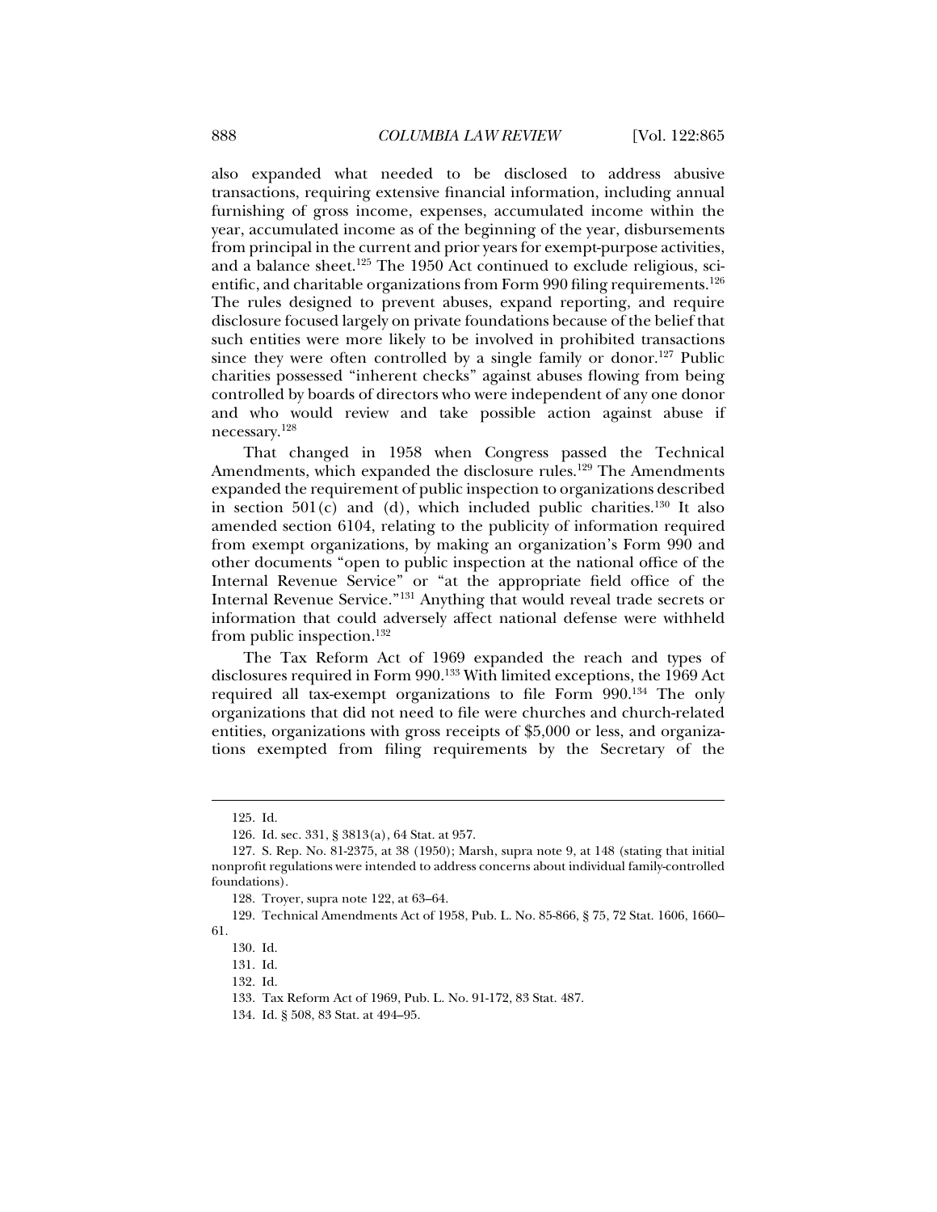also expanded what needed to be disclosed to address abusive transactions, requiring extensive financial information, including annual furnishing of gross income, expenses, accumulated income within the year, accumulated income as of the beginning of the year, disbursements from principal in the current and prior years for exempt-purpose activities, and a balance sheet.[125] The 1950 Act continued to exclude religious, scientific, and charitable organizations from Form 990 filing requirements.[126] The rules designed to prevent abuses, expand reporting, and require disclosure focused largely on private foundations because of the belief that such entities were more likely to be involved in prohibited transactions since they were often controlled by a single family or donor.[127] Public charities possessed "inherent checks" against abuses flowing from being controlled by boards of directors who were independent of any one donor and who would review and take possible action against abuse if necessary.[128]

That changed in 1958 when Congress passed the Technical Amendments, which expanded the disclosure rules.[129] The Amendments expanded the requirement of public inspection to organizations described in section 501(c) and (d), which included public charities.[130] It also amended section 6104, relating to the publicity of information required from exempt organizations, by making an organization's Form 990 and other documents "open to public inspection at the national office of the Internal Revenue Service" or "at the appropriate field office of the Internal Revenue Service."[131] Anything that would reveal trade secrets or information that could adversely affect national defense were withheld from public inspection.[132]

The Tax Reform Act of 1969 expanded the reach and types of disclosures required in Form 990.[133] With limited exceptions, the 1969 Act required all tax-exempt organizations to file Form 990.[134] The only organizations that did not need to file were churches and church-related entities, organizations with gross receipts of $5,000 or less, and organizations exempted from filing requirements by the Secretary of the

---

125. Id.

126. Id. sec. 331, § 3813(a), 64 Stat. at 957.

127. S. Rep. No. 81-2375, at 38 (1950); Marsh, supra note 9, at 148 (stating that initial nonprofit regulations were intended to address concerns about individual family-controlled foundations).

128. Troyer, supra note 122, at 63–64.

129. Technical Amendments Act of 1958, Pub. L. No. 85-866, § 75, 72 Stat. 1606, 1660–61.

130. Id.

131. Id.

132. Id.

133. Tax Reform Act of 1969, Pub. L. No. 91-172, 83 Stat. 487.

134. Id. § 508, 83 Stat. at 494–95.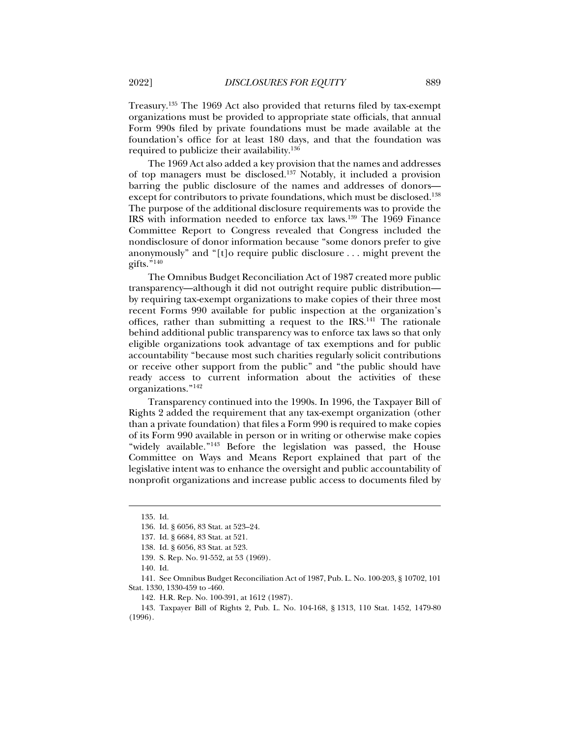Treasury.[135] The 1969 Act also provided that returns filed by tax-exempt organizations must be provided to appropriate state officials, that annual Form 990s filed by private foundations must be made available at the foundation's office for at least 180 days, and that the foundation was required to publicize their availability.[136]

The 1969 Act also added a key provision that the names and addresses of top managers must be disclosed.[137] Notably, it included a provision barring the public disclosure of the names and addresses of donors—except for contributors to private foundations, which must be disclosed.[138] The purpose of the additional disclosure requirements was to provide the IRS with information needed to enforce tax laws.[139] The 1969 Finance Committee Report to Congress revealed that Congress included the nondisclosure of donor information because "some donors prefer to give anonymously" and "[t]o require public disclosure . . . might prevent the gifts."[140]

The Omnibus Budget Reconciliation Act of 1987 created more public transparency—although it did not outright require public distribution—by requiring tax-exempt organizations to make copies of their three most recent Forms 990 available for public inspection at the organization's offices, rather than submitting a request to the IRS.[141] The rationale behind additional public transparency was to enforce tax laws so that only eligible organizations took advantage of tax exemptions and for public accountability "because most such charities regularly solicit contributions or receive other support from the public" and "the public should have ready access to current information about the activities of these organizations."[142]

Transparency continued into the 1990s. In 1996, the Taxpayer Bill of Rights 2 added the requirement that any tax-exempt organization (other than a private foundation) that files a Form 990 is required to make copies of its Form 990 available in person or in writing or otherwise make copies "widely available."[143] Before the legislation was passed, the House Committee on Ways and Means Report explained that part of the legislative intent was to enhance the oversight and public accountability of nonprofit organizations and increase public access to documents filed by

---

135. Id.

136. Id. § 6056, 83 Stat. at 523–24.

137. Id. § 6684, 83 Stat. at 521.

138. Id. § 6056, 83 Stat. at 523.

139. S. Rep. No. 91-552, at 53 (1969).

140. Id.

141. See Omnibus Budget Reconciliation Act of 1987, Pub. L. No. 100-203, § 10702, 101 Stat. 1330, 1330-459 to -460.

142. H.R. Rep. No. 100-391, at 1612 (1987).

143. Taxpayer Bill of Rights 2, Pub. L. No. 104-168, § 1313, 110 Stat. 1452, 1479-80 (1996).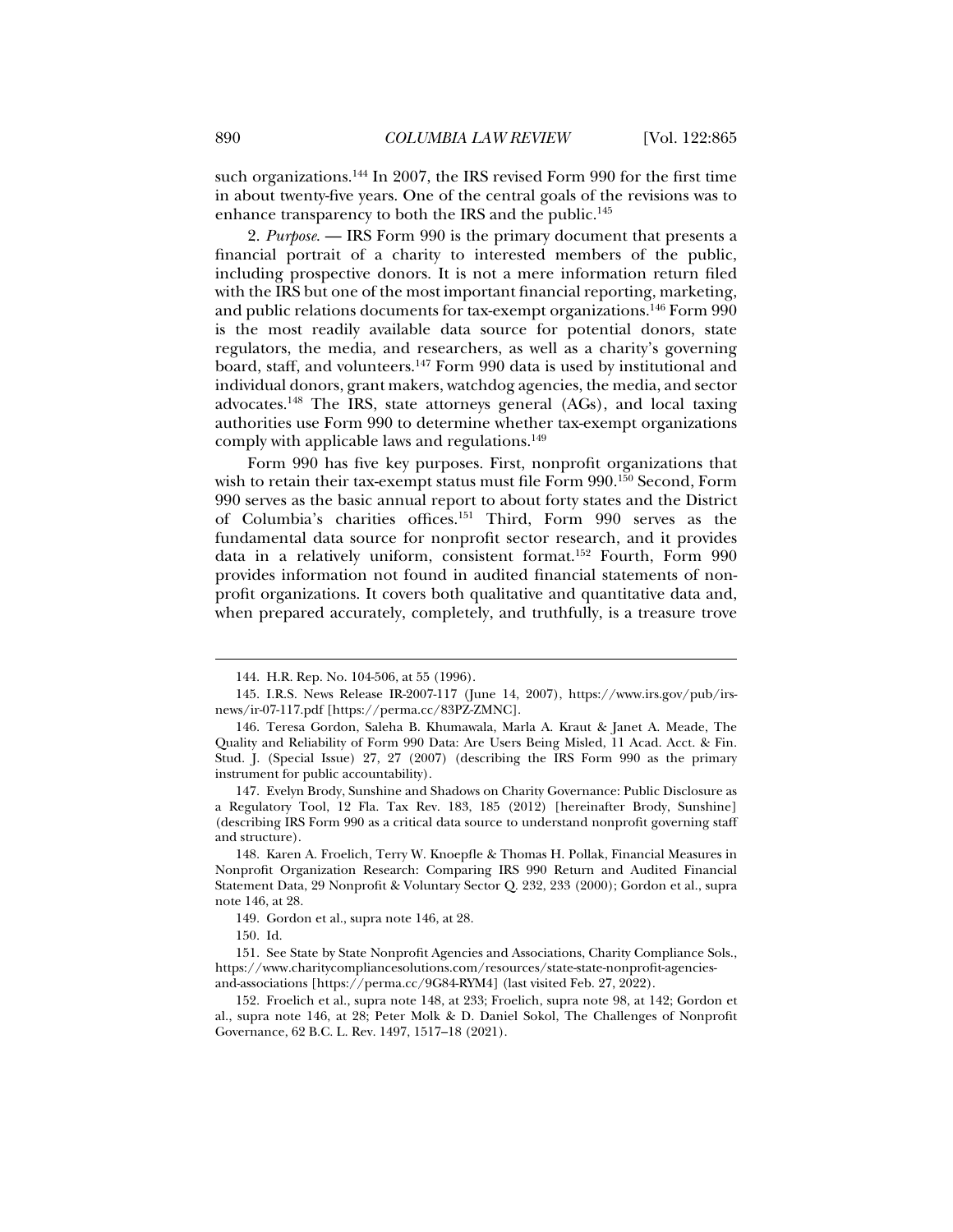such organizations.[144] In 2007, the IRS revised Form 990 for the first time in about twenty-five years. One of the central goals of the revisions was to enhance transparency to both the IRS and the public.[145]

2. *Purpose*. — IRS Form 990 is the primary document that presents a financial portrait of a charity to interested members of the public, including prospective donors. It is not a mere information return filed with the IRS but one of the most important financial reporting, marketing, and public relations documents for tax-exempt organizations.[146] Form 990 is the most readily available data source for potential donors, state regulators, the media, and researchers, as well as a charity's governing board, staff, and volunteers.[147] Form 990 data is used by institutional and individual donors, grant makers, watchdog agencies, the media, and sector advocates.[148] The IRS, state attorneys general (AGs), and local taxing authorities use Form 990 to determine whether tax-exempt organizations comply with applicable laws and regulations.[149]

Form 990 has five key purposes. First, nonprofit organizations that wish to retain their tax-exempt status must file Form 990.[150] Second, Form 990 serves as the basic annual report to about forty states and the District of Columbia's charities offices.[151] Third, Form 990 serves as the fundamental data source for nonprofit sector research, and it provides data in a relatively uniform, consistent format.[152] Fourth, Form 990 provides information not found in audited financial statements of nonprofit organizations. It covers both qualitative and quantitative data and, when prepared accurately, completely, and truthfully, is a treasure trove

---

144. H.R. Rep. No. 104-506, at 55 (1996).

145. I.R.S. News Release IR-2007-117 (June 14, 2007), https://www.irs.gov/pub/irs-news/ir-07-117.pdf [https://perma.cc/83PZ-ZMNC].

146. Teresa Gordon, Saleha B. Khumawala, Marla A. Kraut & Janet A. Meade, The Quality and Reliability of Form 990 Data: Are Users Being Misled, 11 Acad. Acct. & Fin. Stud. J. (Special Issue) 27, 27 (2007) (describing the IRS Form 990 as the primary instrument for public accountability).

147. Evelyn Brody, Sunshine and Shadows on Charity Governance: Public Disclosure as a Regulatory Tool, 12 Fla. Tax Rev. 183, 185 (2012) [hereinafter Brody, Sunshine] (describing IRS Form 990 as a critical data source to understand nonprofit governing staff and structure).

148. Karen A. Froelich, Terry W. Knoepfle & Thomas H. Pollak, Financial Measures in Nonprofit Organization Research: Comparing IRS 990 Return and Audited Financial Statement Data, 29 Nonprofit & Voluntary Sector Q. 232, 233 (2000); Gordon et al., supra note 146, at 28.

149. Gordon et al., supra note 146, at 28.

150. Id.

151. See State by State Nonprofit Agencies and Associations, Charity Compliance Sols., https://www.charitycompliancesolutions.com/resources/state-state-nonprofit-agencies-and-associations [https://perma.cc/9G84-RYM4] (last visited Feb. 27, 2022).

152. Froelich et al., supra note 148, at 233; Froelich, supra note 98, at 142; Gordon et al., supra note 146, at 28; Peter Molk & D. Daniel Sokol, The Challenges of Nonprofit Governance, 62 B.C. L. Rev. 1497, 1517–18 (2021).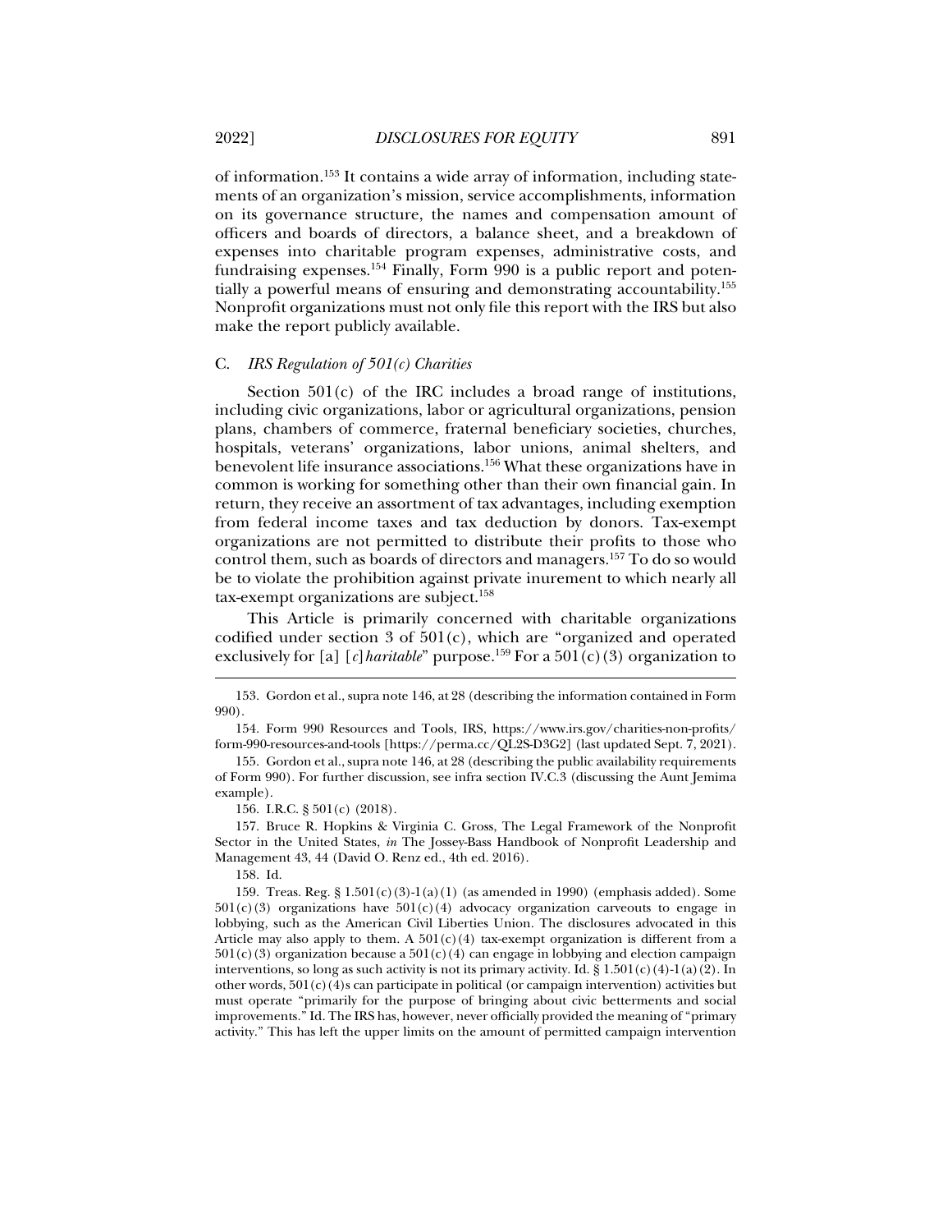of information.[153] It contains a wide array of information, including statements of an organization's mission, service accomplishments, information on its governance structure, the names and compensation amount of officers and boards of directors, a balance sheet, and a breakdown of expenses into charitable program expenses, administrative costs, and fundraising expenses.[154] Finally, Form 990 is a public report and potentially a powerful means of ensuring and demonstrating accountability.[155] Nonprofit organizations must not only file this report with the IRS but also make the report publicly available.

### C. *IRS Regulation of 501(c) Charities*

Section 501(c) of the IRC includes a broad range of institutions, including civic organizations, labor or agricultural organizations, pension plans, chambers of commerce, fraternal beneficiary societies, churches, hospitals, veterans' organizations, labor unions, animal shelters, and benevolent life insurance associations.[156] What these organizations have in common is working for something other than their own financial gain. In return, they receive an assortment of tax advantages, including exemption from federal income taxes and tax deduction by donors. Tax-exempt organizations are not permitted to distribute their profits to those who control them, such as boards of directors and managers.[157] To do so would be to violate the prohibition against private inurement to which nearly all tax-exempt organizations are subject.[158]

This Article is primarily concerned with charitable organizations codified under section 3 of 501(c), which are "organized and operated exclusively for [a] [*c*]*haritable*" purpose.[159] For a 501(c)(3) organization to

---

153. Gordon et al., supra note 146, at 28 (describing the information contained in Form 990).

154. Form 990 Resources and Tools, IRS, https://www.irs.gov/charities-non-profits/form-990-resources-and-tools [https://perma.cc/QL2S-D3G2] (last updated Sept. 7, 2021).

155. Gordon et al., supra note 146, at 28 (describing the public availability requirements of Form 990). For further discussion, see infra section IV.C.3 (discussing the Aunt Jemima example).

156. I.R.C. § 501(c) (2018).

157. Bruce R. Hopkins & Virginia C. Gross, The Legal Framework of the Nonprofit Sector in the United States, *in* The Jossey-Bass Handbook of Nonprofit Leadership and Management 43, 44 (David O. Renz ed., 4th ed. 2016).

158. Id.

159. Treas. Reg. § 1.501(c)(3)-1(a)(1) (as amended in 1990) (emphasis added). Some 501(c)(3) organizations have 501(c)(4) advocacy organization carveouts to engage in lobbying, such as the American Civil Liberties Union. The disclosures advocated in this Article may also apply to them. A 501(c)(4) tax-exempt organization is different from a 501(c)(3) organization because a 501(c)(4) can engage in lobbying and election campaign interventions, so long as such activity is not its primary activity. Id. § 1.501(c)(4)-1(a)(2). In other words, 501(c)(4)s can participate in political (or campaign intervention) activities but must operate "primarily for the purpose of bringing about civic betterments and social improvements." Id. The IRS has, however, never officially provided the meaning of "primary activity." This has left the upper limits on the amount of permitted campaign intervention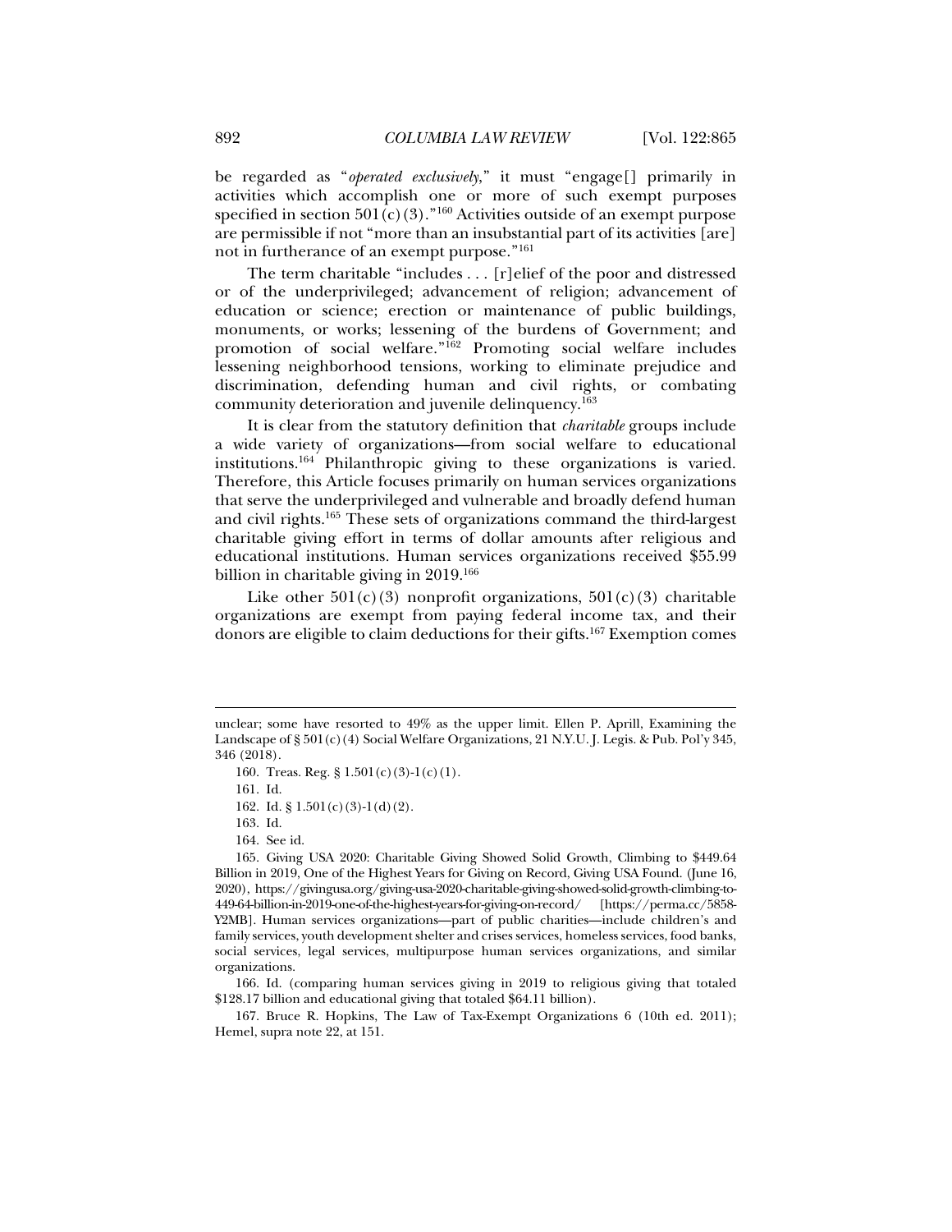be regarded as "*operated exclusively*," it must "engage[] primarily in activities which accomplish one or more of such exempt purposes specified in section 501(c)(3)."[160] Activities outside of an exempt purpose are permissible if not "more than an insubstantial part of its activities [are] not in furtherance of an exempt purpose."[161]

The term charitable "includes . . . [r]elief of the poor and distressed or of the underprivileged; advancement of religion; advancement of education or science; erection or maintenance of public buildings, monuments, or works; lessening of the burdens of Government; and promotion of social welfare."[162] Promoting social welfare includes lessening neighborhood tensions, working to eliminate prejudice and discrimination, defending human and civil rights, or combating community deterioration and juvenile delinquency.[163]

It is clear from the statutory definition that *charitable* groups include a wide variety of organizations—from social welfare to educational institutions.[164] Philanthropic giving to these organizations is varied. Therefore, this Article focuses primarily on human services organizations that serve the underprivileged and vulnerable and broadly defend human and civil rights.[165] These sets of organizations command the third-largest charitable giving effort in terms of dollar amounts after religious and educational institutions. Human services organizations received $55.99 billion in charitable giving in 2019.[166]

Like other 501(c)(3) nonprofit organizations, 501(c)(3) charitable organizations are exempt from paying federal income tax, and their donors are eligible to claim deductions for their gifts.[167] Exemption comes

---

unclear; some have resorted to 49% as the upper limit. Ellen P. Aprill, Examining the Landscape of § 501(c)(4) Social Welfare Organizations, 21 N.Y.U. J. Legis. & Pub. Pol'y 345, 346 (2018).

160. Treas. Reg. § 1.501(c)(3)-1(c)(1).

161. Id.

162. Id. § 1.501(c)(3)-1(d)(2).

163. Id.

164. See id.

165. Giving USA 2020: Charitable Giving Showed Solid Growth, Climbing to $449.64 Billion in 2019, One of the Highest Years for Giving on Record, Giving USA Found. (June 16, 2020), https://givingusa.org/giving-usa-2020-charitable-giving-showed-solid-growth-climbing-to-449-64-billion-in-2019-one-of-the-highest-years-for-giving-on-record/ [https://perma.cc/5858-Y2MB]. Human services organizations—part of public charities—include children's and family services, youth development shelter and crises services, homeless services, food banks, social services, legal services, multipurpose human services organizations, and similar organizations.

166. Id. (comparing human services giving in 2019 to religious giving that totaled $128.17 billion and educational giving that totaled $64.11 billion).

167. Bruce R. Hopkins, The Law of Tax-Exempt Organizations 6 (10th ed. 2011); Hemel, supra note 22, at 151.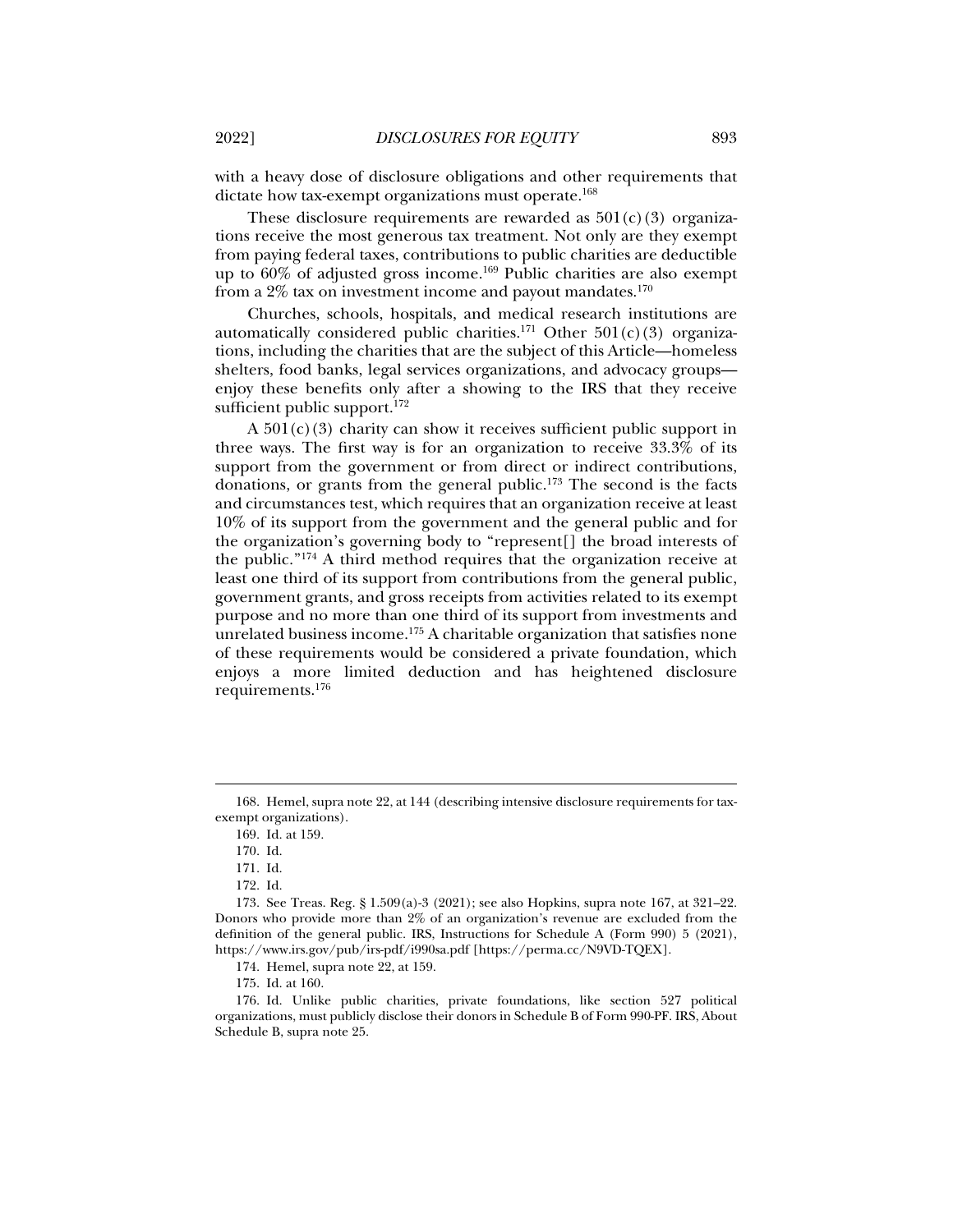with a heavy dose of disclosure obligations and other requirements that dictate how tax-exempt organizations must operate.[168]

These disclosure requirements are rewarded as 501(c)(3) organizations receive the most generous tax treatment. Not only are they exempt from paying federal taxes, contributions to public charities are deductible up to 60% of adjusted gross income.[169] Public charities are also exempt from a 2% tax on investment income and payout mandates.[170]

Churches, schools, hospitals, and medical research institutions are automatically considered public charities.[171] Other 501(c)(3) organizations, including the charities that are the subject of this Article—homeless shelters, food banks, legal services organizations, and advocacy groups—enjoy these benefits only after a showing to the IRS that they receive sufficient public support.[172]

A 501(c)(3) charity can show it receives sufficient public support in three ways. The first way is for an organization to receive 33.3% of its support from the government or from direct or indirect contributions, donations, or grants from the general public.[173] The second is the facts and circumstances test, which requires that an organization receive at least 10% of its support from the government and the general public and for the organization's governing body to "represent[] the broad interests of the public."[174] A third method requires that the organization receive at least one third of its support from contributions from the general public, government grants, and gross receipts from activities related to its exempt purpose and no more than one third of its support from investments and unrelated business income.[175] A charitable organization that satisfies none of these requirements would be considered a private foundation, which enjoys a more limited deduction and has heightened disclosure requirements.[176]

---

168. Hemel, supra note 22, at 144 (describing intensive disclosure requirements for tax-exempt organizations).

169. Id. at 159.

170. Id.

171. Id.

172. Id.

173. See Treas. Reg. § 1.509(a)-3 (2021); see also Hopkins, supra note 167, at 321–22. Donors who provide more than 2% of an organization's revenue are excluded from the definition of the general public. IRS, Instructions for Schedule A (Form 990) 5 (2021), https://www.irs.gov/pub/irs-pdf/i990sa.pdf [https://perma.cc/N9VD-TQEX].

174. Hemel, supra note 22, at 159.

175. Id. at 160.

176. Id. Unlike public charities, private foundations, like section 527 political organizations, must publicly disclose their donors in Schedule B of Form 990-PF. IRS, About Schedule B, supra note 25.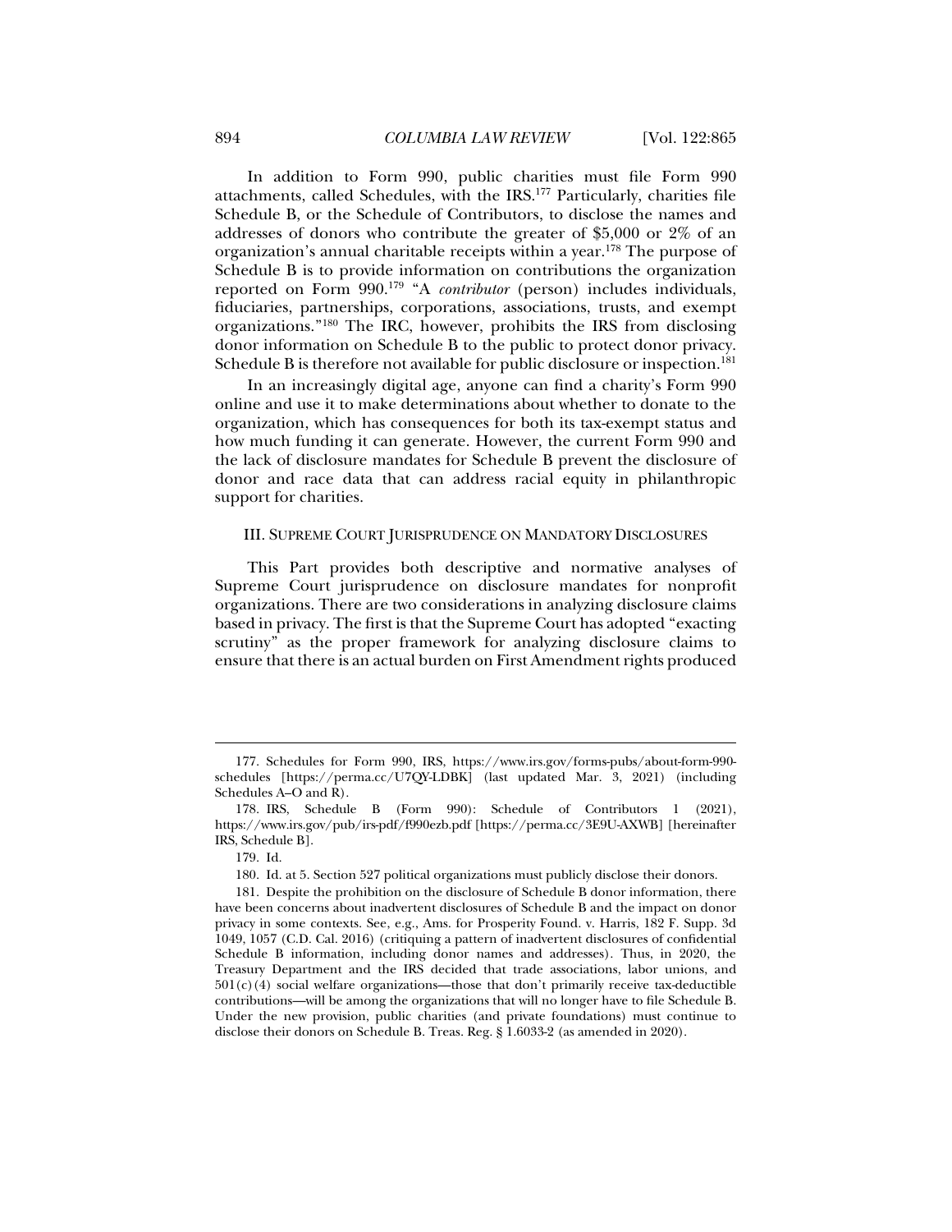In addition to Form 990, public charities must file Form 990 attachments, called Schedules, with the IRS.[177] Particularly, charities file Schedule B, or the Schedule of Contributors, to disclose the names and addresses of donors who contribute the greater of $5,000 or 2% of an organization's annual charitable receipts within a year.[178] The purpose of Schedule B is to provide information on contributions the organization reported on Form 990.[179] "A *contributor* (person) includes individuals, fiduciaries, partnerships, corporations, associations, trusts, and exempt organizations."[180] The IRC, however, prohibits the IRS from disclosing donor information on Schedule B to the public to protect donor privacy. Schedule B is therefore not available for public disclosure or inspection.[181]

In an increasingly digital age, anyone can find a charity's Form 990 online and use it to make determinations about whether to donate to the organization, which has consequences for both its tax-exempt status and how much funding it can generate. However, the current Form 990 and the lack of disclosure mandates for Schedule B prevent the disclosure of donor and race data that can address racial equity in philanthropic support for charities.

## III. Supreme Court Jurisprudence on Mandatory Disclosures

This Part provides both descriptive and normative analyses of Supreme Court jurisprudence on disclosure mandates for nonprofit organizations. There are two considerations in analyzing disclosure claims based in privacy. The first is that the Supreme Court has adopted "exacting scrutiny" as the proper framework for analyzing disclosure claims to ensure that there is an actual burden on First Amendment rights produced

---

177. Schedules for Form 990, IRS, https://www.irs.gov/forms-pubs/about-form-990-schedules [https://perma.cc/U7QY-LDBK] (last updated Mar. 3, 2021) (including Schedules A–O and R).

178. IRS, Schedule B (Form 990): Schedule of Contributors 1 (2021), https://www.irs.gov/pub/irs-pdf/f990ezb.pdf [https://perma.cc/3E9U-AXWB] [hereinafter IRS, Schedule B].

179. Id.

180. Id. at 5. Section 527 political organizations must publicly disclose their donors.

181. Despite the prohibition on the disclosure of Schedule B donor information, there have been concerns about inadvertent disclosures of Schedule B and the impact on donor privacy in some contexts. See, e.g., Ams. for Prosperity Found. v. Harris, 182 F. Supp. 3d 1049, 1057 (C.D. Cal. 2016) (critiquing a pattern of inadvertent disclosures of confidential Schedule B information, including donor names and addresses). Thus, in 2020, the Treasury Department and the IRS decided that trade associations, labor unions, and 501(c)(4) social welfare organizations—those that don't primarily receive tax-deductible contributions—will be among the organizations that will no longer have to file Schedule B. Under the new provision, public charities (and private foundations) must continue to disclose their donors on Schedule B. Treas. Reg. § 1.6033-2 (as amended in 2020).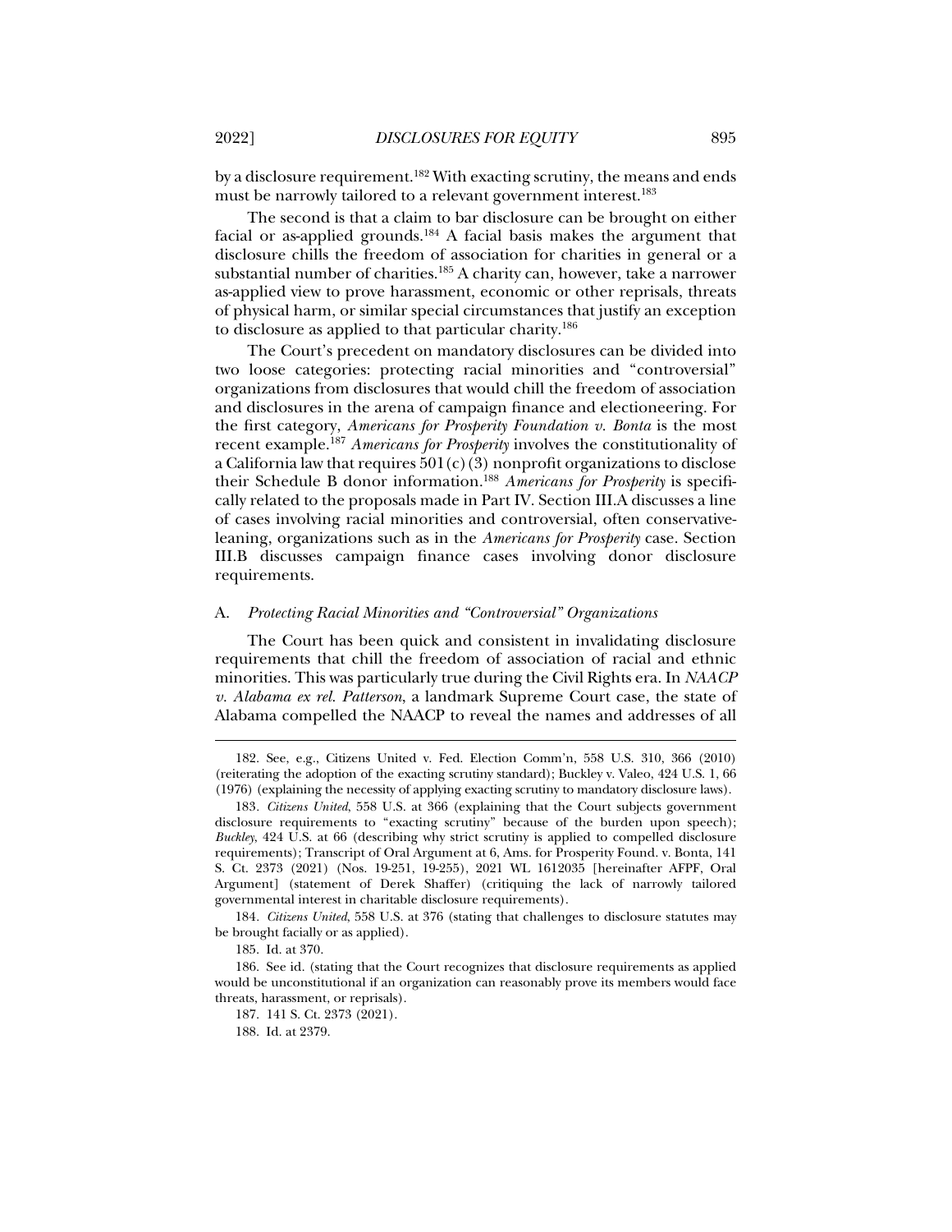by a disclosure requirement.[182] With exacting scrutiny, the means and ends must be narrowly tailored to a relevant government interest.[183]

The second is that a claim to bar disclosure can be brought on either facial or as-applied grounds.[184] A facial basis makes the argument that disclosure chills the freedom of association for charities in general or a substantial number of charities.[185] A charity can, however, take a narrower as-applied view to prove harassment, economic or other reprisals, threats of physical harm, or similar special circumstances that justify an exception to disclosure as applied to that particular charity.[186]

The Court's precedent on mandatory disclosures can be divided into two loose categories: protecting racial minorities and "controversial" organizations from disclosures that would chill the freedom of association and disclosures in the arena of campaign finance and electioneering. For the first category, *Americans for Prosperity Foundation v. Bonta* is the most recent example.[187] *Americans for Prosperity* involves the constitutionality of a California law that requires 501(c)(3) nonprofit organizations to disclose their Schedule B donor information.[188] *Americans for Prosperity* is specifically related to the proposals made in Part IV. Section III.A discusses a line of cases involving racial minorities and controversial, often conservative-leaning, organizations such as in the *Americans for Prosperity* case. Section III.B discusses campaign finance cases involving donor disclosure requirements.

### A. *Protecting Racial Minorities and "Controversial" Organizations*

The Court has been quick and consistent in invalidating disclosure requirements that chill the freedom of association of racial and ethnic minorities. This was particularly true during the Civil Rights era. In *NAACP v. Alabama ex rel. Patterson*, a landmark Supreme Court case, the state of Alabama compelled the NAACP to reveal the names and addresses of all

---

182. See, e.g., Citizens United v. Fed. Election Comm'n, 558 U.S. 310, 366 (2010) (reiterating the adoption of the exacting scrutiny standard); Buckley v. Valeo, 424 U.S. 1, 66 (1976) (explaining the necessity of applying exacting scrutiny to mandatory disclosure laws).

183. *Citizens United*, 558 U.S. at 366 (explaining that the Court subjects government disclosure requirements to "exacting scrutiny" because of the burden upon speech); *Buckley*, 424 U.S. at 66 (describing why strict scrutiny is applied to compelled disclosure requirements); Transcript of Oral Argument at 6, Ams. for Prosperity Found. v. Bonta, 141 S. Ct. 2373 (2021) (Nos. 19-251, 19-255), 2021 WL 1612035 [hereinafter AFPF, Oral Argument] (statement of Derek Shaffer) (critiquing the lack of narrowly tailored governmental interest in charitable disclosure requirements).

184. *Citizens United*, 558 U.S. at 376 (stating that challenges to disclosure statutes may be brought facially or as applied).

185. Id. at 370.

186. See id. (stating that the Court recognizes that disclosure requirements as applied would be unconstitutional if an organization can reasonably prove its members would face threats, harassment, or reprisals).

187. 141 S. Ct. 2373 (2021).

188. Id. at 2379.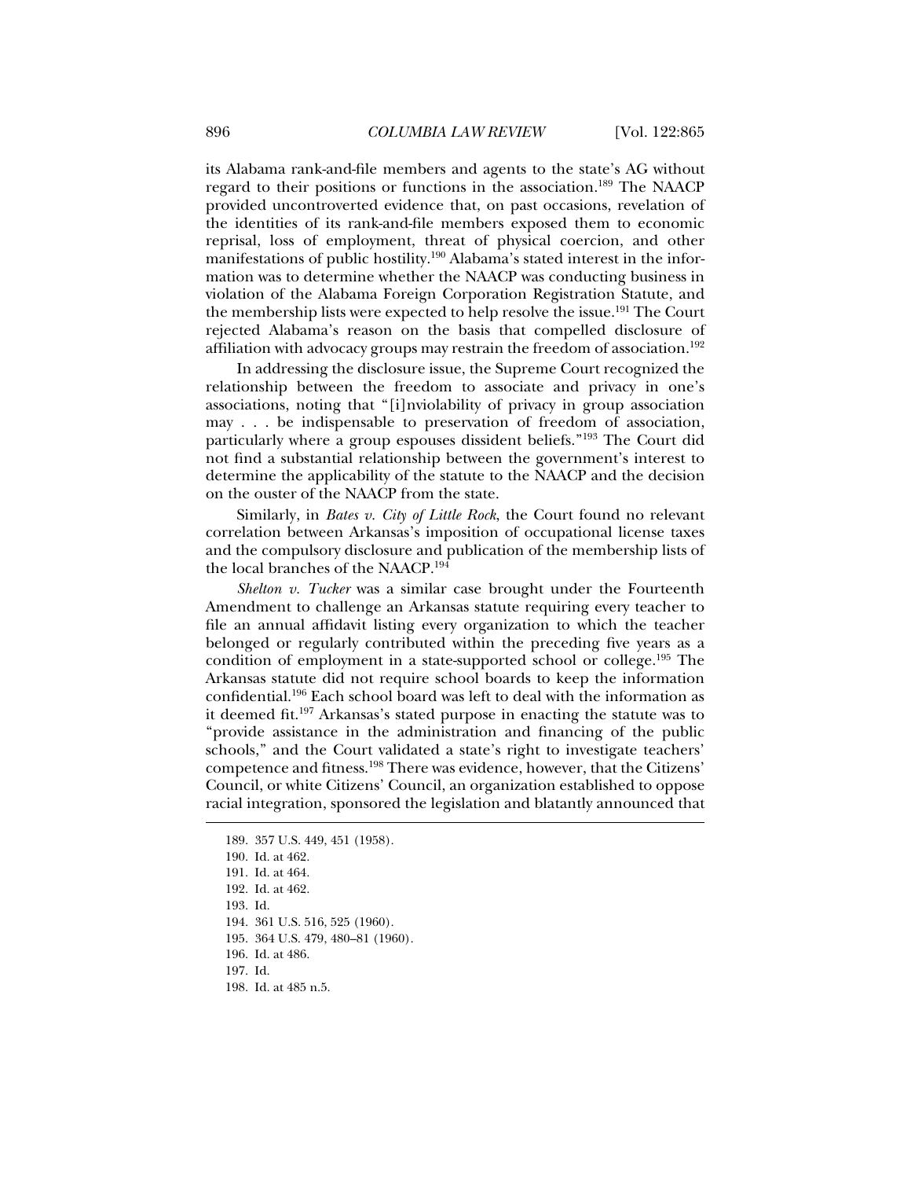its Alabama rank-and-file members and agents to the state's AG without regard to their positions or functions in the association.[189] The NAACP provided uncontroverted evidence that, on past occasions, revelation of the identities of its rank-and-file members exposed them to economic reprisal, loss of employment, threat of physical coercion, and other manifestations of public hostility.[190] Alabama's stated interest in the information was to determine whether the NAACP was conducting business in violation of the Alabama Foreign Corporation Registration Statute, and the membership lists were expected to help resolve the issue.[191] The Court rejected Alabama's reason on the basis that compelled disclosure of affiliation with advocacy groups may restrain the freedom of association.[192]

In addressing the disclosure issue, the Supreme Court recognized the relationship between the freedom to associate and privacy in one's associations, noting that "[i]nviolability of privacy in group association may . . . be indispensable to preservation of freedom of association, particularly where a group espouses dissident beliefs."[193] The Court did not find a substantial relationship between the government's interest to determine the applicability of the statute to the NAACP and the decision on the ouster of the NAACP from the state.

Similarly, in *Bates v. City of Little Rock*, the Court found no relevant correlation between Arkansas's imposition of occupational license taxes and the compulsory disclosure and publication of the membership lists of the local branches of the NAACP.[194]

*Shelton v. Tucker* was a similar case brought under the Fourteenth Amendment to challenge an Arkansas statute requiring every teacher to file an annual affidavit listing every organization to which the teacher belonged or regularly contributed within the preceding five years as a condition of employment in a state-supported school or college.[195] The Arkansas statute did not require school boards to keep the information confidential.[196] Each school board was left to deal with the information as it deemed fit.[197] Arkansas's stated purpose in enacting the statute was to "provide assistance in the administration and financing of the public schools," and the Court validated a state's right to investigate teachers' competence and fitness.[198] There was evidence, however, that the Citizens' Council, or white Citizens' Council, an organization established to oppose racial integration, sponsored the legislation and blatantly announced that

---

189. 357 U.S. 449, 451 (1958).

190. Id. at 462.

191. Id. at 464.

192. Id. at 462.

193. Id.

194. 361 U.S. 516, 525 (1960).

195. 364 U.S. 479, 480–81 (1960).

196. Id. at 486.

197. Id.

198. Id. at 485 n.5.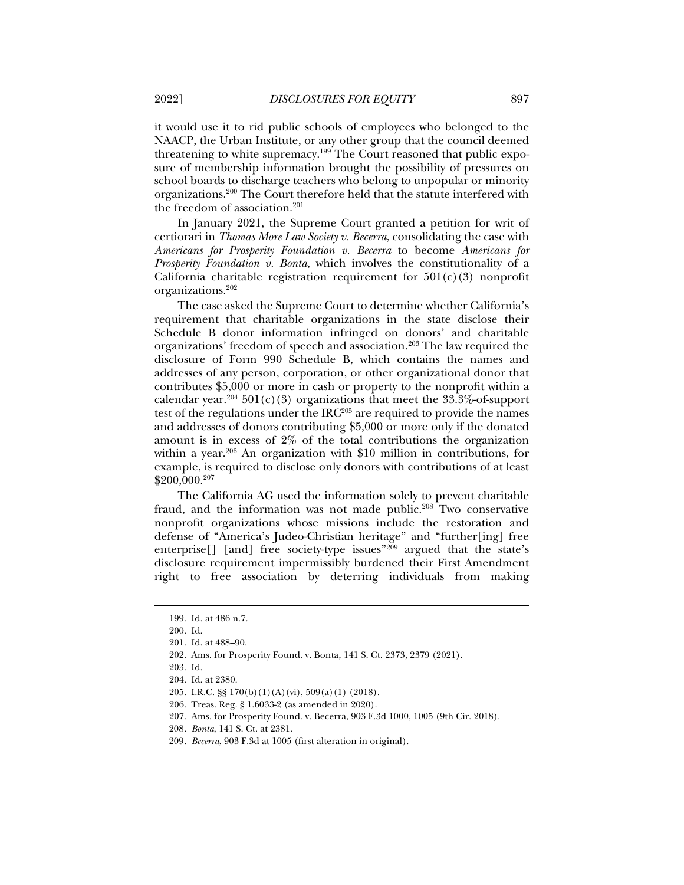it would use it to rid public schools of employees who belonged to the NAACP, the Urban Institute, or any other group that the council deemed threatening to white supremacy.[199] The Court reasoned that public exposure of membership information brought the possibility of pressures on school boards to discharge teachers who belong to unpopular or minority organizations.[200] The Court therefore held that the statute interfered with the freedom of association.[201]

In January 2021, the Supreme Court granted a petition for writ of certiorari in *Thomas More Law Society v. Becerra*, consolidating the case with *Americans for Prosperity Foundation v. Becerra* to become *Americans for Prosperity Foundation v. Bonta*, which involves the constitutionality of a California charitable registration requirement for 501(c)(3) nonprofit organizations.[202]

The case asked the Supreme Court to determine whether California's requirement that charitable organizations in the state disclose their Schedule B donor information infringed on donors' and charitable organizations' freedom of speech and association.[203] The law required the disclosure of Form 990 Schedule B, which contains the names and addresses of any person, corporation, or other organizational donor that contributes $5,000 or more in cash or property to the nonprofit within a calendar year.[204] 501(c)(3) organizations that meet the 33.3%-of-support test of the regulations under the IRC[205] are required to provide the names and addresses of donors contributing $5,000 or more only if the donated amount is in excess of 2% of the total contributions the organization within a year.[206] An organization with $10 million in contributions, for example, is required to disclose only donors with contributions of at least $200,000.[207]

The California AG used the information solely to prevent charitable fraud, and the information was not made public.[208] Two conservative nonprofit organizations whose missions include the restoration and defense of "America's Judeo-Christian heritage" and "further[ing] free enterprise[] [and] free society-type issues"[209] argued that the state's disclosure requirement impermissibly burdened their First Amendment right to free association by deterring individuals from making

---

199. Id. at 486 n.7.

200. Id.

201. Id. at 488–90.

202. Ams. for Prosperity Found. v. Bonta, 141 S. Ct. 2373, 2379 (2021).

203. Id.

204. Id. at 2380.

205. I.R.C. §§ 170(b)(1)(A)(vi), 509(a)(1) (2018).

206. Treas. Reg. § 1.6033-2 (as amended in 2020).

207. Ams. for Prosperity Found. v. Becerra, 903 F.3d 1000, 1005 (9th Cir. 2018).

208. *Bonta*, 141 S. Ct. at 2381.

209. *Becerra*, 903 F.3d at 1005 (first alteration in original).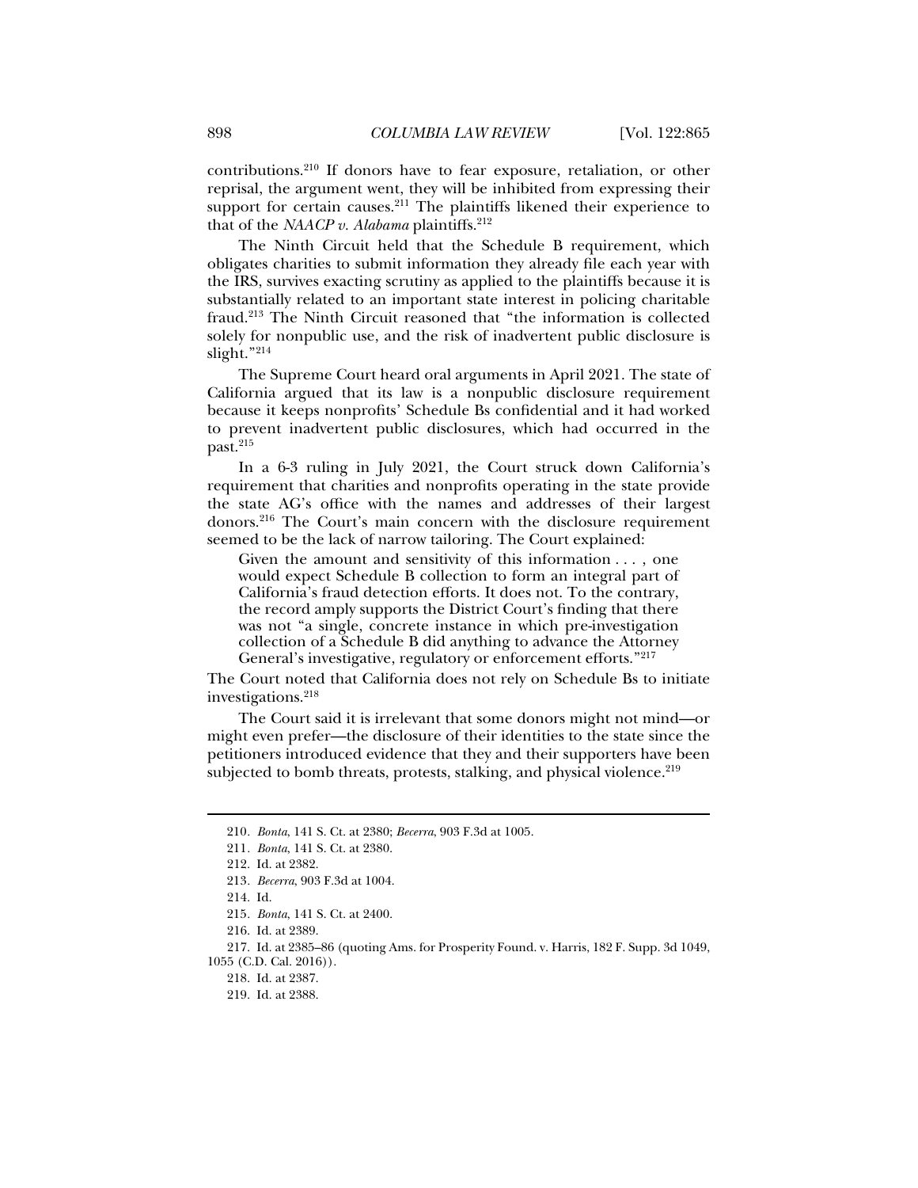contributions.[210] If donors have to fear exposure, retaliation, or other reprisal, the argument went, they will be inhibited from expressing their support for certain causes.[211] The plaintiffs likened their experience to that of the *NAACP v. Alabama* plaintiffs.[212]

The Ninth Circuit held that the Schedule B requirement, which obligates charities to submit information they already file each year with the IRS, survives exacting scrutiny as applied to the plaintiffs because it is substantially related to an important state interest in policing charitable fraud.[213] The Ninth Circuit reasoned that "the information is collected solely for nonpublic use, and the risk of inadvertent public disclosure is slight."[214]

The Supreme Court heard oral arguments in April 2021. The state of California argued that its law is a nonpublic disclosure requirement because it keeps nonprofits' Schedule Bs confidential and it had worked to prevent inadvertent public disclosures, which had occurred in the past.[215]

In a 6-3 ruling in July 2021, the Court struck down California's requirement that charities and nonprofits operating in the state provide the state AG's office with the names and addresses of their largest donors.[216] The Court's main concern with the disclosure requirement seemed to be the lack of narrow tailoring. The Court explained:

> Given the amount and sensitivity of this information . . . , one would expect Schedule B collection to form an integral part of California's fraud detection efforts. It does not. To the contrary, the record amply supports the District Court's finding that there was not "a single, concrete instance in which pre-investigation collection of a Schedule B did anything to advance the Attorney General's investigative, regulatory or enforcement efforts."[217]

The Court noted that California does not rely on Schedule Bs to initiate investigations.[218]

The Court said it is irrelevant that some donors might not mind—or might even prefer—the disclosure of their identities to the state since the petitioners introduced evidence that they and their supporters have been subjected to bomb threats, protests, stalking, and physical violence.[219]

---

210. *Bonta*, 141 S. Ct. at 2380; *Becerra*, 903 F.3d at 1005.

211. *Bonta*, 141 S. Ct. at 2380.

212. Id. at 2382.

213. *Becerra*, 903 F.3d at 1004.

214. Id.

215. *Bonta*, 141 S. Ct. at 2400.

216. Id. at 2389.

217. Id. at 2385–86 (quoting Ams. for Prosperity Found. v. Harris, 182 F. Supp. 3d 1049, 1055 (C.D. Cal. 2016)).

218. Id. at 2387.

219. Id. at 2388.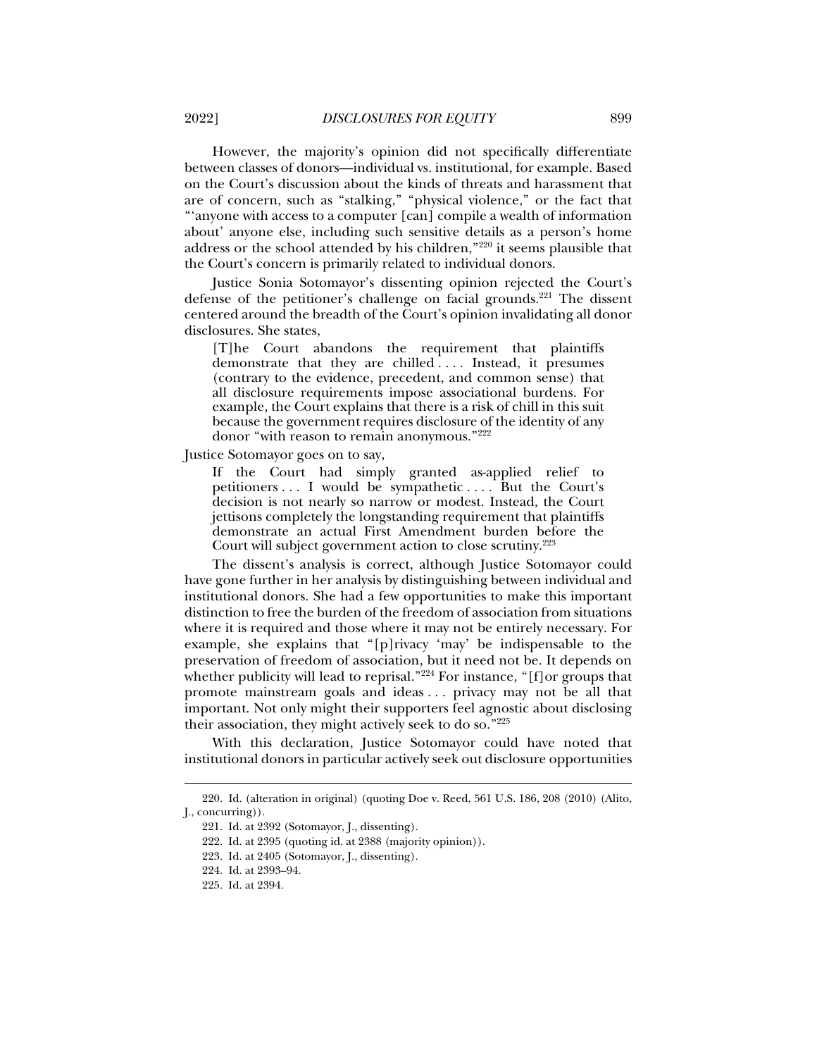However, the majority's opinion did not specifically differentiate between classes of donors—individual vs. institutional, for example. Based on the Court's discussion about the kinds of threats and harassment that are of concern, such as "stalking," "physical violence," or the fact that "'anyone with access to a computer [can] compile a wealth of information about' anyone else, including such sensitive details as a person's home address or the school attended by his children,"[220] it seems plausible that the Court's concern is primarily related to individual donors.

Justice Sonia Sotomayor's dissenting opinion rejected the Court's defense of the petitioner's challenge on facial grounds.[221] The dissent centered around the breadth of the Court's opinion invalidating all donor disclosures. She states,

> [T]he Court abandons the requirement that plaintiffs demonstrate that they are chilled . . . . Instead, it presumes (contrary to the evidence, precedent, and common sense) that all disclosure requirements impose associational burdens. For example, the Court explains that there is a risk of chill in this suit because the government requires disclosure of the identity of any donor "with reason to remain anonymous."[222]

Justice Sotomayor goes on to say,

> If the Court had simply granted as-applied relief to petitioners . . . I would be sympathetic . . . . But the Court's decision is not nearly so narrow or modest. Instead, the Court jettisons completely the longstanding requirement that plaintiffs demonstrate an actual First Amendment burden before the Court will subject government action to close scrutiny.[223]

The dissent's analysis is correct, although Justice Sotomayor could have gone further in her analysis by distinguishing between individual and institutional donors. She had a few opportunities to make this important distinction to free the burden of the freedom of association from situations where it is required and those where it may not be entirely necessary. For example, she explains that "[p]rivacy 'may' be indispensable to the preservation of freedom of association, but it need not be. It depends on whether publicity will lead to reprisal."[224] For instance, "[f]or groups that promote mainstream goals and ideas . . . privacy may not be all that important. Not only might their supporters feel agnostic about disclosing their association, they might actively seek to do so."[225]

With this declaration, Justice Sotomayor could have noted that institutional donors in particular actively seek out disclosure opportunities

---

220. Id. (alteration in original) (quoting Doe v. Reed, 561 U.S. 186, 208 (2010) (Alito, J., concurring)).

221. Id. at 2392 (Sotomayor, J., dissenting).

222. Id. at 2395 (quoting id. at 2388 (majority opinion)).

223. Id. at 2405 (Sotomayor, J., dissenting).

224. Id. at 2393–94.

225. Id. at 2394.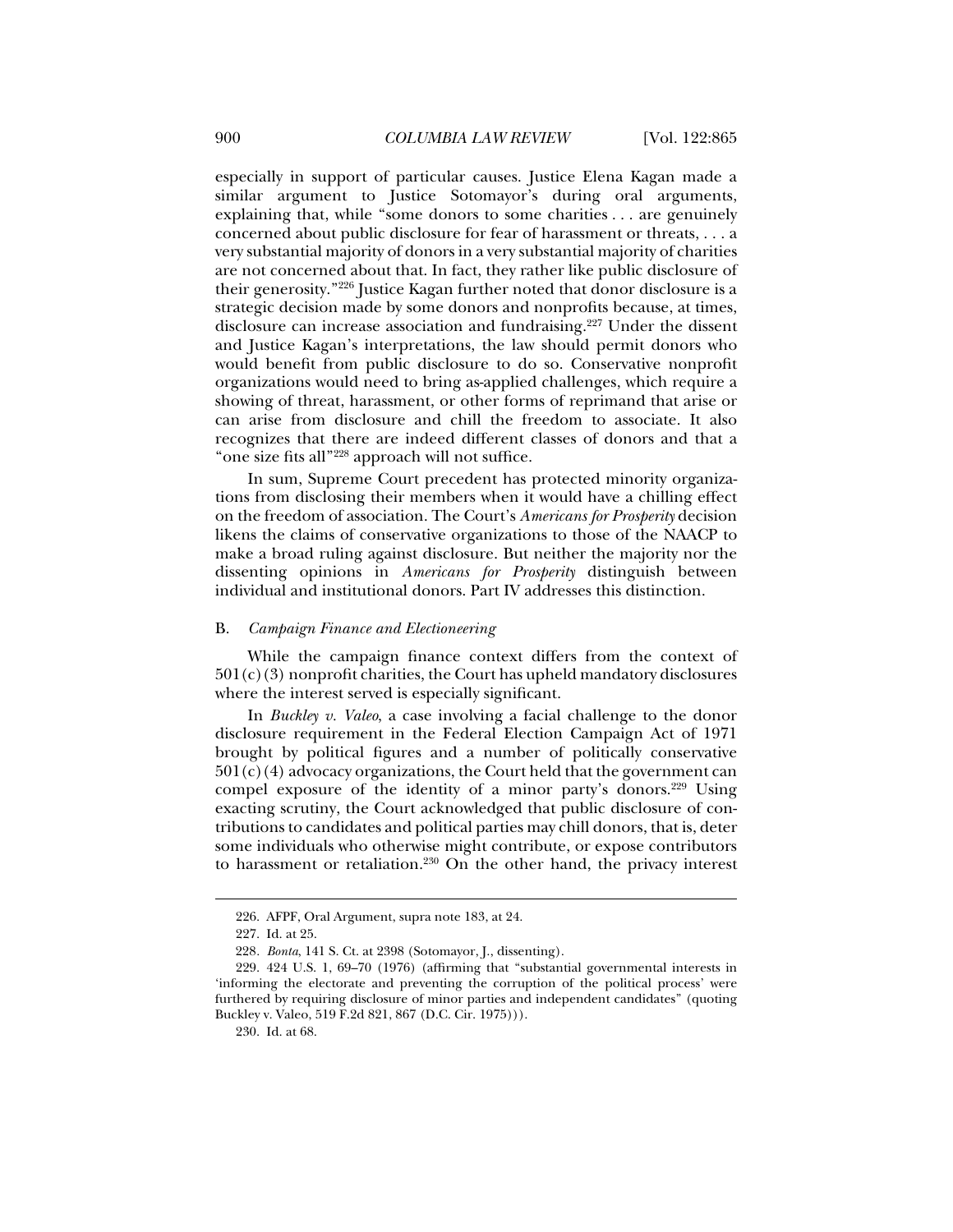especially in support of particular causes. Justice Elena Kagan made a similar argument to Justice Sotomayor's during oral arguments, explaining that, while "some donors to some charities . . . are genuinely concerned about public disclosure for fear of harassment or threats, . . . a very substantial majority of donors in a very substantial majority of charities are not concerned about that. In fact, they rather like public disclosure of their generosity."[226] Justice Kagan further noted that donor disclosure is a strategic decision made by some donors and nonprofits because, at times, disclosure can increase association and fundraising.[227] Under the dissent and Justice Kagan's interpretations, the law should permit donors who would benefit from public disclosure to do so. Conservative nonprofit organizations would need to bring as-applied challenges, which require a showing of threat, harassment, or other forms of reprimand that arise or can arise from disclosure and chill the freedom to associate. It also recognizes that there are indeed different classes of donors and that a "one size fits all"[228] approach will not suffice.

In sum, Supreme Court precedent has protected minority organizations from disclosing their members when it would have a chilling effect on the freedom of association. The Court's *Americans for Prosperity* decision likens the claims of conservative organizations to those of the NAACP to make a broad ruling against disclosure. But neither the majority nor the dissenting opinions in *Americans for Prosperity* distinguish between individual and institutional donors. Part IV addresses this distinction.

### B. *Campaign Finance and Electioneering*

While the campaign finance context differs from the context of 501(c)(3) nonprofit charities, the Court has upheld mandatory disclosures where the interest served is especially significant.

In *Buckley v. Valeo*, a case involving a facial challenge to the donor disclosure requirement in the Federal Election Campaign Act of 1971 brought by political figures and a number of politically conservative 501(c)(4) advocacy organizations, the Court held that the government can compel exposure of the identity of a minor party's donors.[229] Using exacting scrutiny, the Court acknowledged that public disclosure of contributions to candidates and political parties may chill donors, that is, deter some individuals who otherwise might contribute, or expose contributors to harassment or retaliation.[230] On the other hand, the privacy interest

---

226. AFPF, Oral Argument, supra note 183, at 24.

227. Id. at 25.

228. *Bonta*, 141 S. Ct. at 2398 (Sotomayor, J., dissenting).

229. 424 U.S. 1, 69–70 (1976) (affirming that "substantial governmental interests in 'informing the electorate and preventing the corruption of the political process' were furthered by requiring disclosure of minor parties and independent candidates" (quoting Buckley v. Valeo, 519 F.2d 821, 867 (D.C. Cir. 1975))).

230. Id. at 68.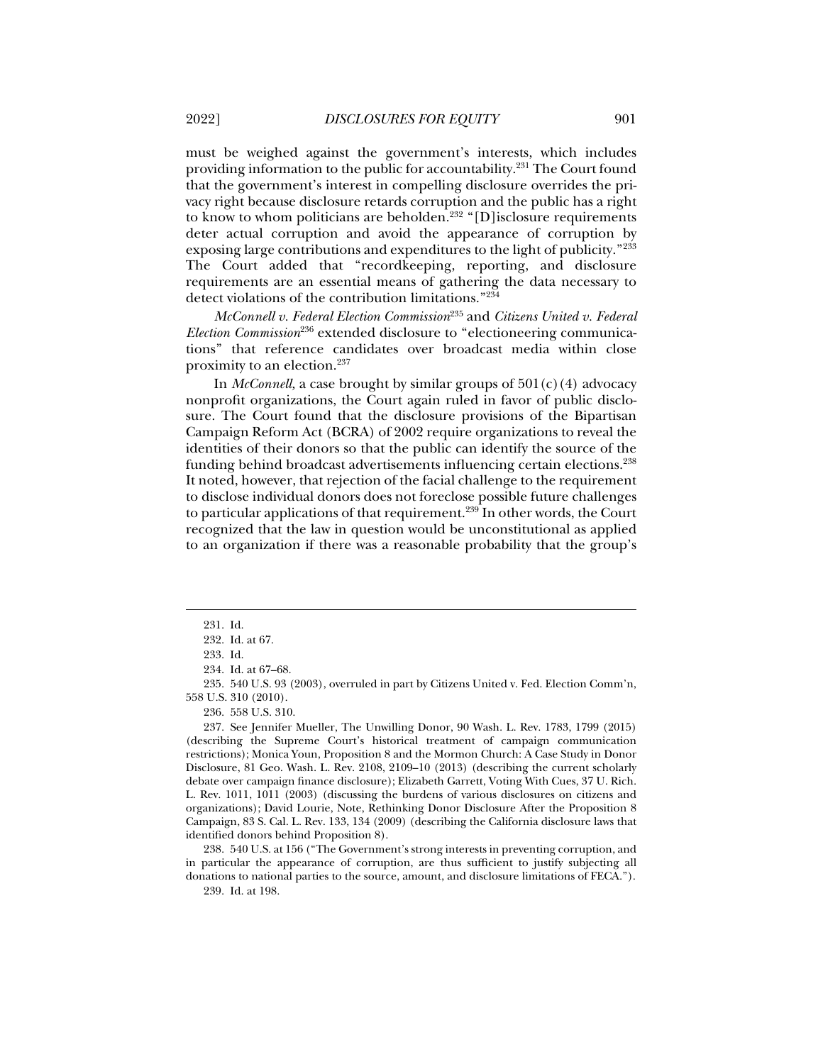must be weighed against the government's interests, which includes providing information to the public for accountability.[231] The Court found that the government's interest in compelling disclosure overrides the privacy right because disclosure retards corruption and the public has a right to know to whom politicians are beholden.[232] "[D]isclosure requirements deter actual corruption and avoid the appearance of corruption by exposing large contributions and expenditures to the light of publicity."[233] The Court added that "recordkeeping, reporting, and disclosure requirements are an essential means of gathering the data necessary to detect violations of the contribution limitations."[234]

*McConnell v. Federal Election Commission*[235] and *Citizens United v. Federal Election Commission*[236] extended disclosure to "electioneering communications" that reference candidates over broadcast media within close proximity to an election.[237]

In *McConnell,* a case brought by similar groups of 501(c)(4) advocacy nonprofit organizations, the Court again ruled in favor of public disclosure. The Court found that the disclosure provisions of the Bipartisan Campaign Reform Act (BCRA) of 2002 require organizations to reveal the identities of their donors so that the public can identify the source of the funding behind broadcast advertisements influencing certain elections.[238] It noted, however, that rejection of the facial challenge to the requirement to disclose individual donors does not foreclose possible future challenges to particular applications of that requirement.[239] In other words, the Court recognized that the law in question would be unconstitutional as applied to an organization if there was a reasonable probability that the group's

---

231. Id.

232. Id. at 67.

233. Id.

234. Id. at 67–68.

235. 540 U.S. 93 (2003), overruled in part by Citizens United v. Fed. Election Comm'n, 558 U.S. 310 (2010).

236. 558 U.S. 310.

237. See Jennifer Mueller, The Unwilling Donor, 90 Wash. L. Rev. 1783, 1799 (2015) (describing the Supreme Court's historical treatment of campaign communication restrictions); Monica Youn, Proposition 8 and the Mormon Church: A Case Study in Donor Disclosure, 81 Geo. Wash. L. Rev. 2108, 2109–10 (2013) (describing the current scholarly debate over campaign finance disclosure); Elizabeth Garrett, Voting With Cues, 37 U. Rich. L. Rev. 1011, 1011 (2003) (discussing the burdens of various disclosures on citizens and organizations); David Lourie, Note, Rethinking Donor Disclosure After the Proposition 8 Campaign, 83 S. Cal. L. Rev. 133, 134 (2009) (describing the California disclosure laws that identified donors behind Proposition 8).

238. 540 U.S. at 156 ("The Government's strong interests in preventing corruption, and in particular the appearance of corruption, are thus sufficient to justify subjecting all donations to national parties to the source, amount, and disclosure limitations of FECA.").

239. Id. at 198.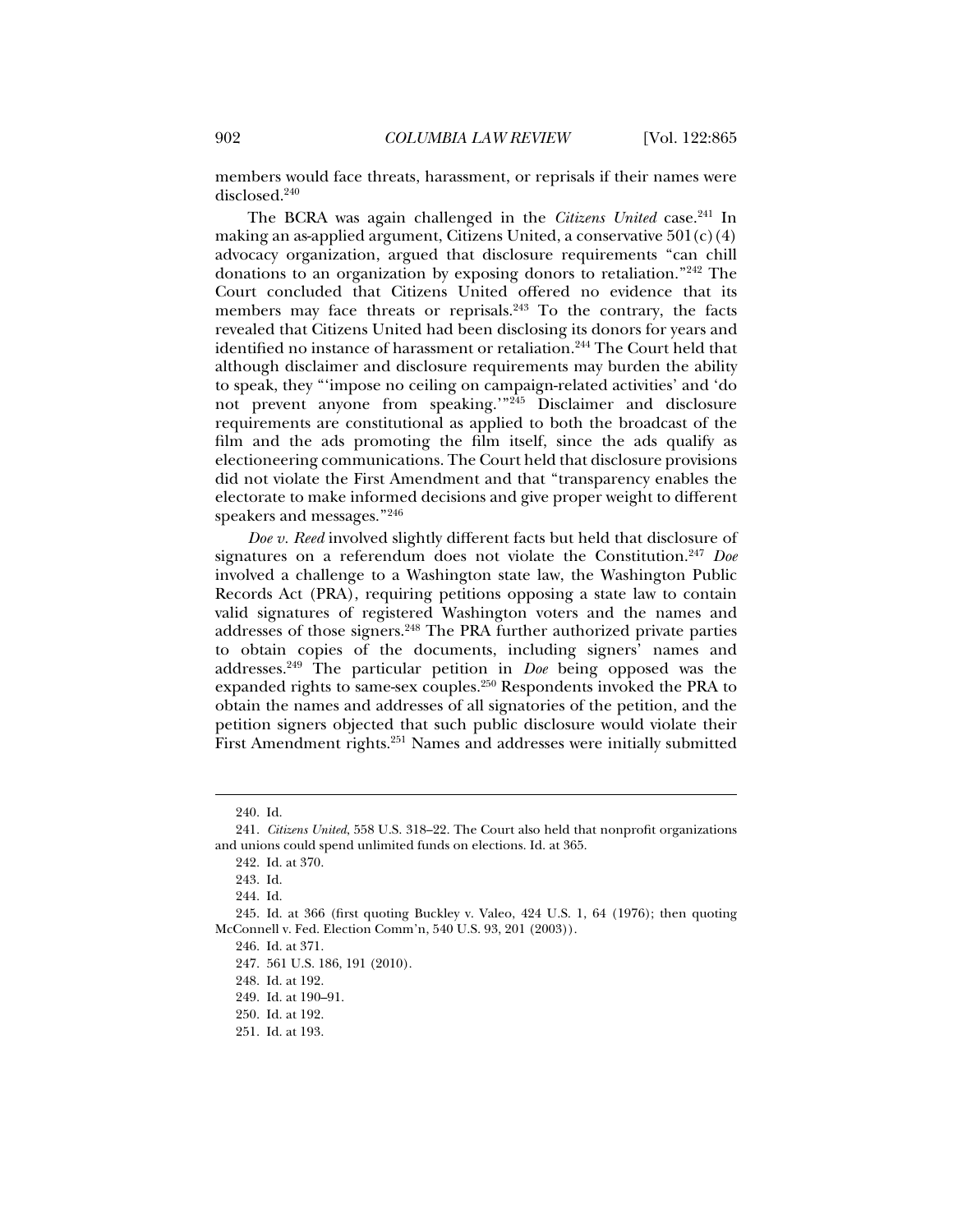members would face threats, harassment, or reprisals if their names were disclosed.[240]

The BCRA was again challenged in the *Citizens United* case.[241] In making an as-applied argument, Citizens United, a conservative 501(c)(4) advocacy organization, argued that disclosure requirements "can chill donations to an organization by exposing donors to retaliation."[242] The Court concluded that Citizens United offered no evidence that its members may face threats or reprisals.[243] To the contrary, the facts revealed that Citizens United had been disclosing its donors for years and identified no instance of harassment or retaliation.[244] The Court held that although disclaimer and disclosure requirements may burden the ability to speak, they "'impose no ceiling on campaign-related activities' and 'do not prevent anyone from speaking.'"[245] Disclaimer and disclosure requirements are constitutional as applied to both the broadcast of the film and the ads promoting the film itself, since the ads qualify as electioneering communications. The Court held that disclosure provisions did not violate the First Amendment and that "transparency enables the electorate to make informed decisions and give proper weight to different speakers and messages."[246]

*Doe v. Reed* involved slightly different facts but held that disclosure of signatures on a referendum does not violate the Constitution.[247] *Doe* involved a challenge to a Washington state law, the Washington Public Records Act (PRA), requiring petitions opposing a state law to contain valid signatures of registered Washington voters and the names and addresses of those signers.[248] The PRA further authorized private parties to obtain copies of the documents, including signers' names and addresses.[249] The particular petition in *Doe* being opposed was the expanded rights to same-sex couples.[250] Respondents invoked the PRA to obtain the names and addresses of all signatories of the petition, and the petition signers objected that such public disclosure would violate their First Amendment rights.[251] Names and addresses were initially submitted

---

240. Id.

241. *Citizens United*, 558 U.S. 318–22. The Court also held that nonprofit organizations and unions could spend unlimited funds on elections. Id. at 365.

242. Id. at 370.

243. Id.

244. Id.

245. Id. at 366 (first quoting Buckley v. Valeo, 424 U.S. 1, 64 (1976); then quoting McConnell v. Fed. Election Comm'n, 540 U.S. 93, 201 (2003)).

246. Id. at 371.

247. 561 U.S. 186, 191 (2010).

248. Id. at 192.

249. Id. at 190–91.

250. Id. at 192.

251. Id. at 193.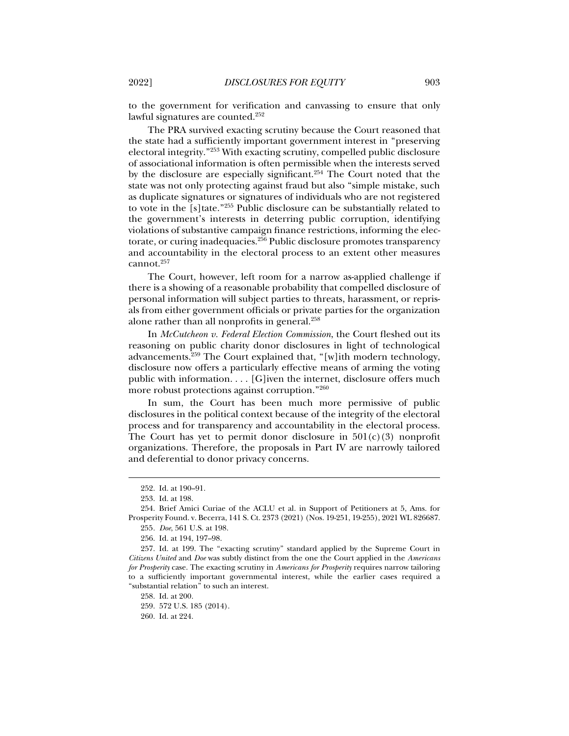to the government for verification and canvassing to ensure that only lawful signatures are counted.[252]

The PRA survived exacting scrutiny because the Court reasoned that the state had a sufficiently important government interest in "preserving electoral integrity."[253] With exacting scrutiny, compelled public disclosure of associational information is often permissible when the interests served by the disclosure are especially significant.[254] The Court noted that the state was not only protecting against fraud but also "simple mistake, such as duplicate signatures or signatures of individuals who are not registered to vote in the [s]tate."[255] Public disclosure can be substantially related to the government's interests in deterring public corruption, identifying violations of substantive campaign finance restrictions, informing the electorate, or curing inadequacies.[256] Public disclosure promotes transparency and accountability in the electoral process to an extent other measures cannot.[257]

The Court, however, left room for a narrow as-applied challenge if there is a showing of a reasonable probability that compelled disclosure of personal information will subject parties to threats, harassment, or reprisals from either government officials or private parties for the organization alone rather than all nonprofits in general.[258]

In *McCutcheon v. Federal Election Commission*, the Court fleshed out its reasoning on public charity donor disclosures in light of technological advancements.[259] The Court explained that, "[w]ith modern technology, disclosure now offers a particularly effective means of arming the voting public with information. . . . [G]iven the internet, disclosure offers much more robust protections against corruption."[260]

In sum, the Court has been much more permissive of public disclosures in the political context because of the integrity of the electoral process and for transparency and accountability in the electoral process. The Court has yet to permit donor disclosure in 501(c)(3) nonprofit organizations. Therefore, the proposals in Part IV are narrowly tailored and deferential to donor privacy concerns.

---

252. Id. at 190–91.

253. Id. at 198.

254. Brief Amici Curiae of the ACLU et al. in Support of Petitioners at 5, Ams. for Prosperity Found. v. Becerra, 141 S. Ct. 2373 (2021) (Nos. 19-251, 19-255), 2021 WL 826687.

255. *Doe*, 561 U.S. at 198.

256. Id. at 194, 197–98.

257. Id. at 199. The "exacting scrutiny" standard applied by the Supreme Court in *Citizens United* and *Doe* was subtly distinct from the one the Court applied in the *Americans for Prosperity* case. The exacting scrutiny in *Americans for Prosperity* requires narrow tailoring to a sufficiently important governmental interest, while the earlier cases required a "substantial relation" to such an interest.

258. Id. at 200.

259. 572 U.S. 185 (2014).

260. Id. at 224.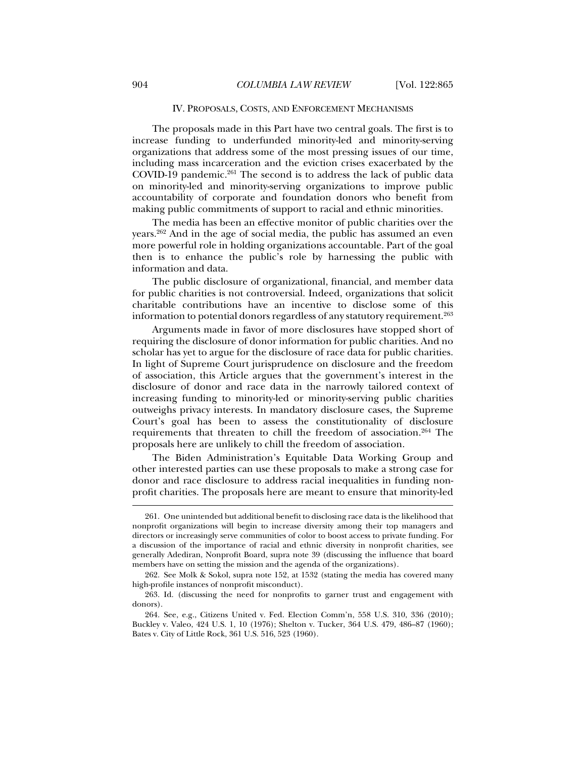## IV. PROPOSALS, COSTS, AND ENFORCEMENT MECHANISMS

The proposals made in this Part have two central goals. The first is to increase funding to underfunded minority-led and minority-serving organizations that address some of the most pressing issues of our time, including mass incarceration and the eviction crises exacerbated by the COVID-19 pandemic.[261] The second is to address the lack of public data on minority-led and minority-serving organizations to improve public accountability of corporate and foundation donors who benefit from making public commitments of support to racial and ethnic minorities.

The media has been an effective monitor of public charities over the years.[262] And in the age of social media, the public has assumed an even more powerful role in holding organizations accountable. Part of the goal then is to enhance the public's role by harnessing the public with information and data.

The public disclosure of organizational, financial, and member data for public charities is not controversial. Indeed, organizations that solicit charitable contributions have an incentive to disclose some of this information to potential donors regardless of any statutory requirement.[263]

Arguments made in favor of more disclosures have stopped short of requiring the disclosure of donor information for public charities. And no scholar has yet to argue for the disclosure of race data for public charities. In light of Supreme Court jurisprudence on disclosure and the freedom of association, this Article argues that the government's interest in the disclosure of donor and race data in the narrowly tailored context of increasing funding to minority-led or minority-serving public charities outweighs privacy interests. In mandatory disclosure cases, the Supreme Court's goal has been to assess the constitutionality of disclosure requirements that threaten to chill the freedom of association.[264] The proposals here are unlikely to chill the freedom of association.

The Biden Administration's Equitable Data Working Group and other interested parties can use these proposals to make a strong case for donor and race disclosure to address racial inequalities in funding non-profit charities. The proposals here are meant to ensure that minority-led

---

261. One unintended but additional benefit to disclosing race data is the likelihood that nonprofit organizations will begin to increase diversity among their top managers and directors or increasingly serve communities of color to boost access to private funding. For a discussion of the importance of racial and ethnic diversity in nonprofit charities, see generally Adediran, Nonprofit Board, supra note 39 (discussing the influence that board members have on setting the mission and the agenda of the organizations).

262. See Molk & Sokol, supra note 152, at 1532 (stating the media has covered many high-profile instances of nonprofit misconduct).

263. Id. (discussing the need for nonprofits to garner trust and engagement with donors).

264. See, e.g., Citizens United v. Fed. Election Comm'n, 558 U.S. 310, 336 (2010); Buckley v. Valeo, 424 U.S. 1, 10 (1976); Shelton v. Tucker, 364 U.S. 479, 486–87 (1960); Bates v. City of Little Rock, 361 U.S. 516, 523 (1960).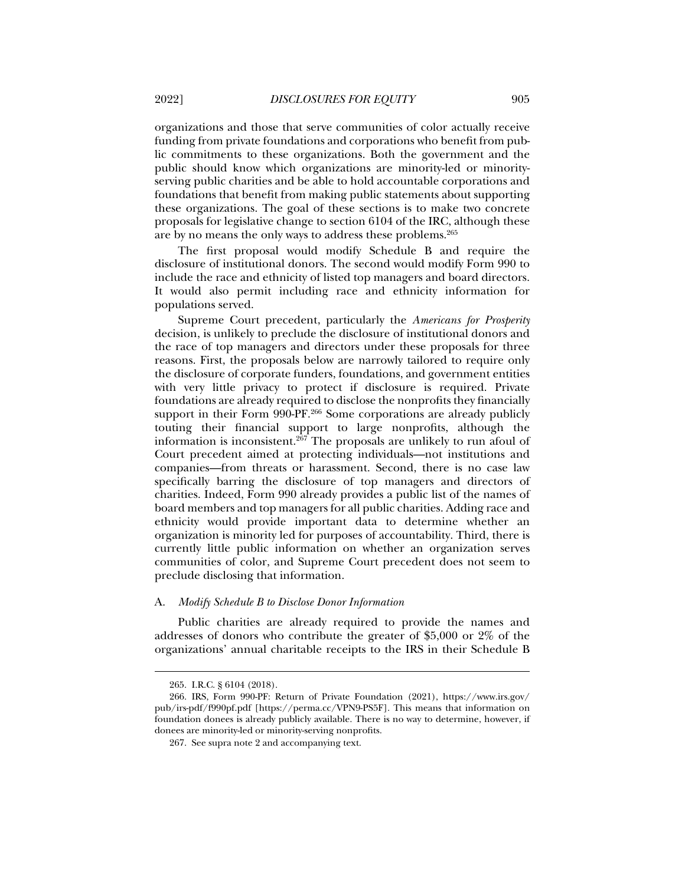organizations and those that serve communities of color actually receive funding from private foundations and corporations who benefit from public commitments to these organizations. Both the government and the public should know which organizations are minority-led or minority-serving public charities and be able to hold accountable corporations and foundations that benefit from making public statements about supporting these organizations. The goal of these sections is to make two concrete proposals for legislative change to section 6104 of the IRC, although these are by no means the only ways to address these problems.[265]

The first proposal would modify Schedule B and require the disclosure of institutional donors. The second would modify Form 990 to include the race and ethnicity of listed top managers and board directors. It would also permit including race and ethnicity information for populations served.

Supreme Court precedent, particularly the *Americans for Prosperity* decision, is unlikely to preclude the disclosure of institutional donors and the race of top managers and directors under these proposals for three reasons. First, the proposals below are narrowly tailored to require only the disclosure of corporate funders, foundations, and government entities with very little privacy to protect if disclosure is required. Private foundations are already required to disclose the nonprofits they financially support in their Form 990-PF.[266] Some corporations are already publicly touting their financial support to large nonprofits, although the information is inconsistent.[267] The proposals are unlikely to run afoul of Court precedent aimed at protecting individuals—not institutions and companies—from threats or harassment. Second, there is no case law specifically barring the disclosure of top managers and directors of charities. Indeed, Form 990 already provides a public list of the names of board members and top managers for all public charities. Adding race and ethnicity would provide important data to determine whether an organization is minority led for purposes of accountability. Third, there is currently little public information on whether an organization serves communities of color, and Supreme Court precedent does not seem to preclude disclosing that information.

### A. *Modify Schedule B to Disclose Donor Information*

Public charities are already required to provide the names and addresses of donors who contribute the greater of $5,000 or 2% of the organizations' annual charitable receipts to the IRS in their Schedule B

---

265. I.R.C. § 6104 (2018).

266. IRS, Form 990-PF: Return of Private Foundation (2021), https://www.irs.gov/pub/irs-pdf/f990pf.pdf [https://perma.cc/VPN9-PS5F]. This means that information on foundation donees is already publicly available. There is no way to determine, however, if donees are minority-led or minority-serving nonprofits.

267. See supra note 2 and accompanying text.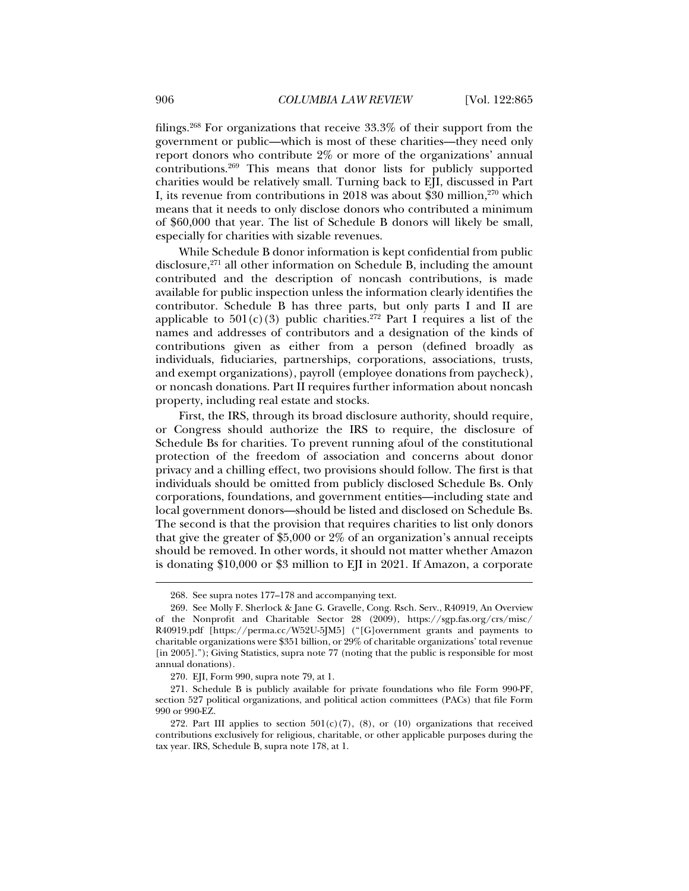filings.[268] For organizations that receive 33.3% of their support from the government or public—which is most of these charities—they need only report donors who contribute 2% or more of the organizations' annual contributions.[269] This means that donor lists for publicly supported charities would be relatively small. Turning back to EJI, discussed in Part I, its revenue from contributions in 2018 was about $30 million,[270] which means that it needs to only disclose donors who contributed a minimum of $60,000 that year. The list of Schedule B donors will likely be small, especially for charities with sizable revenues.

While Schedule B donor information is kept confidential from public disclosure,[271] all other information on Schedule B, including the amount contributed and the description of noncash contributions, is made available for public inspection unless the information clearly identifies the contributor. Schedule B has three parts, but only parts I and II are applicable to 501(c)(3) public charities.[272] Part I requires a list of the names and addresses of contributors and a designation of the kinds of contributions given as either from a person (defined broadly as individuals, fiduciaries, partnerships, corporations, associations, trusts, and exempt organizations), payroll (employee donations from paycheck), or noncash donations. Part II requires further information about noncash property, including real estate and stocks.

First, the IRS, through its broad disclosure authority, should require, or Congress should authorize the IRS to require, the disclosure of Schedule Bs for charities. To prevent running afoul of the constitutional protection of the freedom of association and concerns about donor privacy and a chilling effect, two provisions should follow. The first is that individuals should be omitted from publicly disclosed Schedule Bs. Only corporations, foundations, and government entities—including state and local government donors—should be listed and disclosed on Schedule Bs. The second is that the provision that requires charities to list only donors that give the greater of $5,000 or 2% of an organization's annual receipts should be removed. In other words, it should not matter whether Amazon is donating $10,000 or $3 million to EJI in 2021. If Amazon, a corporate

---

268. See supra notes 177–178 and accompanying text.

269. See Molly F. Sherlock & Jane G. Gravelle, Cong. Rsch. Serv., R40919, An Overview of the Nonprofit and Charitable Sector 28 (2009), https://sgp.fas.org/crs/misc/R40919.pdf [https://perma.cc/W52U-5JM5] ("[G]overnment grants and payments to charitable organizations were $351 billion, or 29% of charitable organizations' total revenue [in 2005]."); Giving Statistics, supra note 77 (noting that the public is responsible for most annual donations).

270. EJI, Form 990, supra note 79, at 1.

271. Schedule B is publicly available for private foundations who file Form 990-PF, section 527 political organizations, and political action committees (PACs) that file Form 990 or 990-EZ.

272. Part III applies to section 501(c)(7), (8), or (10) organizations that received contributions exclusively for religious, charitable, or other applicable purposes during the tax year. IRS, Schedule B, supra note 178, at 1.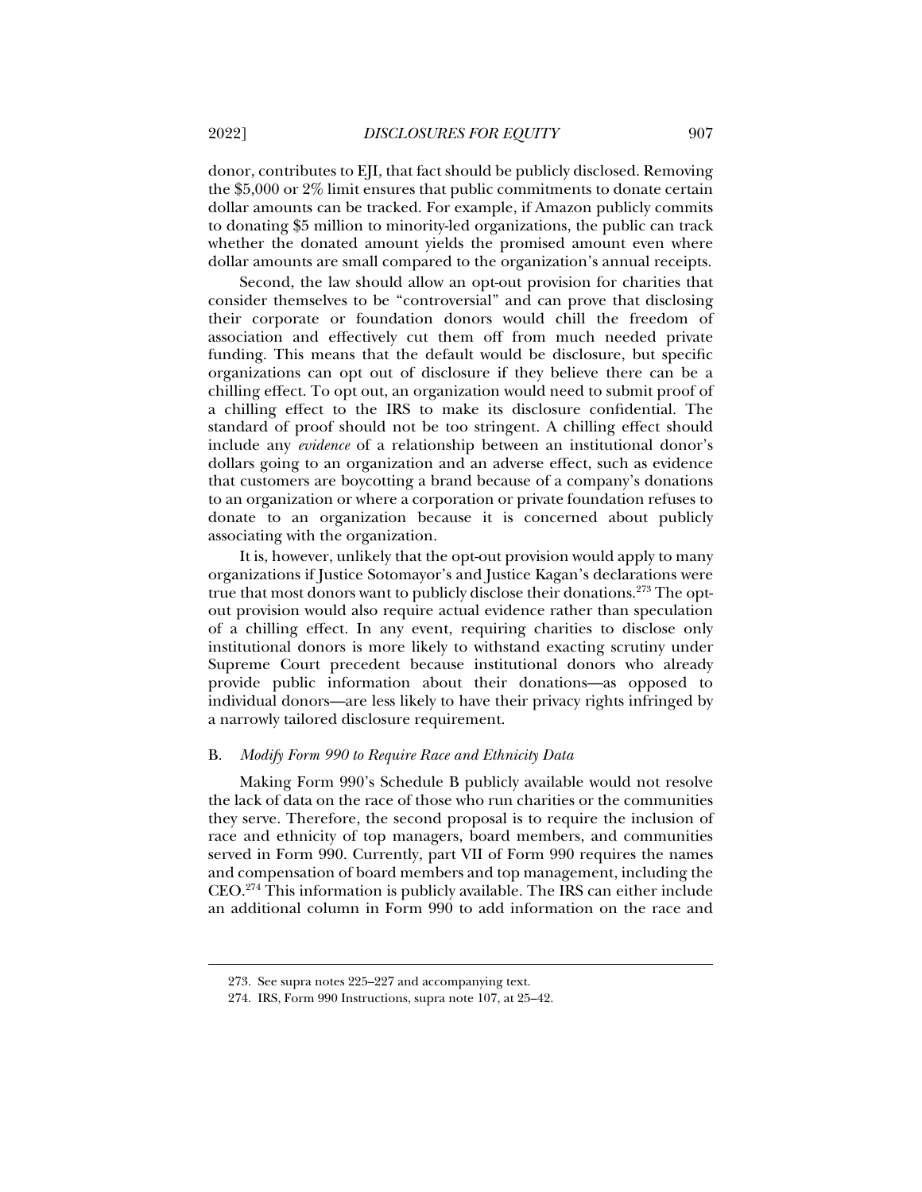donor, contributes to EJI, that fact should be publicly disclosed. Removing the $5,000 or 2% limit ensures that public commitments to donate certain dollar amounts can be tracked. For example, if Amazon publicly commits to donating $5 million to minority-led organizations, the public can track whether the donated amount yields the promised amount even where dollar amounts are small compared to the organization's annual receipts.

Second, the law should allow an opt-out provision for charities that consider themselves to be "controversial" and can prove that disclosing their corporate or foundation donors would chill the freedom of association and effectively cut them off from much needed private funding. This means that the default would be disclosure, but specific organizations can opt out of disclosure if they believe there can be a chilling effect. To opt out, an organization would need to submit proof of a chilling effect to the IRS to make its disclosure confidential. The standard of proof should not be too stringent. A chilling effect should include any *evidence* of a relationship between an institutional donor's dollars going to an organization and an adverse effect, such as evidence that customers are boycotting a brand because of a company's donations to an organization or where a corporation or private foundation refuses to donate to an organization because it is concerned about publicly associating with the organization.

It is, however, unlikely that the opt-out provision would apply to many organizations if Justice Sotomayor's and Justice Kagan's declarations were true that most donors want to publicly disclose their donations.[273] The opt-out provision would also require actual evidence rather than speculation of a chilling effect. In any event, requiring charities to disclose only institutional donors is more likely to withstand exacting scrutiny under Supreme Court precedent because institutional donors who already provide public information about their donations—as opposed to individual donors—are less likely to have their privacy rights infringed by a narrowly tailored disclosure requirement.

### B. *Modify Form 990 to Require Race and Ethnicity Data*

Making Form 990's Schedule B publicly available would not resolve the lack of data on the race of those who run charities or the communities they serve. Therefore, the second proposal is to require the inclusion of race and ethnicity of top managers, board members, and communities served in Form 990. Currently, part VII of Form 990 requires the names and compensation of board members and top management, including the CEO.[274] This information is publicly available. The IRS can either include an additional column in Form 990 to add information on the race and

---

273. See supra notes 225–227 and accompanying text.

274. IRS, Form 990 Instructions, supra note 107, at 25–42.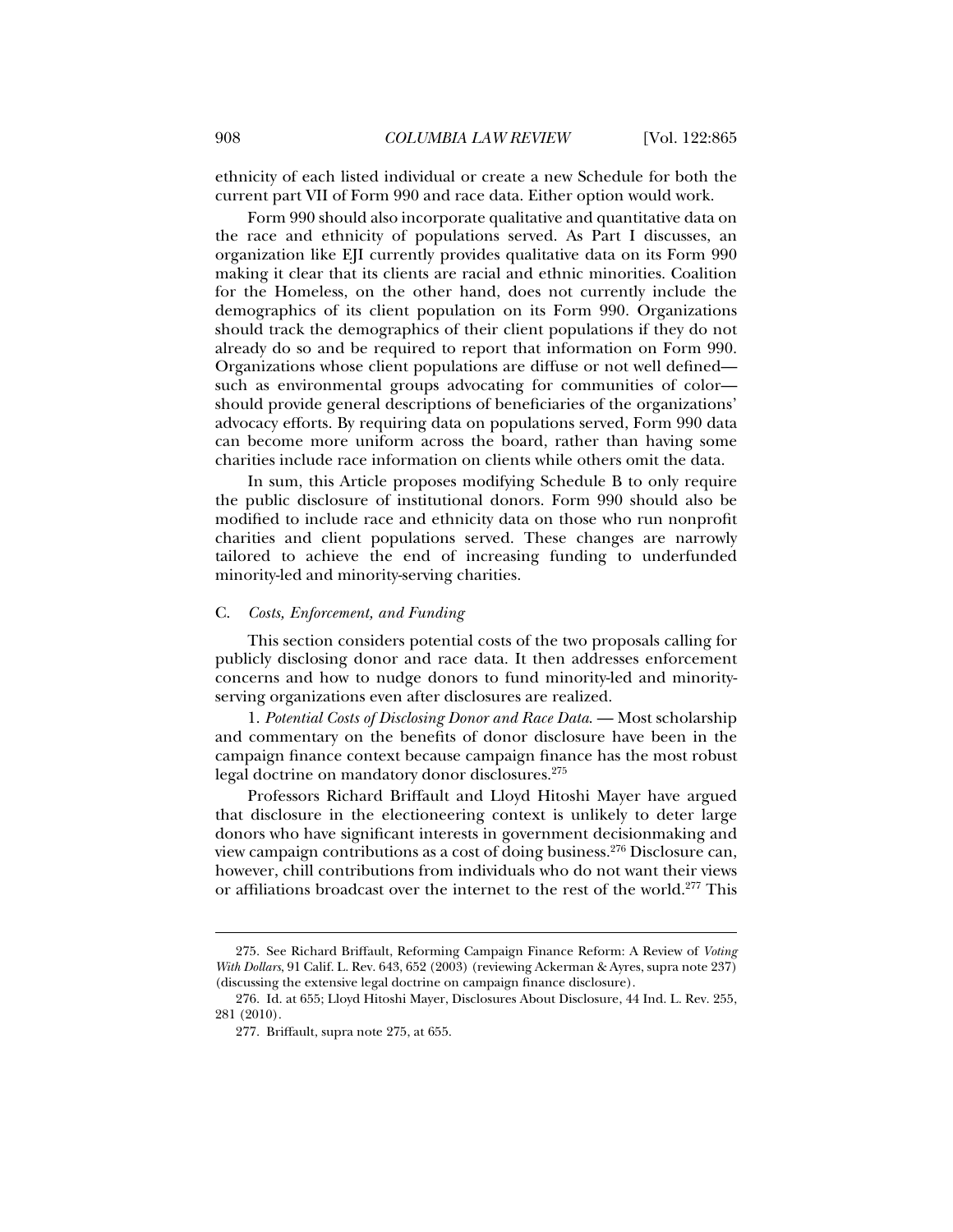ethnicity of each listed individual or create a new Schedule for both the current part VII of Form 990 and race data. Either option would work.

Form 990 should also incorporate qualitative and quantitative data on the race and ethnicity of populations served. As Part I discusses, an organization like EJI currently provides qualitative data on its Form 990 making it clear that its clients are racial and ethnic minorities. Coalition for the Homeless, on the other hand, does not currently include the demographics of its client population on its Form 990. Organizations should track the demographics of their client populations if they do not already do so and be required to report that information on Form 990. Organizations whose client populations are diffuse or not well defined—such as environmental groups advocating for communities of color—should provide general descriptions of beneficiaries of the organizations' advocacy efforts. By requiring data on populations served, Form 990 data can become more uniform across the board, rather than having some charities include race information on clients while others omit the data.

In sum, this Article proposes modifying Schedule B to only require the public disclosure of institutional donors. Form 990 should also be modified to include race and ethnicity data on those who run nonprofit charities and client populations served. These changes are narrowly tailored to achieve the end of increasing funding to underfunded minority-led and minority-serving charities.

### C. *Costs, Enforcement, and Funding*

This section considers potential costs of the two proposals calling for publicly disclosing donor and race data. It then addresses enforcement concerns and how to nudge donors to fund minority-led and minority-serving organizations even after disclosures are realized.

1. *Potential Costs of Disclosing Donor and Race Data.* — Most scholarship and commentary on the benefits of donor disclosure have been in the campaign finance context because campaign finance has the most robust legal doctrine on mandatory donor disclosures.[275]

Professors Richard Briffault and Lloyd Hitoshi Mayer have argued that disclosure in the electioneering context is unlikely to deter large donors who have significant interests in government decisionmaking and view campaign contributions as a cost of doing business.[276] Disclosure can, however, chill contributions from individuals who do not want their views or affiliations broadcast over the internet to the rest of the world.[277] This

---

275. See Richard Briffault, Reforming Campaign Finance Reform: A Review of *Voting With Dollars*, 91 Calif. L. Rev. 643, 652 (2003) (reviewing Ackerman & Ayres, supra note 237) (discussing the extensive legal doctrine on campaign finance disclosure).

276. Id. at 655; Lloyd Hitoshi Mayer, Disclosures About Disclosure, 44 Ind. L. Rev. 255, 281 (2010).

277. Briffault, supra note 275, at 655.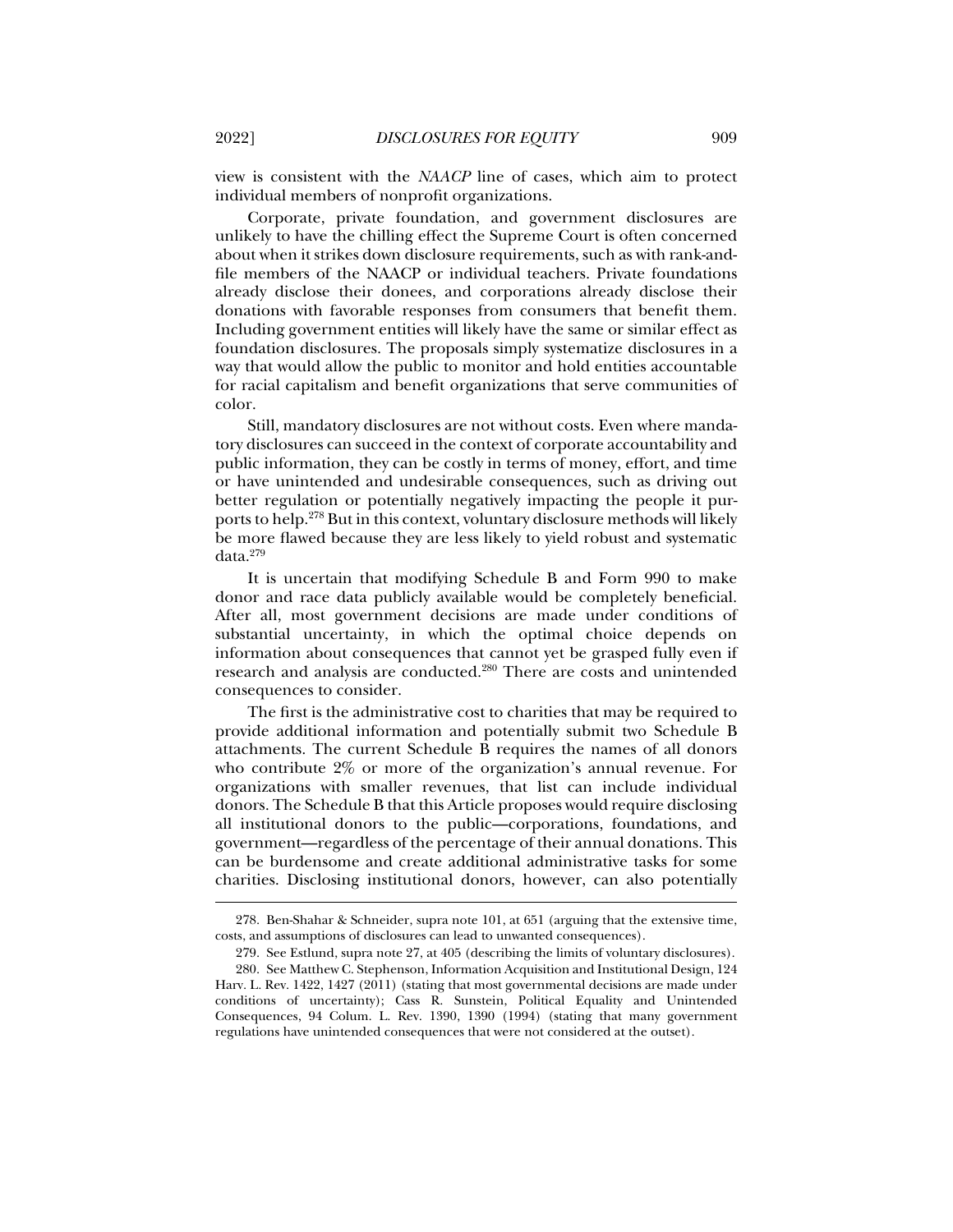view is consistent with the *NAACP* line of cases, which aim to protect individual members of nonprofit organizations.

Corporate, private foundation, and government disclosures are unlikely to have the chilling effect the Supreme Court is often concerned about when it strikes down disclosure requirements, such as with rank-and-file members of the NAACP or individual teachers. Private foundations already disclose their donees, and corporations already disclose their donations with favorable responses from consumers that benefit them. Including government entities will likely have the same or similar effect as foundation disclosures. The proposals simply systematize disclosures in a way that would allow the public to monitor and hold entities accountable for racial capitalism and benefit organizations that serve communities of color.

Still, mandatory disclosures are not without costs. Even where mandatory disclosures can succeed in the context of corporate accountability and public information, they can be costly in terms of money, effort, and time or have unintended and undesirable consequences, such as driving out better regulation or potentially negatively impacting the people it purports to help.[278] But in this context, voluntary disclosure methods will likely be more flawed because they are less likely to yield robust and systematic data.[279]

It is uncertain that modifying Schedule B and Form 990 to make donor and race data publicly available would be completely beneficial. After all, most government decisions are made under conditions of substantial uncertainty, in which the optimal choice depends on information about consequences that cannot yet be grasped fully even if research and analysis are conducted.[280] There are costs and unintended consequences to consider.

The first is the administrative cost to charities that may be required to provide additional information and potentially submit two Schedule B attachments. The current Schedule B requires the names of all donors who contribute 2% or more of the organization's annual revenue. For organizations with smaller revenues, that list can include individual donors. The Schedule B that this Article proposes would require disclosing all institutional donors to the public—corporations, foundations, and government—regardless of the percentage of their annual donations. This can be burdensome and create additional administrative tasks for some charities. Disclosing institutional donors, however, can also potentially

---

278. Ben-Shahar & Schneider, supra note 101, at 651 (arguing that the extensive time, costs, and assumptions of disclosures can lead to unwanted consequences).

279. See Estlund, supra note 27, at 405 (describing the limits of voluntary disclosures).

280. See Matthew C. Stephenson, Information Acquisition and Institutional Design, 124 Harv. L. Rev. 1422, 1427 (2011) (stating that most governmental decisions are made under conditions of uncertainty); Cass R. Sunstein, Political Equality and Unintended Consequences, 94 Colum. L. Rev. 1390, 1390 (1994) (stating that many government regulations have unintended consequences that were not considered at the outset).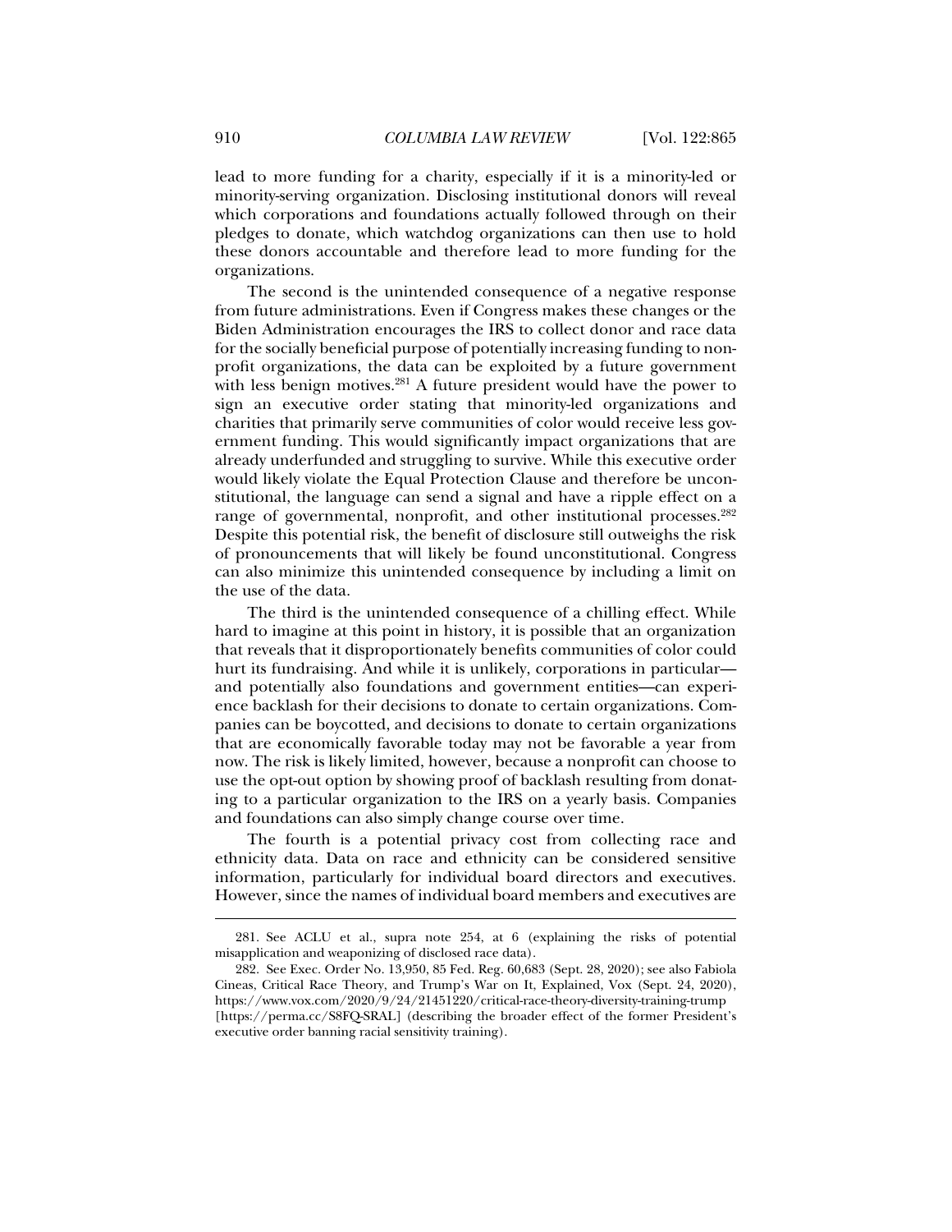lead to more funding for a charity, especially if it is a minority-led or minority-serving organization. Disclosing institutional donors will reveal which corporations and foundations actually followed through on their pledges to donate, which watchdog organizations can then use to hold these donors accountable and therefore lead to more funding for the organizations.

The second is the unintended consequence of a negative response from future administrations. Even if Congress makes these changes or the Biden Administration encourages the IRS to collect donor and race data for the socially beneficial purpose of potentially increasing funding to nonprofit organizations, the data can be exploited by a future government with less benign motives.[281] A future president would have the power to sign an executive order stating that minority-led organizations and charities that primarily serve communities of color would receive less government funding. This would significantly impact organizations that are already underfunded and struggling to survive. While this executive order would likely violate the Equal Protection Clause and therefore be unconstitutional, the language can send a signal and have a ripple effect on a range of governmental, nonprofit, and other institutional processes.[282] Despite this potential risk, the benefit of disclosure still outweighs the risk of pronouncements that will likely be found unconstitutional. Congress can also minimize this unintended consequence by including a limit on the use of the data.

The third is the unintended consequence of a chilling effect. While hard to imagine at this point in history, it is possible that an organization that reveals that it disproportionately benefits communities of color could hurt its fundraising. And while it is unlikely, corporations in particular—and potentially also foundations and government entities—can experience backlash for their decisions to donate to certain organizations. Companies can be boycotted, and decisions to donate to certain organizations that are economically favorable today may not be favorable a year from now. The risk is likely limited, however, because a nonprofit can choose to use the opt-out option by showing proof of backlash resulting from donating to a particular organization to the IRS on a yearly basis. Companies and foundations can also simply change course over time.

The fourth is a potential privacy cost from collecting race and ethnicity data. Data on race and ethnicity can be considered sensitive information, particularly for individual board directors and executives. However, since the names of individual board members and executives are

---

281. See ACLU et al., supra note 254, at 6 (explaining the risks of potential misapplication and weaponizing of disclosed race data).

282. See Exec. Order No. 13,950, 85 Fed. Reg. 60,683 (Sept. 28, 2020); see also Fabiola Cineas, Critical Race Theory, and Trump's War on It, Explained, Vox (Sept. 24, 2020), https://www.vox.com/2020/9/24/21451220/critical-race-theory-diversity-training-trump [https://perma.cc/S8FQ-SRAL] (describing the broader effect of the former President's executive order banning racial sensitivity training).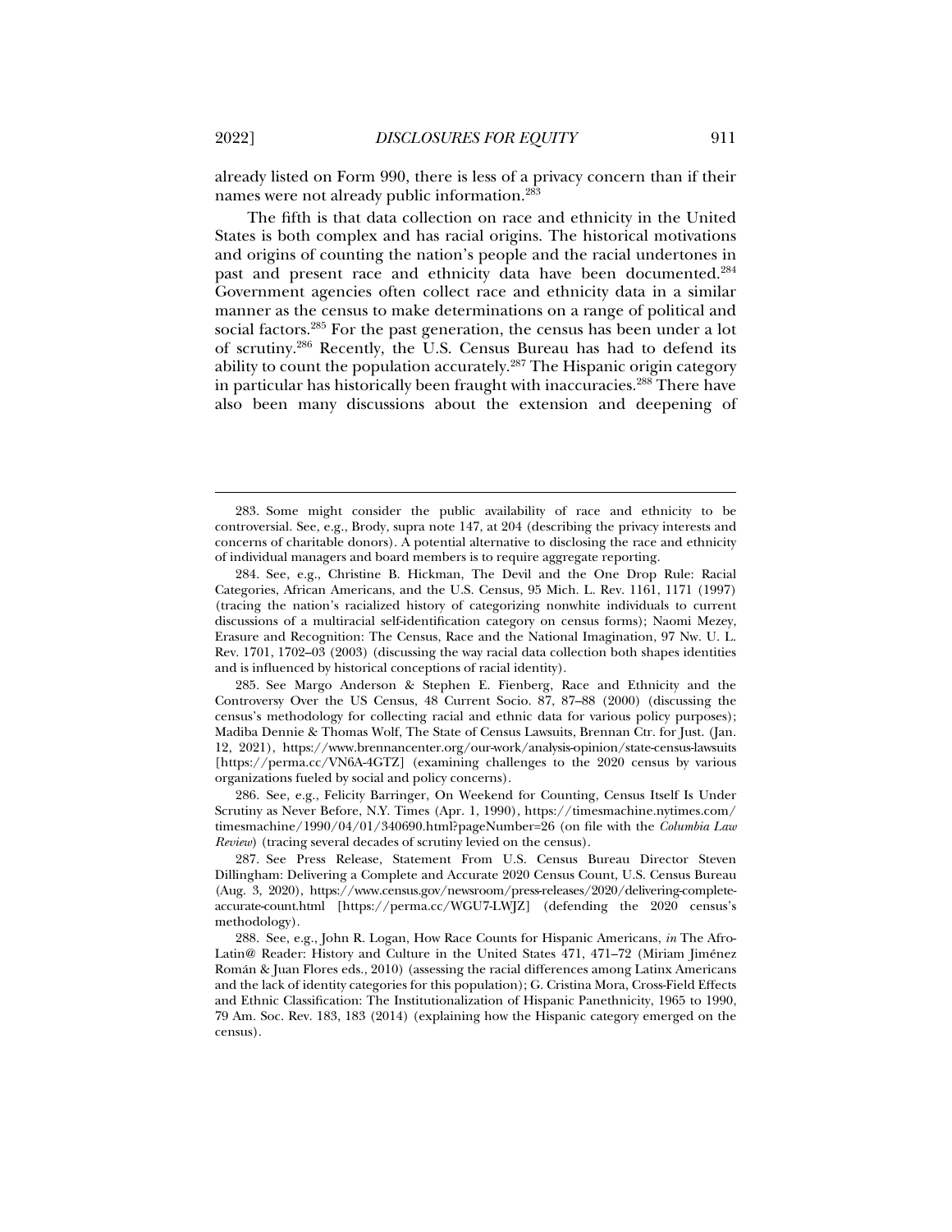already listed on Form 990, there is less of a privacy concern than if their names were not already public information.[283]

The fifth is that data collection on race and ethnicity in the United States is both complex and has racial origins. The historical motivations and origins of counting the nation's people and the racial undertones in past and present race and ethnicity data have been documented.[284] Government agencies often collect race and ethnicity data in a similar manner as the census to make determinations on a range of political and social factors.[285] For the past generation, the census has been under a lot of scrutiny.[286] Recently, the U.S. Census Bureau has had to defend its ability to count the population accurately.[287] The Hispanic origin category in particular has historically been fraught with inaccuracies.[288] There have also been many discussions about the extension and deepening of

---

283. Some might consider the public availability of race and ethnicity to be controversial. See, e.g., Brody, supra note 147, at 204 (describing the privacy interests and concerns of charitable donors). A potential alternative to disclosing the race and ethnicity of individual managers and board members is to require aggregate reporting.

284. See, e.g., Christine B. Hickman, The Devil and the One Drop Rule: Racial Categories, African Americans, and the U.S. Census, 95 Mich. L. Rev. 1161, 1171 (1997) (tracing the nation's racialized history of categorizing nonwhite individuals to current discussions of a multiracial self-identification category on census forms); Naomi Mezey, Erasure and Recognition: The Census, Race and the National Imagination, 97 Nw. U. L. Rev. 1701, 1702–03 (2003) (discussing the way racial data collection both shapes identities and is influenced by historical conceptions of racial identity).

285. See Margo Anderson & Stephen E. Fienberg, Race and Ethnicity and the Controversy Over the US Census, 48 Current Socio. 87, 87–88 (2000) (discussing the census's methodology for collecting racial and ethnic data for various policy purposes); Madiba Dennie & Thomas Wolf, The State of Census Lawsuits, Brennan Ctr. for Just. (Jan. 12, 2021), https://www.brennancenter.org/our-work/analysis-opinion/state-census-lawsuits [https://perma.cc/VN6A-4GTZ] (examining challenges to the 2020 census by various organizations fueled by social and policy concerns).

286. See, e.g., Felicity Barringer, On Weekend for Counting, Census Itself Is Under Scrutiny as Never Before, N.Y. Times (Apr. 1, 1990), https://timesmachine.nytimes.com/timesmachine/1990/04/01/340690.html?pageNumber=26 (on file with the *Columbia Law Review*) (tracing several decades of scrutiny levied on the census).

287. See Press Release, Statement From U.S. Census Bureau Director Steven Dillingham: Delivering a Complete and Accurate 2020 Census Count, U.S. Census Bureau (Aug. 3, 2020), https://www.census.gov/newsroom/press-releases/2020/delivering-complete-accurate-count.html [https://perma.cc/WGU7-LWJZ] (defending the 2020 census's methodology).

288. See, e.g., John R. Logan, How Race Counts for Hispanic Americans, *in* The Afro-Latin@ Reader: History and Culture in the United States 471, 471–72 (Miriam Jiménez Román & Juan Flores eds., 2010) (assessing the racial differences among Latinx Americans and the lack of identity categories for this population); G. Cristina Mora, Cross-Field Effects and Ethnic Classification: The Institutionalization of Hispanic Panethnicity, 1965 to 1990, 79 Am. Soc. Rev. 183, 183 (2014) (explaining how the Hispanic category emerged on the census).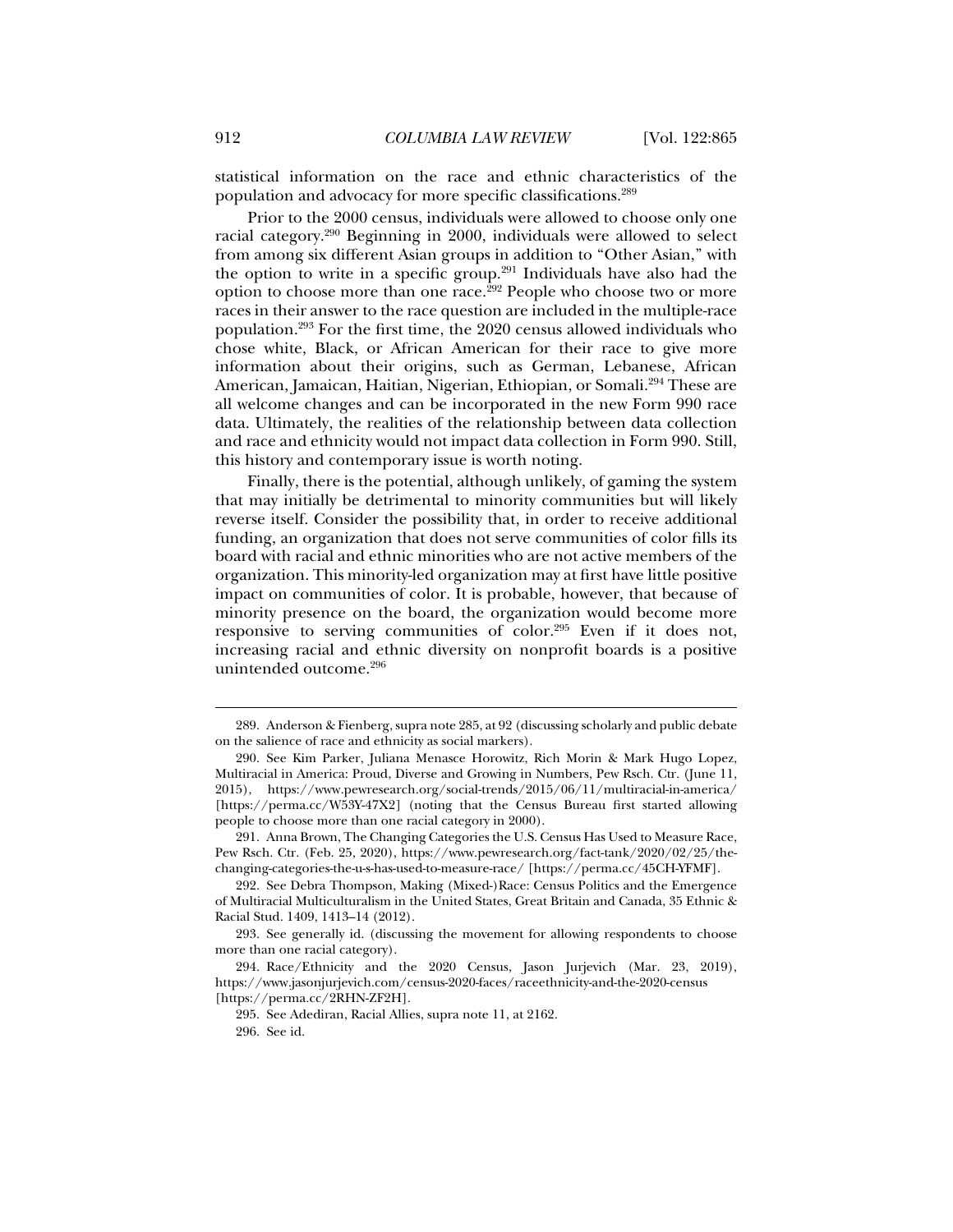statistical information on the race and ethnic characteristics of the population and advocacy for more specific classifications.[289]

Prior to the 2000 census, individuals were allowed to choose only one racial category.[290] Beginning in 2000, individuals were allowed to select from among six different Asian groups in addition to "Other Asian," with the option to write in a specific group.[291] Individuals have also had the option to choose more than one race.[292] People who choose two or more races in their answer to the race question are included in the multiple-race population.[293] For the first time, the 2020 census allowed individuals who chose white, Black, or African American for their race to give more information about their origins, such as German, Lebanese, African American, Jamaican, Haitian, Nigerian, Ethiopian, or Somali.[294] These are all welcome changes and can be incorporated in the new Form 990 race data. Ultimately, the realities of the relationship between data collection and race and ethnicity would not impact data collection in Form 990. Still, this history and contemporary issue is worth noting.

Finally, there is the potential, although unlikely, of gaming the system that may initially be detrimental to minority communities but will likely reverse itself. Consider the possibility that, in order to receive additional funding, an organization that does not serve communities of color fills its board with racial and ethnic minorities who are not active members of the organization. This minority-led organization may at first have little positive impact on communities of color. It is probable, however, that because of minority presence on the board, the organization would become more responsive to serving communities of color.[295] Even if it does not, increasing racial and ethnic diversity on nonprofit boards is a positive unintended outcome.[296]

---

289. Anderson & Fienberg, supra note 285, at 92 (discussing scholarly and public debate on the salience of race and ethnicity as social markers).

290. See Kim Parker, Juliana Menasce Horowitz, Rich Morin & Mark Hugo Lopez, Multiracial in America: Proud, Diverse and Growing in Numbers, Pew Rsch. Ctr. (June 11, 2015), https://www.pewresearch.org/social-trends/2015/06/11/multiracial-in-america/ [https://perma.cc/W53Y-47X2] (noting that the Census Bureau first started allowing people to choose more than one racial category in 2000).

291. Anna Brown, The Changing Categories the U.S. Census Has Used to Measure Race, Pew Rsch. Ctr. (Feb. 25, 2020), https://www.pewresearch.org/fact-tank/2020/02/25/the-changing-categories-the-u-s-has-used-to-measure-race/ [https://perma.cc/45CH-YFMF].

292. See Debra Thompson, Making (Mixed-)Race: Census Politics and the Emergence of Multiracial Multiculturalism in the United States, Great Britain and Canada, 35 Ethnic & Racial Stud. 1409, 1413–14 (2012).

293. See generally id. (discussing the movement for allowing respondents to choose more than one racial category).

294. Race/Ethnicity and the 2020 Census, Jason Jurjevich (Mar. 23, 2019), https://www.jasonjurjevich.com/census-2020-faces/raceethnicity-and-the-2020-census [https://perma.cc/2RHN-ZF2H].

295. See Adediran, Racial Allies, supra note 11, at 2162.

296. See id.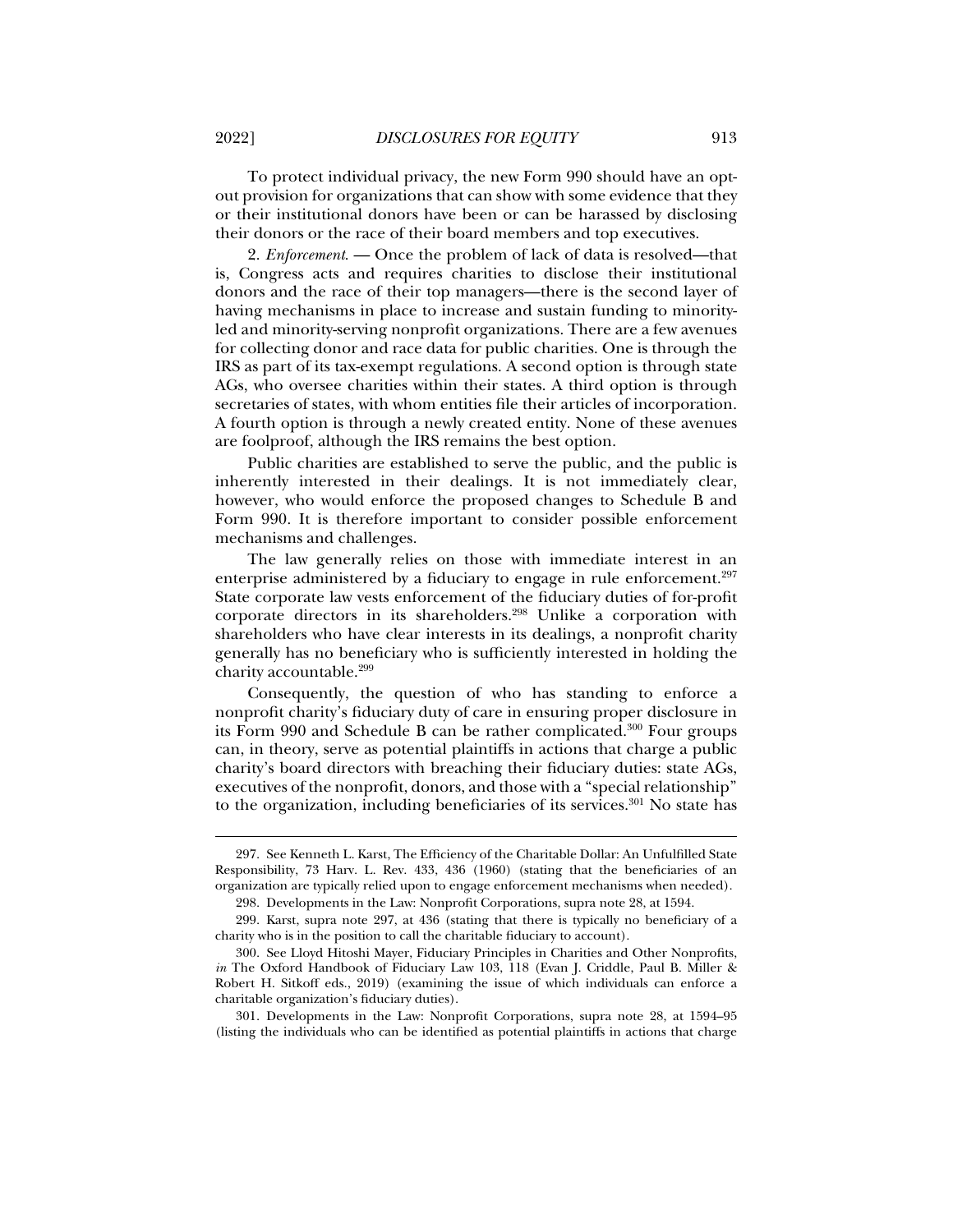To protect individual privacy, the new Form 990 should have an opt-out provision for organizations that can show with some evidence that they or their institutional donors have been or can be harassed by disclosing their donors or the race of their board members and top executives.

2. *Enforcement.* — Once the problem of lack of data is resolved—that is, Congress acts and requires charities to disclose their institutional donors and the race of their top managers—there is the second layer of having mechanisms in place to increase and sustain funding to minority-led and minority-serving nonprofit organizations. There are a few avenues for collecting donor and race data for public charities. One is through the IRS as part of its tax-exempt regulations. A second option is through state AGs, who oversee charities within their states. A third option is through secretaries of states, with whom entities file their articles of incorporation. A fourth option is through a newly created entity. None of these avenues are foolproof, although the IRS remains the best option.

Public charities are established to serve the public, and the public is inherently interested in their dealings. It is not immediately clear, however, who would enforce the proposed changes to Schedule B and Form 990. It is therefore important to consider possible enforcement mechanisms and challenges.

The law generally relies on those with immediate interest in an enterprise administered by a fiduciary to engage in rule enforcement.[297] State corporate law vests enforcement of the fiduciary duties of for-profit corporate directors in its shareholders.[298] Unlike a corporation with shareholders who have clear interests in its dealings, a nonprofit charity generally has no beneficiary who is sufficiently interested in holding the charity accountable.[299]

Consequently, the question of who has standing to enforce a nonprofit charity's fiduciary duty of care in ensuring proper disclosure in its Form 990 and Schedule B can be rather complicated.[300] Four groups can, in theory, serve as potential plaintiffs in actions that charge a public charity's board directors with breaching their fiduciary duties: state AGs, executives of the nonprofit, donors, and those with a "special relationship" to the organization, including beneficiaries of its services.[301] No state has

---

297. See Kenneth L. Karst, The Efficiency of the Charitable Dollar: An Unfulfilled State Responsibility, 73 Harv. L. Rev. 433, 436 (1960) (stating that the beneficiaries of an organization are typically relied upon to engage enforcement mechanisms when needed).

298. Developments in the Law: Nonprofit Corporations, supra note 28, at 1594.

299. Karst, supra note 297, at 436 (stating that there is typically no beneficiary of a charity who is in the position to call the charitable fiduciary to account).

300. See Lloyd Hitoshi Mayer, Fiduciary Principles in Charities and Other Nonprofits, *in* The Oxford Handbook of Fiduciary Law 103, 118 (Evan J. Criddle, Paul B. Miller & Robert H. Sitkoff eds., 2019) (examining the issue of which individuals can enforce a charitable organization's fiduciary duties).

301. Developments in the Law: Nonprofit Corporations, supra note 28, at 1594–95 (listing the individuals who can be identified as potential plaintiffs in actions that charge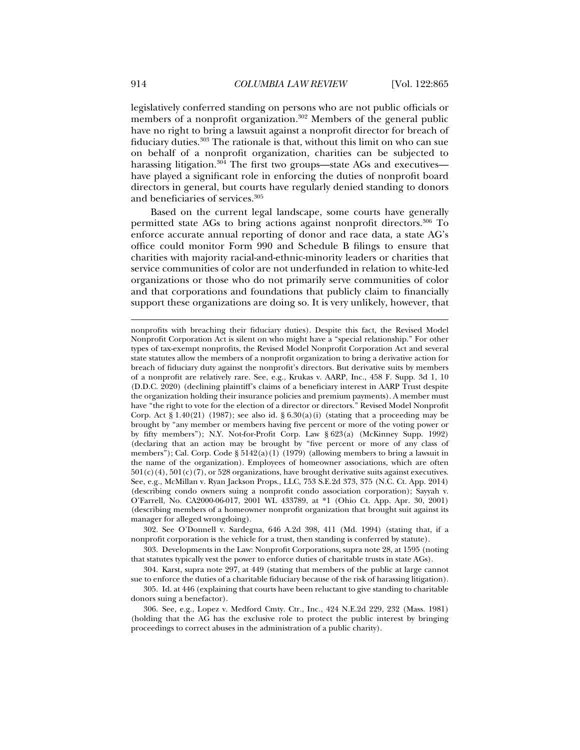legislatively conferred standing on persons who are not public officials or members of a nonprofit organization.[302] Members of the general public have no right to bring a lawsuit against a nonprofit director for breach of fiduciary duties.[303] The rationale is that, without this limit on who can sue on behalf of a nonprofit organization, charities can be subjected to harassing litigation.[304] The first two groups—state AGs and executives—have played a significant role in enforcing the duties of nonprofit board directors in general, but courts have regularly denied standing to donors and beneficiaries of services.[305]

Based on the current legal landscape, some courts have generally permitted state AGs to bring actions against nonprofit directors.[306] To enforce accurate annual reporting of donor and race data, a state AG's office could monitor Form 990 and Schedule B filings to ensure that charities with majority racial-and-ethnic-minority leaders or charities that service communities of color are not underfunded in relation to white-led organizations or those who do not primarily serve communities of color and that corporations and foundations that publicly claim to financially support these organizations are doing so. It is very unlikely, however, that

---

nonprofits with breaching their fiduciary duties). Despite this fact, the Revised Model Nonprofit Corporation Act is silent on who might have a "special relationship." For other types of tax-exempt nonprofits, the Revised Model Nonprofit Corporation Act and several state statutes allow the members of a nonprofit organization to bring a derivative action for breach of fiduciary duty against the nonprofit's directors. But derivative suits by members of a nonprofit are relatively rare. See, e.g., Krukas v. AARP, Inc., 458 F. Supp. 3d 1, 10 (D.D.C. 2020) (declining plaintiff's claims of a beneficiary interest in AARP Trust despite the organization holding their insurance policies and premium payments). A member must have "the right to vote for the election of a director or directors." Revised Model Nonprofit Corp. Act § 1.40(21) (1987); see also id. § 6.30(a)(i) (stating that a proceeding may be brought by "any member or members having five percent or more of the voting power or by fifty members"); N.Y. Not-for-Profit Corp. Law § 623(a) (McKinney Supp. 1992) (declaring that an action may be brought by "five percent or more of any class of members"); Cal. Corp. Code § 5142(a)(1) (1979) (allowing members to bring a lawsuit in the name of the organization). Employees of homeowner associations, which are often 501(c)(4), 501(c)(7), or 528 organizations, have brought derivative suits against executives. See, e.g., McMillan v. Ryan Jackson Props., LLC, 753 S.E.2d 373, 375 (N.C. Ct. App. 2014) (describing condo owners suing a nonprofit condo association corporation); Sayyah v. O'Farrell, No. CA2000-06-017, 2001 WL 433789, at *1 (Ohio Ct. App. Apr. 30, 2001) (describing members of a homeowner nonprofit organization that brought suit against its manager for alleged wrongdoing).

302. See O'Donnell v. Sardegna, 646 A.2d 398, 411 (Md. 1994) (stating that, if a nonprofit corporation is the vehicle for a trust, then standing is conferred by statute).

303. Developments in the Law: Nonprofit Corporations, supra note 28, at 1595 (noting that statutes typically vest the power to enforce duties of charitable trusts in state AGs).

304. Karst, supra note 297, at 449 (stating that members of the public at large cannot sue to enforce the duties of a charitable fiduciary because of the risk of harassing litigation).

305. Id. at 446 (explaining that courts have been reluctant to give standing to charitable donors suing a benefactor).

306. See, e.g., Lopez v. Medford Cmty. Ctr., Inc., 424 N.E.2d 229, 232 (Mass. 1981) (holding that the AG has the exclusive role to protect the public interest by bringing proceedings to correct abuses in the administration of a public charity).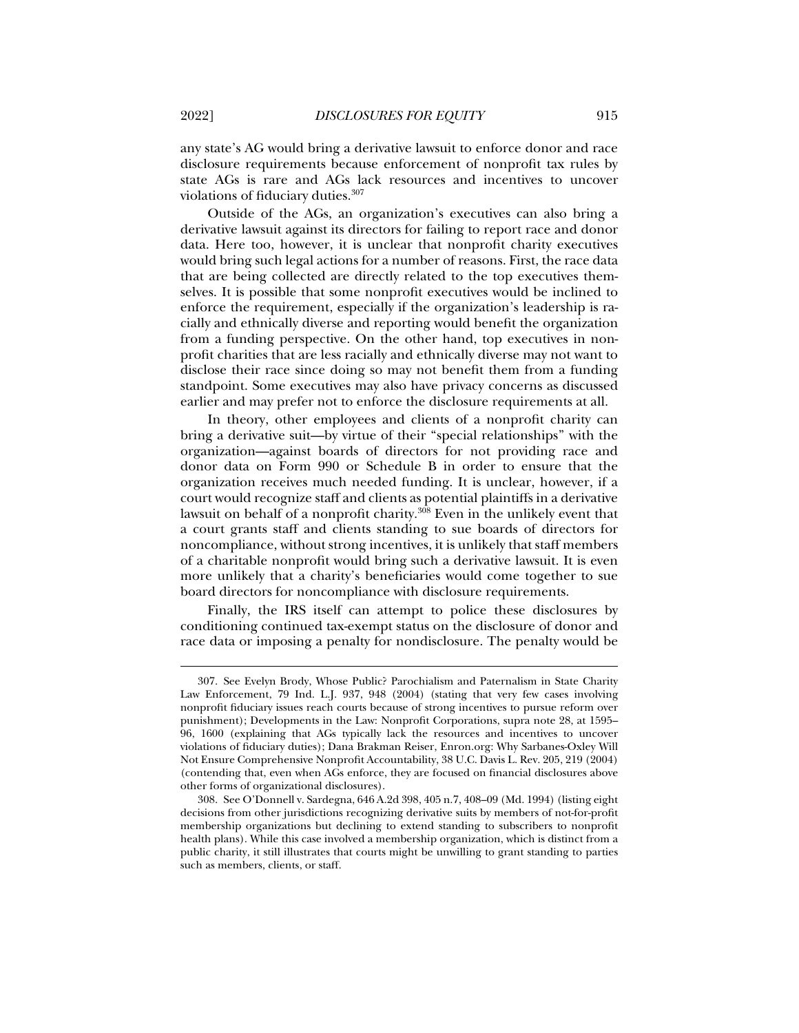any state's AG would bring a derivative lawsuit to enforce donor and race disclosure requirements because enforcement of nonprofit tax rules by state AGs is rare and AGs lack resources and incentives to uncover violations of fiduciary duties.[307]

Outside of the AGs, an organization's executives can also bring a derivative lawsuit against its directors for failing to report race and donor data. Here too, however, it is unclear that nonprofit charity executives would bring such legal actions for a number of reasons. First, the race data that are being collected are directly related to the top executives themselves. It is possible that some nonprofit executives would be inclined to enforce the requirement, especially if the organization's leadership is racially and ethnically diverse and reporting would benefit the organization from a funding perspective. On the other hand, top executives in nonprofit charities that are less racially and ethnically diverse may not want to disclose their race since doing so may not benefit them from a funding standpoint. Some executives may also have privacy concerns as discussed earlier and may prefer not to enforce the disclosure requirements at all.

In theory, other employees and clients of a nonprofit charity can bring a derivative suit—by virtue of their "special relationships" with the organization—against boards of directors for not providing race and donor data on Form 990 or Schedule B in order to ensure that the organization receives much needed funding. It is unclear, however, if a court would recognize staff and clients as potential plaintiffs in a derivative lawsuit on behalf of a nonprofit charity.[308] Even in the unlikely event that a court grants staff and clients standing to sue boards of directors for noncompliance, without strong incentives, it is unlikely that staff members of a charitable nonprofit would bring such a derivative lawsuit. It is even more unlikely that a charity's beneficiaries would come together to sue board directors for noncompliance with disclosure requirements.

Finally, the IRS itself can attempt to police these disclosures by conditioning continued tax-exempt status on the disclosure of donor and race data or imposing a penalty for nondisclosure. The penalty would be

---

307. See Evelyn Brody, Whose Public? Parochialism and Paternalism in State Charity Law Enforcement, 79 Ind. L.J. 937, 948 (2004) (stating that very few cases involving nonprofit fiduciary issues reach courts because of strong incentives to pursue reform over punishment); Developments in the Law: Nonprofit Corporations, supra note 28, at 1595–96, 1600 (explaining that AGs typically lack the resources and incentives to uncover violations of fiduciary duties); Dana Brakman Reiser, Enron.org: Why Sarbanes-Oxley Will Not Ensure Comprehensive Nonprofit Accountability, 38 U.C. Davis L. Rev. 205, 219 (2004) (contending that, even when AGs enforce, they are focused on financial disclosures above other forms of organizational disclosures).

308. See O'Donnell v. Sardegna, 646 A.2d 398, 405 n.7, 408–09 (Md. 1994) (listing eight decisions from other jurisdictions recognizing derivative suits by members of not-for-profit membership organizations but declining to extend standing to subscribers to nonprofit health plans). While this case involved a membership organization, which is distinct from a public charity, it still illustrates that courts might be unwilling to grant standing to parties such as members, clients, or staff.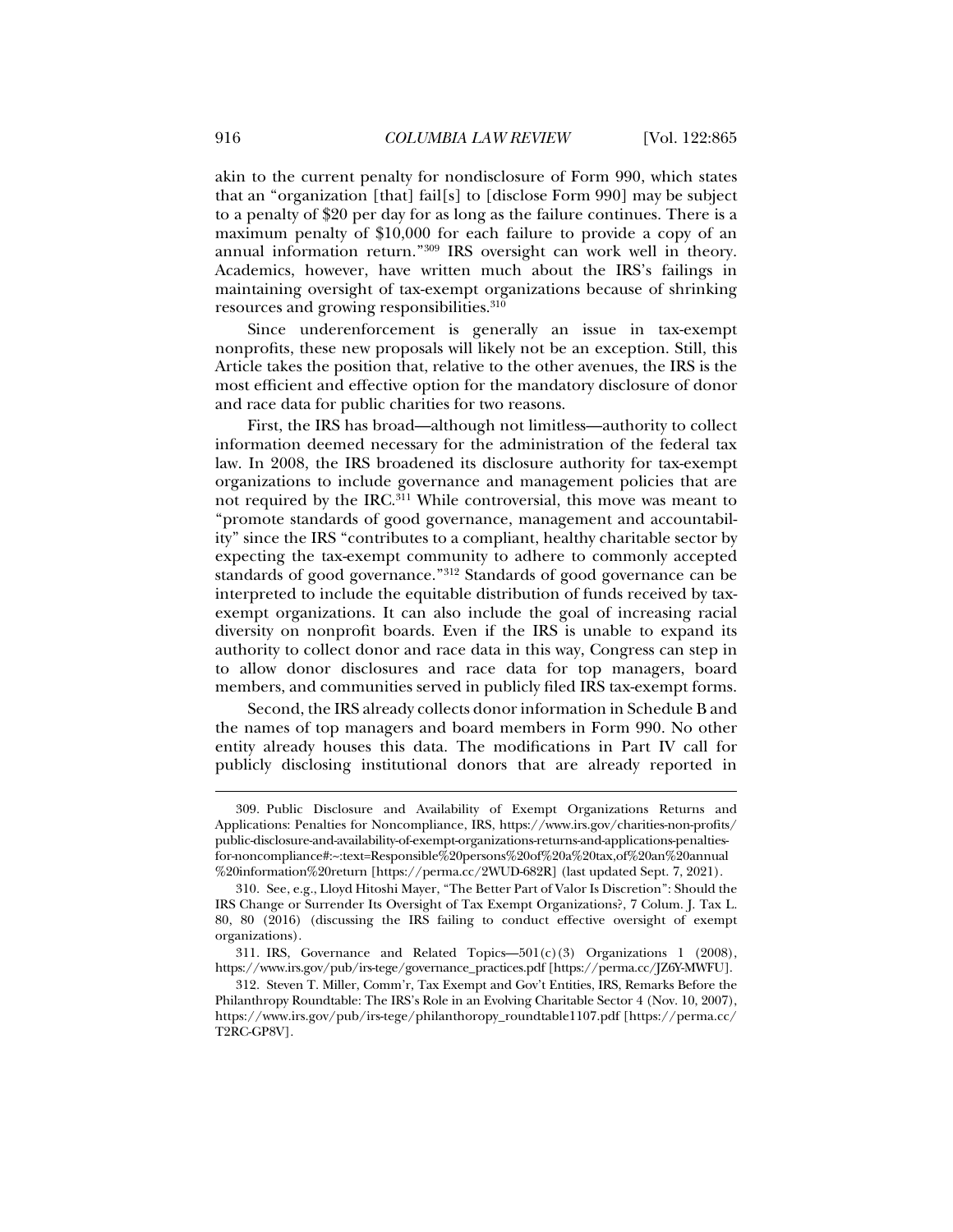akin to the current penalty for nondisclosure of Form 990, which states that an "organization [that] fail[s] to [disclose Form 990] may be subject to a penalty of $20 per day for as long as the failure continues. There is a maximum penalty of $10,000 for each failure to provide a copy of an annual information return."[309] IRS oversight can work well in theory. Academics, however, have written much about the IRS's failings in maintaining oversight of tax-exempt organizations because of shrinking resources and growing responsibilities.[310]

Since underenforcement is generally an issue in tax-exempt nonprofits, these new proposals will likely not be an exception. Still, this Article takes the position that, relative to the other avenues, the IRS is the most efficient and effective option for the mandatory disclosure of donor and race data for public charities for two reasons.

First, the IRS has broad—although not limitless—authority to collect information deemed necessary for the administration of the federal tax law. In 2008, the IRS broadened its disclosure authority for tax-exempt organizations to include governance and management policies that are not required by the IRC.[311] While controversial, this move was meant to "promote standards of good governance, management and accountability" since the IRS "contributes to a compliant, healthy charitable sector by expecting the tax-exempt community to adhere to commonly accepted standards of good governance."[312] Standards of good governance can be interpreted to include the equitable distribution of funds received by tax-exempt organizations. It can also include the goal of increasing racial diversity on nonprofit boards. Even if the IRS is unable to expand its authority to collect donor and race data in this way, Congress can step in to allow donor disclosures and race data for top managers, board members, and communities served in publicly filed IRS tax-exempt forms.

Second, the IRS already collects donor information in Schedule B and the names of top managers and board members in Form 990. No other entity already houses this data. The modifications in Part IV call for publicly disclosing institutional donors that are already reported in

---

309. Public Disclosure and Availability of Exempt Organizations Returns and Applications: Penalties for Noncompliance, IRS, https://www.irs.gov/charities-non-profits/public-disclosure-and-availability-of-exempt-organizations-returns-and-applications-penalties-for-noncompliance#:~:text=Responsible%20persons%20of%20a%20tax,of%20an%20annual%20information%20return [https://perma.cc/2WUD-682R] (last updated Sept. 7, 2021).

310. See, e.g., Lloyd Hitoshi Mayer, "The Better Part of Valor Is Discretion": Should the IRS Change or Surrender Its Oversight of Tax Exempt Organizations?, 7 Colum. J. Tax L. 80, 80 (2016) (discussing the IRS failing to conduct effective oversight of exempt organizations).

311. IRS, Governance and Related Topics—501(c)(3) Organizations 1 (2008), https://www.irs.gov/pub/irs-tege/governance_practices.pdf [https://perma.cc/JZ6Y-MWFU].

312. Steven T. Miller, Comm'r, Tax Exempt and Gov't Entities, IRS, Remarks Before the Philanthropy Roundtable: The IRS's Role in an Evolving Charitable Sector 4 (Nov. 10, 2007), https://www.irs.gov/pub/irs-tege/philanthoropy_roundtable1107.pdf [https://perma.cc/T2RC-GP8V].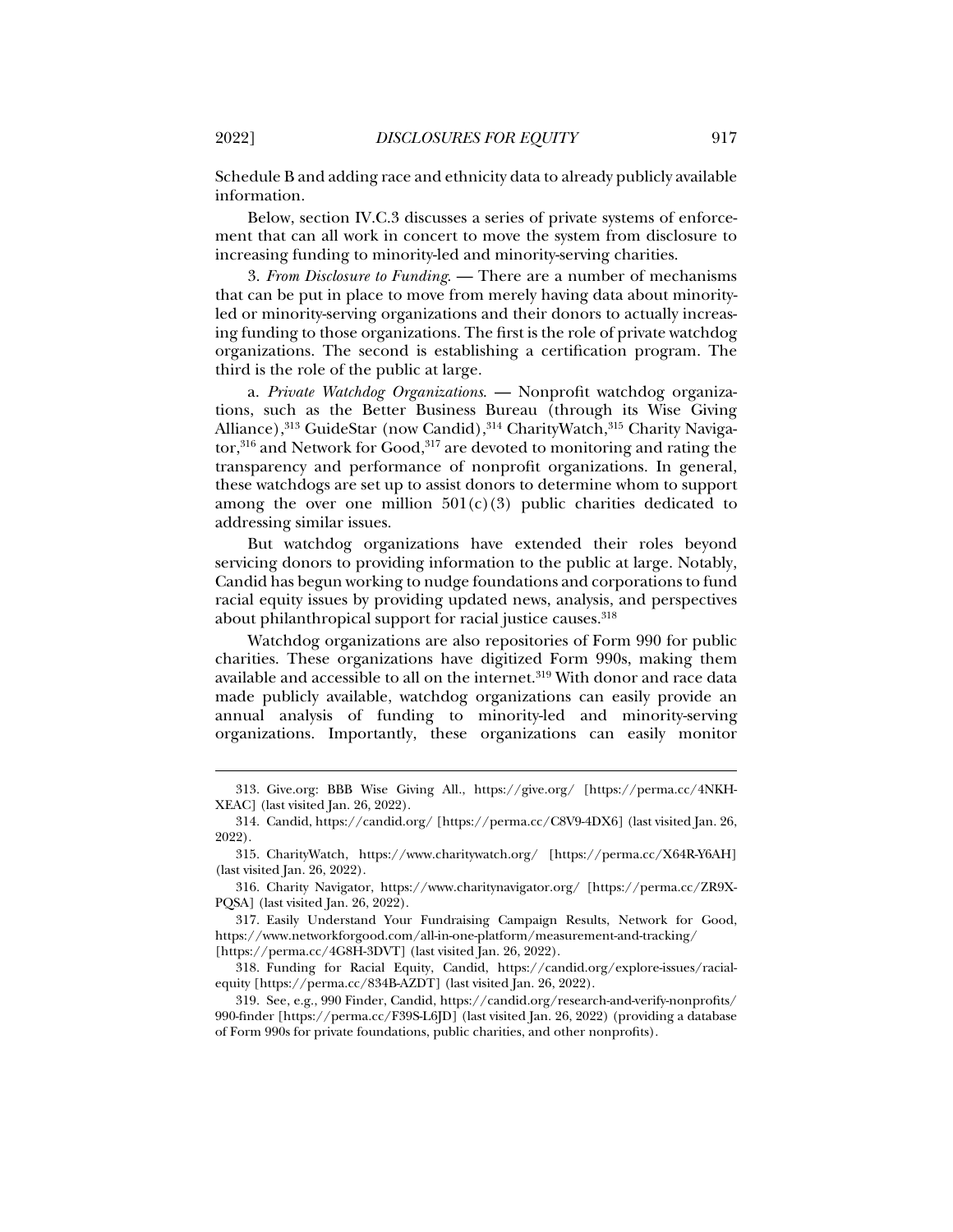Schedule B and adding race and ethnicity data to already publicly available information.

Below, section IV.C.3 discusses a series of private systems of enforcement that can all work in concert to move the system from disclosure to increasing funding to minority-led and minority-serving charities.

3. *From Disclosure to Funding*. — There are a number of mechanisms that can be put in place to move from merely having data about minority-led or minority-serving organizations and their donors to actually increasing funding to those organizations. The first is the role of private watchdog organizations. The second is establishing a certification program. The third is the role of the public at large.

a. *Private Watchdog Organizations*. — Nonprofit watchdog organizations, such as the Better Business Bureau (through its Wise Giving Alliance),[313] GuideStar (now Candid),[314] CharityWatch,[315] Charity Navigator,[316] and Network for Good,[317] are devoted to monitoring and rating the transparency and performance of nonprofit organizations. In general, these watchdogs are set up to assist donors to determine whom to support among the over one million 501(c)(3) public charities dedicated to addressing similar issues.

But watchdog organizations have extended their roles beyond servicing donors to providing information to the public at large. Notably, Candid has begun working to nudge foundations and corporations to fund racial equity issues by providing updated news, analysis, and perspectives about philanthropical support for racial justice causes.[318]

Watchdog organizations are also repositories of Form 990 for public charities. These organizations have digitized Form 990s, making them available and accessible to all on the internet.[319] With donor and race data made publicly available, watchdog organizations can easily provide an annual analysis of funding to minority-led and minority-serving organizations. Importantly, these organizations can easily monitor

313. Give.org: BBB Wise Giving All., https://give.org/ [https://perma.cc/4NKH-XEAC] (last visited Jan. 26, 2022).

314. Candid, https://candid.org/ [https://perma.cc/C8V9-4DX6] (last visited Jan. 26, 2022).

315. CharityWatch, https://www.charitywatch.org/ [https://perma.cc/X64R-Y6AH] (last visited Jan. 26, 2022).

316. Charity Navigator, https://www.charitynavigator.org/ [https://perma.cc/ZR9X-PQSA] (last visited Jan. 26, 2022).

317. Easily Understand Your Fundraising Campaign Results, Network for Good, https://www.networkforgood.com/all-in-one-platform/measurement-and-tracking/ [https://perma.cc/4G8H-3DVT] (last visited Jan. 26, 2022).

318. Funding for Racial Equity, Candid, https://candid.org/explore-issues/racial-equity [https://perma.cc/834B-AZDT] (last visited Jan. 26, 2022).

319. See, e.g., 990 Finder, Candid, https://candid.org/research-and-verify-nonprofits/990-finder [https://perma.cc/F39S-L6JD] (last visited Jan. 26, 2022) (providing a database of Form 990s for private foundations, public charities, and other nonprofits).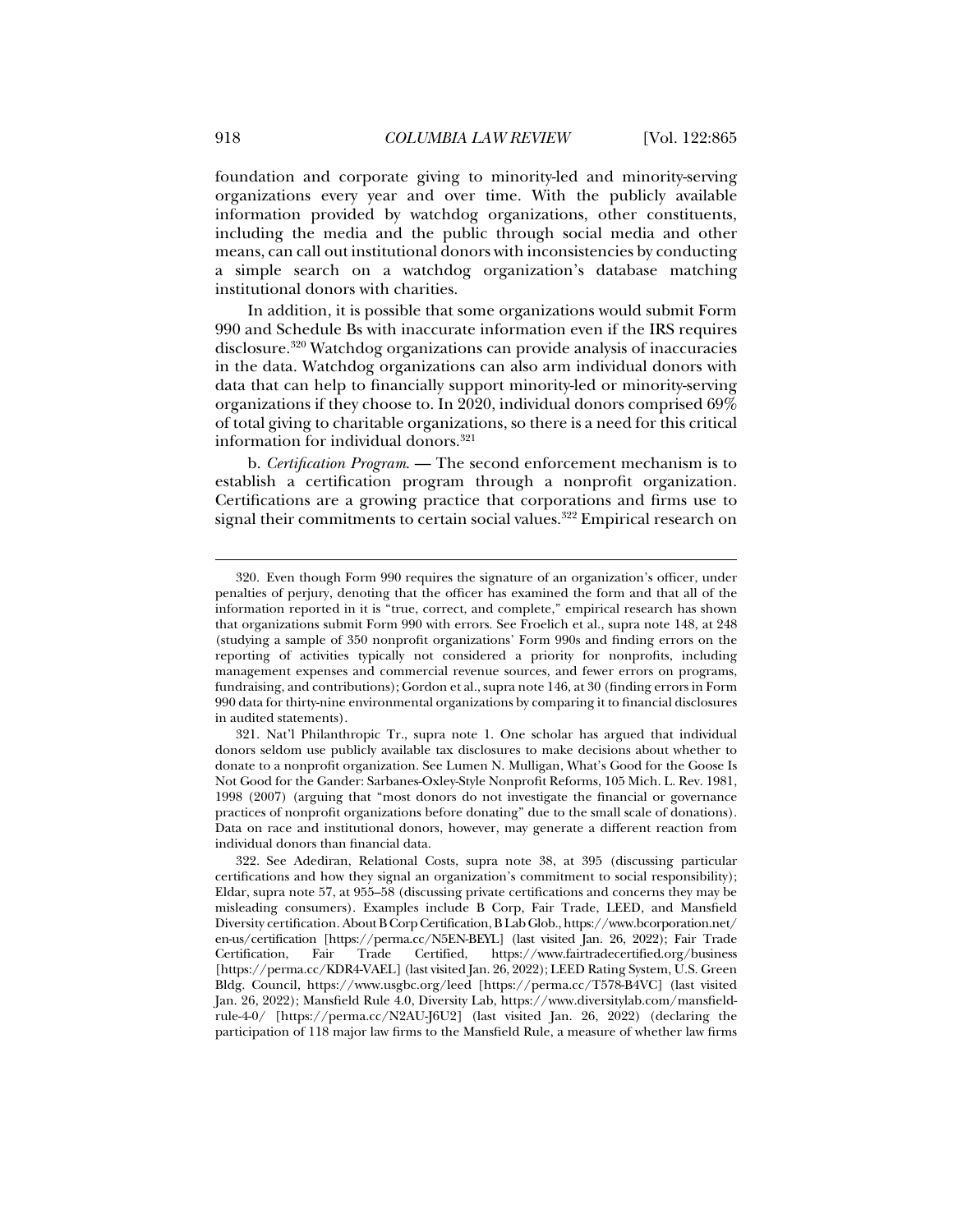foundation and corporate giving to minority-led and minority-serving organizations every year and over time. With the publicly available information provided by watchdog organizations, other constituents, including the media and the public through social media and other means, can call out institutional donors with inconsistencies by conducting a simple search on a watchdog organization's database matching institutional donors with charities.

In addition, it is possible that some organizations would submit Form 990 and Schedule Bs with inaccurate information even if the IRS requires disclosure.[320] Watchdog organizations can provide analysis of inaccuracies in the data. Watchdog organizations can also arm individual donors with data that can help to financially support minority-led or minority-serving organizations if they choose to. In 2020, individual donors comprised 69% of total giving to charitable organizations, so there is a need for this critical information for individual donors.[321]

b. *Certification Program.* — The second enforcement mechanism is to establish a certification program through a nonprofit organization. Certifications are a growing practice that corporations and firms use to signal their commitments to certain social values.[322] Empirical research on

---

320. Even though Form 990 requires the signature of an organization's officer, under penalties of perjury, denoting that the officer has examined the form and that all of the information reported in it is "true, correct, and complete," empirical research has shown that organizations submit Form 990 with errors. See Froelich et al., supra note 148, at 248 (studying a sample of 350 nonprofit organizations' Form 990s and finding errors on the reporting of activities typically not considered a priority for nonprofits, including management expenses and commercial revenue sources, and fewer errors on programs, fundraising, and contributions); Gordon et al., supra note 146, at 30 (finding errors in Form 990 data for thirty-nine environmental organizations by comparing it to financial disclosures in audited statements).

321. Nat'l Philanthropic Tr., supra note 1. One scholar has argued that individual donors seldom use publicly available tax disclosures to make decisions about whether to donate to a nonprofit organization. See Lumen N. Mulligan, What's Good for the Goose Is Not Good for the Gander: Sarbanes-Oxley-Style Nonprofit Reforms, 105 Mich. L. Rev. 1981, 1998 (2007) (arguing that "most donors do not investigate the financial or governance practices of nonprofit organizations before donating" due to the small scale of donations). Data on race and institutional donors, however, may generate a different reaction from individual donors than financial data.

322. See Adediran, Relational Costs, supra note 38, at 395 (discussing particular certifications and how they signal an organization's commitment to social responsibility); Eldar, supra note 57, at 955–58 (discussing private certifications and concerns they may be misleading consumers). Examples include B Corp, Fair Trade, LEED, and Mansfield Diversity certification. About B Corp Certification, B Lab Glob., https://www.bcorporation.net/en-us/certification [https://perma.cc/N5EN-BEYL] (last visited Jan. 26, 2022); Fair Trade Certification, Fair Trade Certified, https://www.fairtradecertified.org/business [https://perma.cc/KDR4-VAEL] (last visited Jan. 26, 2022); LEED Rating System, U.S. Green Bldg. Council, https://www.usgbc.org/leed [https://perma.cc/T578-B4VC] (last visited Jan. 26, 2022); Mansfield Rule 4.0, Diversity Lab, https://www.diversitylab.com/mansfield-rule-4-0/ [https://perma.cc/N2AU-J6U2] (last visited Jan. 26, 2022) (declaring the participation of 118 major law firms to the Mansfield Rule, a measure of whether law firms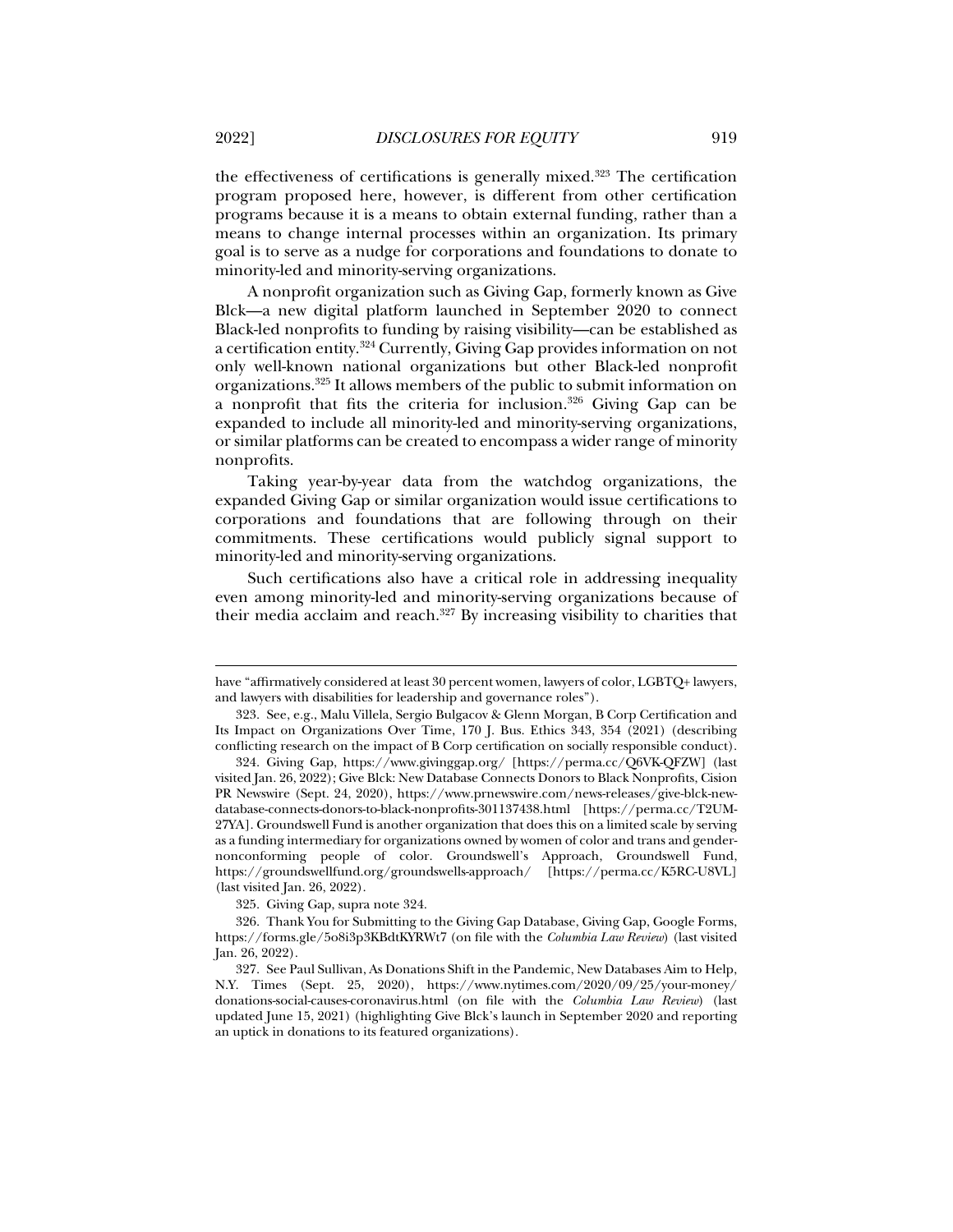the effectiveness of certifications is generally mixed.[323] The certification program proposed here, however, is different from other certification programs because it is a means to obtain external funding, rather than a means to change internal processes within an organization. Its primary goal is to serve as a nudge for corporations and foundations to donate to minority-led and minority-serving organizations.

A nonprofit organization such as Giving Gap, formerly known as Give Blck—a new digital platform launched in September 2020 to connect Black-led nonprofits to funding by raising visibility—can be established as a certification entity.[324] Currently, Giving Gap provides information on not only well-known national organizations but other Black-led nonprofit organizations.[325] It allows members of the public to submit information on a nonprofit that fits the criteria for inclusion.[326] Giving Gap can be expanded to include all minority-led and minority-serving organizations, or similar platforms can be created to encompass a wider range of minority nonprofits.

Taking year-by-year data from the watchdog organizations, the expanded Giving Gap or similar organization would issue certifications to corporations and foundations that are following through on their commitments. These certifications would publicly signal support to minority-led and minority-serving organizations.

Such certifications also have a critical role in addressing inequality even among minority-led and minority-serving organizations because of their media acclaim and reach.[327] By increasing visibility to charities that

---

have "affirmatively considered at least 30 percent women, lawyers of color, LGBTQ+ lawyers, and lawyers with disabilities for leadership and governance roles").

323. See, e.g., Malu Villela, Sergio Bulgacov & Glenn Morgan, B Corp Certification and Its Impact on Organizations Over Time, 170 J. Bus. Ethics 343, 354 (2021) (describing conflicting research on the impact of B Corp certification on socially responsible conduct).

324. Giving Gap, https://www.givinggap.org/ [https://perma.cc/Q6VK-QFZW] (last visited Jan. 26, 2022); Give Blck: New Database Connects Donors to Black Nonprofits, Cision PR Newswire (Sept. 24, 2020), https://www.prnewswire.com/news-releases/give-blck-new-database-connects-donors-to-black-nonprofits-301137438.html [https://perma.cc/T2UM-27YA]. Groundswell Fund is another organization that does this on a limited scale by serving as a funding intermediary for organizations owned by women of color and trans and gender-nonconforming people of color. Groundswell's Approach, Groundswell Fund, https://groundswellfund.org/groundswells-approach/ [https://perma.cc/K5RC-U8VL] (last visited Jan. 26, 2022).

325. Giving Gap, supra note 324.

326. Thank You for Submitting to the Giving Gap Database, Giving Gap, Google Forms, https://forms.gle/5o8i3p3KBdtKYRWt7 (on file with the *Columbia Law Review*) (last visited Jan. 26, 2022).

327. See Paul Sullivan, As Donations Shift in the Pandemic, New Databases Aim to Help, N.Y. Times (Sept. 25, 2020), https://www.nytimes.com/2020/09/25/your-money/donations-social-causes-coronavirus.html (on file with the *Columbia Law Review*) (last updated June 15, 2021) (highlighting Give Blck's launch in September 2020 and reporting an uptick in donations to its featured organizations).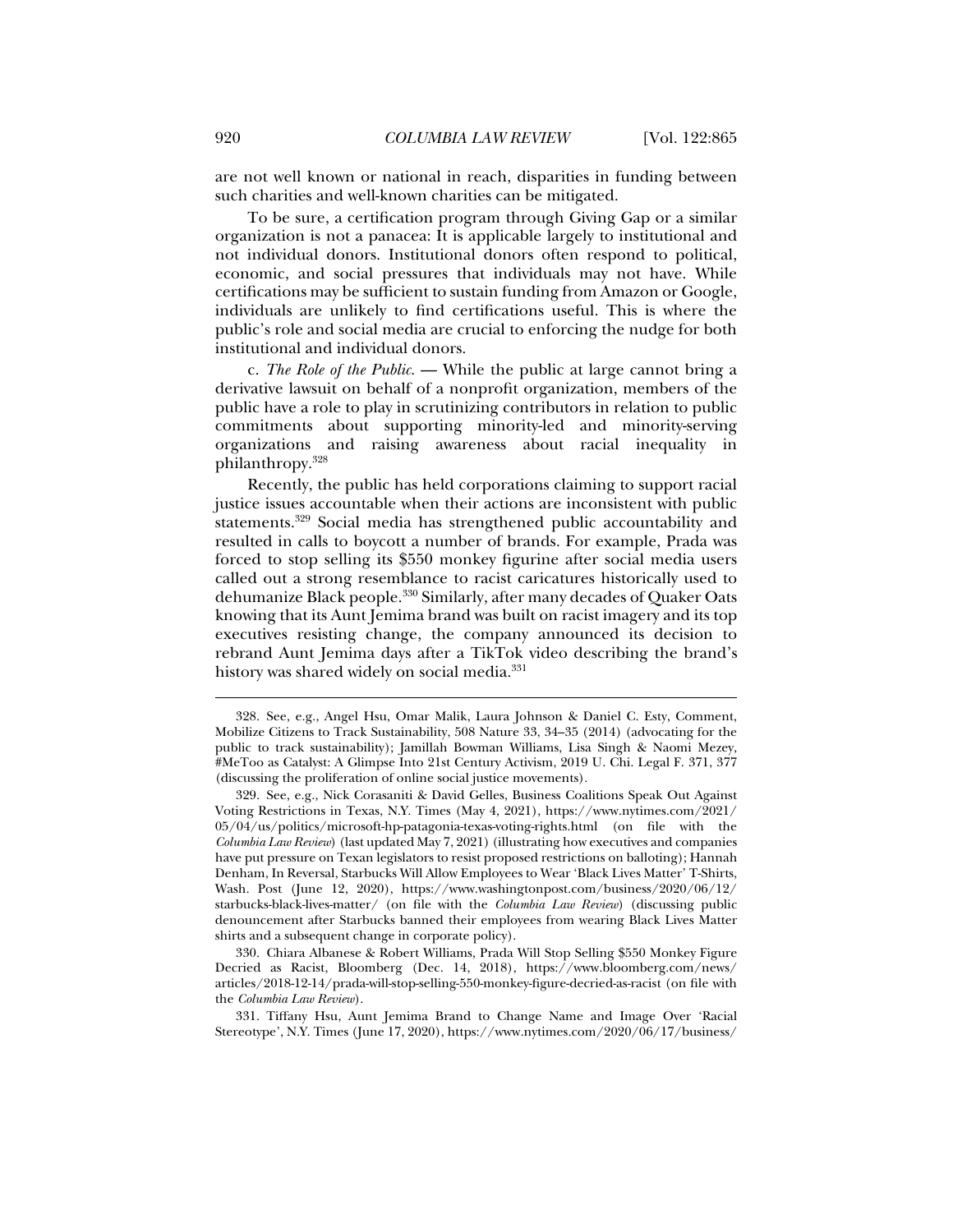are not well known or national in reach, disparities in funding between such charities and well-known charities can be mitigated.

To be sure, a certification program through Giving Gap or a similar organization is not a panacea: It is applicable largely to institutional and not individual donors. Institutional donors often respond to political, economic, and social pressures that individuals may not have. While certifications may be sufficient to sustain funding from Amazon or Google, individuals are unlikely to find certifications useful. This is where the public's role and social media are crucial to enforcing the nudge for both institutional and individual donors.

c. *The Role of the Public.* — While the public at large cannot bring a derivative lawsuit on behalf of a nonprofit organization, members of the public have a role to play in scrutinizing contributors in relation to public commitments about supporting minority-led and minority-serving organizations and raising awareness about racial inequality in philanthropy.[328]

Recently, the public has held corporations claiming to support racial justice issues accountable when their actions are inconsistent with public statements.[329] Social media has strengthened public accountability and resulted in calls to boycott a number of brands. For example, Prada was forced to stop selling its $550 monkey figurine after social media users called out a strong resemblance to racist caricatures historically used to dehumanize Black people.[330] Similarly, after many decades of Quaker Oats knowing that its Aunt Jemima brand was built on racist imagery and its top executives resisting change, the company announced its decision to rebrand Aunt Jemima days after a TikTok video describing the brand's history was shared widely on social media.[331]

---

328. See, e.g., Angel Hsu, Omar Malik, Laura Johnson & Daniel C. Esty, Comment, Mobilize Citizens to Track Sustainability, 508 Nature 33, 34–35 (2014) (advocating for the public to track sustainability); Jamillah Bowman Williams, Lisa Singh & Naomi Mezey, #MeToo as Catalyst: A Glimpse Into 21st Century Activism, 2019 U. Chi. Legal F. 371, 377 (discussing the proliferation of online social justice movements).

329. See, e.g., Nick Corasaniti & David Gelles, Business Coalitions Speak Out Against Voting Restrictions in Texas, N.Y. Times (May 4, 2021), https://www.nytimes.com/2021/05/04/us/politics/microsoft-hp-patagonia-texas-voting-rights.html (on file with the *Columbia Law Review*) (last updated May 7, 2021) (illustrating how executives and companies have put pressure on Texan legislators to resist proposed restrictions on balloting); Hannah Denham, In Reversal, Starbucks Will Allow Employees to Wear 'Black Lives Matter' T-Shirts, Wash. Post (June 12, 2020), https://www.washingtonpost.com/business/2020/06/12/starbucks-black-lives-matter/ (on file with the *Columbia Law Review*) (discussing public denouncement after Starbucks banned their employees from wearing Black Lives Matter shirts and a subsequent change in corporate policy).

330. Chiara Albanese & Robert Williams, Prada Will Stop Selling $550 Monkey Figure Decried as Racist, Bloomberg (Dec. 14, 2018), https://www.bloomberg.com/news/articles/2018-12-14/prada-will-stop-selling-550-monkey-figure-decried-as-racist (on file with the *Columbia Law Review*).

331. Tiffany Hsu, Aunt Jemima Brand to Change Name and Image Over 'Racial Stereotype', N.Y. Times (June 17, 2020), https://www.nytimes.com/2020/06/17/business/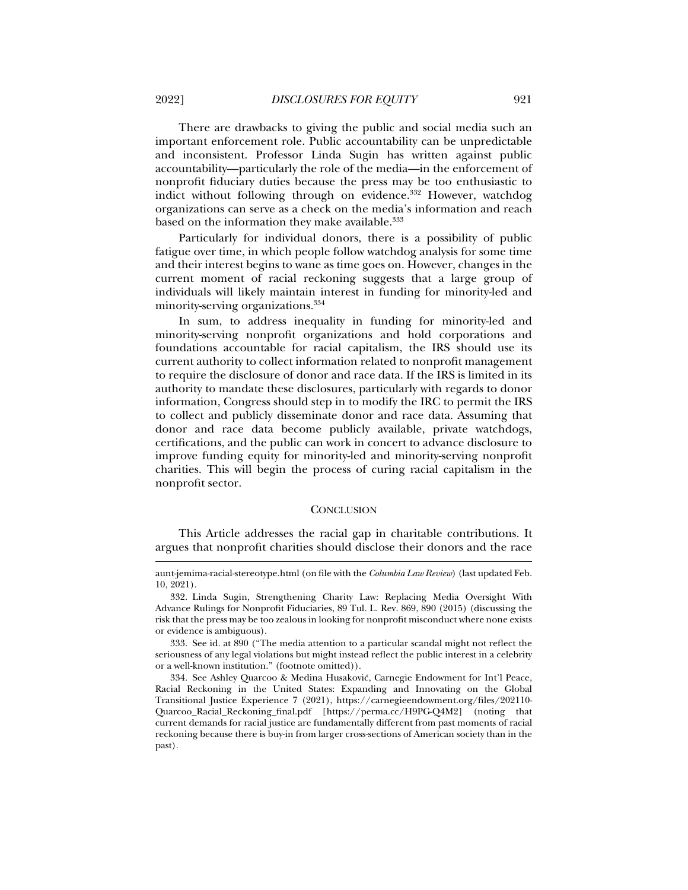There are drawbacks to giving the public and social media such an important enforcement role. Public accountability can be unpredictable and inconsistent. Professor Linda Sugin has written against public accountability—particularly the role of the media—in the enforcement of nonprofit fiduciary duties because the press may be too enthusiastic to indict without following through on evidence.[332] However, watchdog organizations can serve as a check on the media's information and reach based on the information they make available.[333]

Particularly for individual donors, there is a possibility of public fatigue over time, in which people follow watchdog analysis for some time and their interest begins to wane as time goes on. However, changes in the current moment of racial reckoning suggests that a large group of individuals will likely maintain interest in funding for minority-led and minority-serving organizations.[334]

In sum, to address inequality in funding for minority-led and minority-serving nonprofit organizations and hold corporations and foundations accountable for racial capitalism, the IRS should use its current authority to collect information related to nonprofit management to require the disclosure of donor and race data. If the IRS is limited in its authority to mandate these disclosures, particularly with regards to donor information, Congress should step in to modify the IRC to permit the IRS to collect and publicly disseminate donor and race data. Assuming that donor and race data become publicly available, private watchdogs, certifications, and the public can work in concert to advance disclosure to improve funding equity for minority-led and minority-serving nonprofit charities. This will begin the process of curing racial capitalism in the nonprofit sector.

## CONCLUSION

This Article addresses the racial gap in charitable contributions. It argues that nonprofit charities should disclose their donors and the race

---

aunt-jemima-racial-stereotype.html (on file with the *Columbia Law Review*) (last updated Feb. 10, 2021).

332. Linda Sugin, Strengthening Charity Law: Replacing Media Oversight With Advance Rulings for Nonprofit Fiduciaries, 89 Tul. L. Rev. 869, 890 (2015) (discussing the risk that the press may be too zealous in looking for nonprofit misconduct where none exists or evidence is ambiguous).

333. See id. at 890 ("The media attention to a particular scandal might not reflect the seriousness of any legal violations but might instead reflect the public interest in a celebrity or a well-known institution." (footnote omitted)).

334. See Ashley Quarcoo & Medina Husaković, Carnegie Endowment for Int'l Peace, Racial Reckoning in the United States: Expanding and Innovating on the Global Transitional Justice Experience 7 (2021), https://carnegieendowment.org/files/202110-Quarcoo_Racial_Reckoning_final.pdf [https://perma.cc/H9PG-Q4M2] (noting that current demands for racial justice are fundamentally different from past moments of racial reckoning because there is buy-in from larger cross-sections of American society than in the past).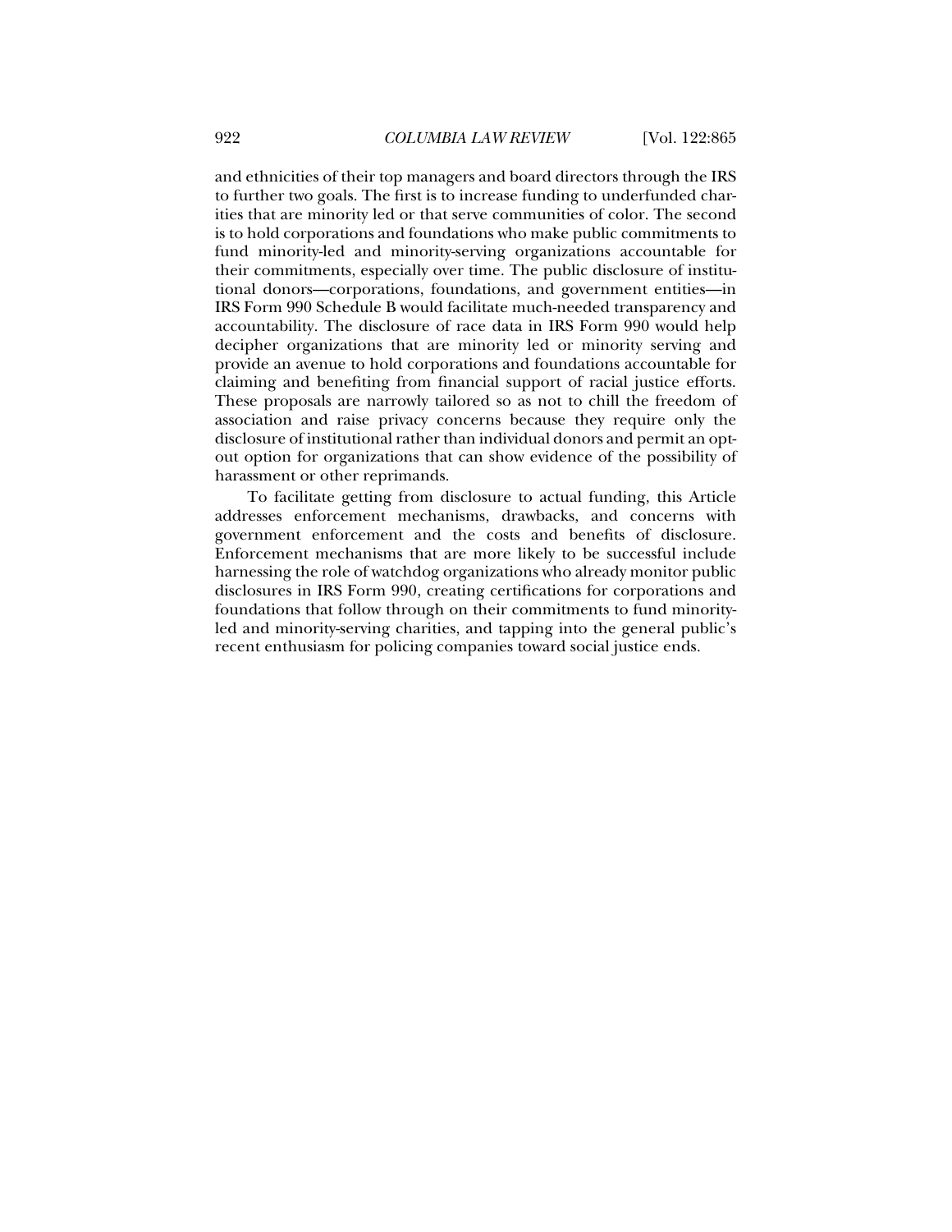and ethnicities of their top managers and board directors through the IRS to further two goals. The first is to increase funding to underfunded charities that are minority led or that serve communities of color. The second is to hold corporations and foundations who make public commitments to fund minority-led and minority-serving organizations accountable for their commitments, especially over time. The public disclosure of institutional donors—corporations, foundations, and government entities—in IRS Form 990 Schedule B would facilitate much-needed transparency and accountability. The disclosure of race data in IRS Form 990 would help decipher organizations that are minority led or minority serving and provide an avenue to hold corporations and foundations accountable for claiming and benefiting from financial support of racial justice efforts. These proposals are narrowly tailored so as not to chill the freedom of association and raise privacy concerns because they require only the disclosure of institutional rather than individual donors and permit an opt-out option for organizations that can show evidence of the possibility of harassment or other reprimands.

To facilitate getting from disclosure to actual funding, this Article addresses enforcement mechanisms, drawbacks, and concerns with government enforcement and the costs and benefits of disclosure. Enforcement mechanisms that are more likely to be successful include harnessing the role of watchdog organizations who already monitor public disclosures in IRS Form 990, creating certifications for corporations and foundations that follow through on their commitments to fund minority-led and minority-serving charities, and tapping into the general public's recent enthusiasm for policing companies toward social justice ends.